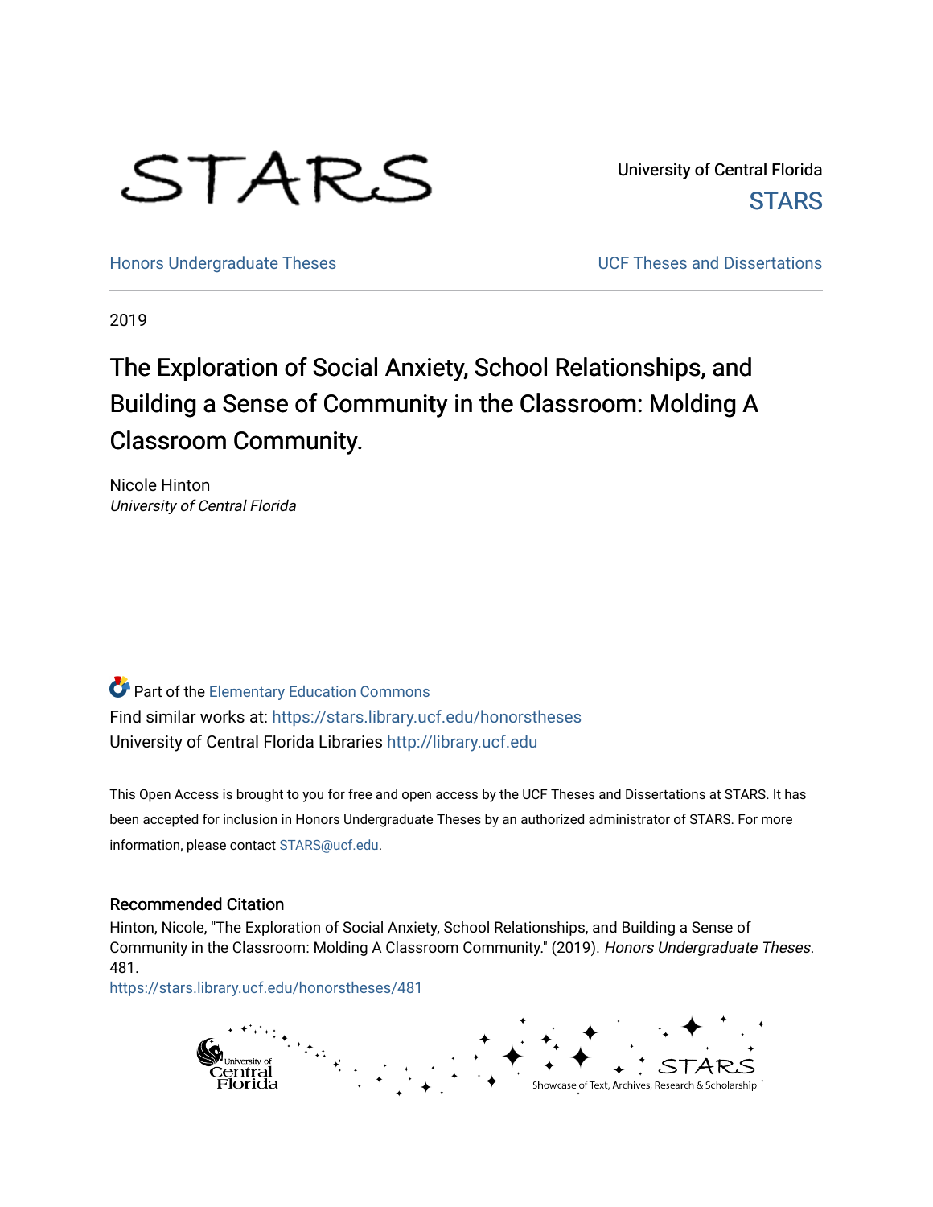STARS

University of Central Florida
STARS

Honors Undergraduate Theses

UCF Theses and Dissertations

2019

# The Exploration of Social Anxiety, School Relationships, and Building a Sense of Community in the Classroom: Molding A Classroom Community.

Nicole Hinton
*University of Central Florida*

Part of the Elementary Education Commons
Find similar works at: https://stars.library.ucf.edu/honorstheses
University of Central Florida Libraries http://library.ucf.edu

This Open Access is brought to you for free and open access by the UCF Theses and Dissertations at STARS. It has been accepted for inclusion in Honors Undergraduate Theses by an authorized administrator of STARS. For more information, please contact STARS@ucf.edu.

## Recommended Citation

Hinton, Nicole, "The Exploration of Social Anxiety, School Relationships, and Building a Sense of Community in the Classroom: Molding A Classroom Community." (2019). *Honors Undergraduate Theses*. 481.
https://stars.library.ucf.edu/honorstheses/481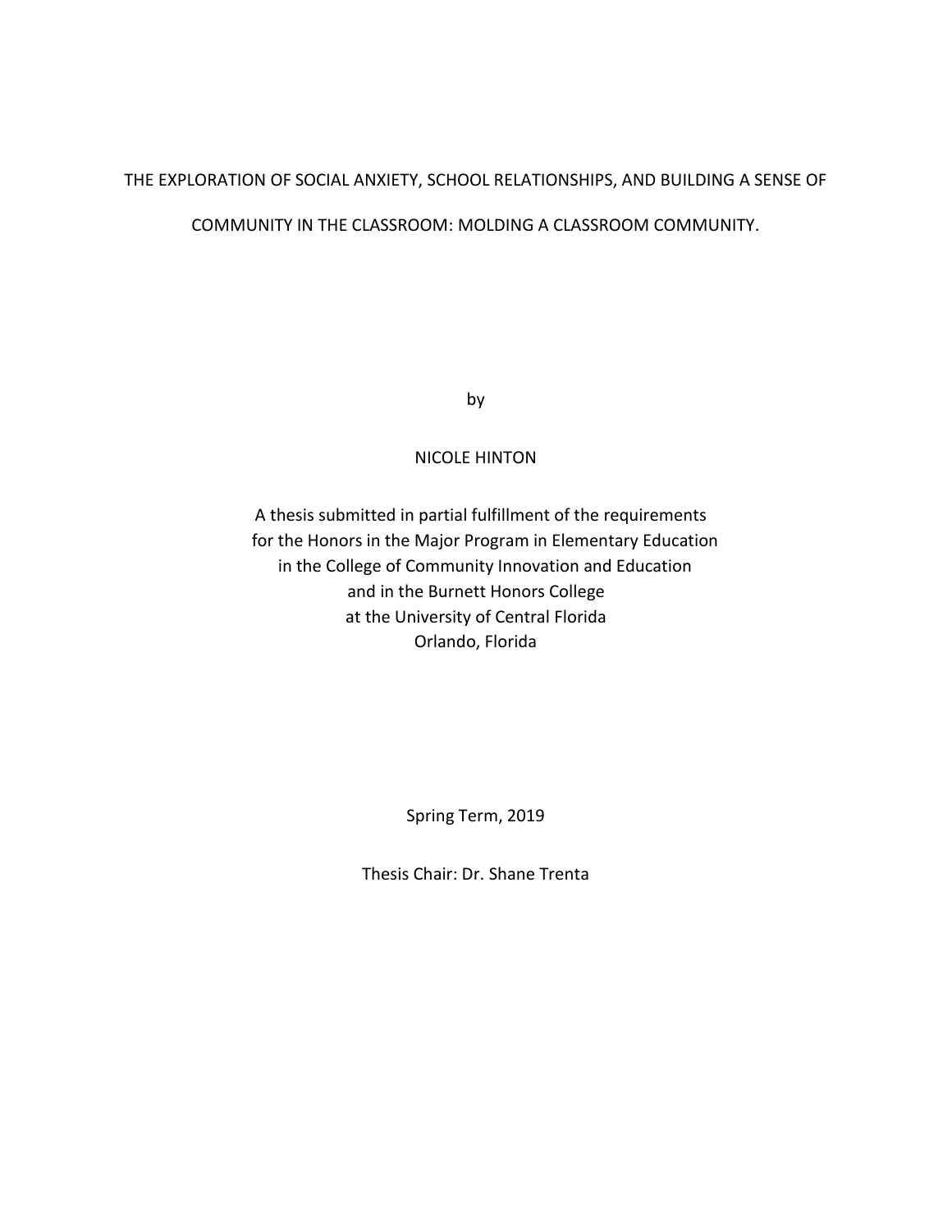# THE EXPLORATION OF SOCIAL ANXIETY, SCHOOL RELATIONSHIPS, AND BUILDING A SENSE OF COMMUNITY IN THE CLASSROOM: MOLDING A CLASSROOM COMMUNITY.

by

NICOLE HINTON

A thesis submitted in partial fulfillment of the requirements
for the Honors in the Major Program in Elementary Education
in the College of Community Innovation and Education
and in the Burnett Honors College
at the University of Central Florida
Orlando, Florida

Spring Term, 2019

Thesis Chair: Dr. Shane Trenta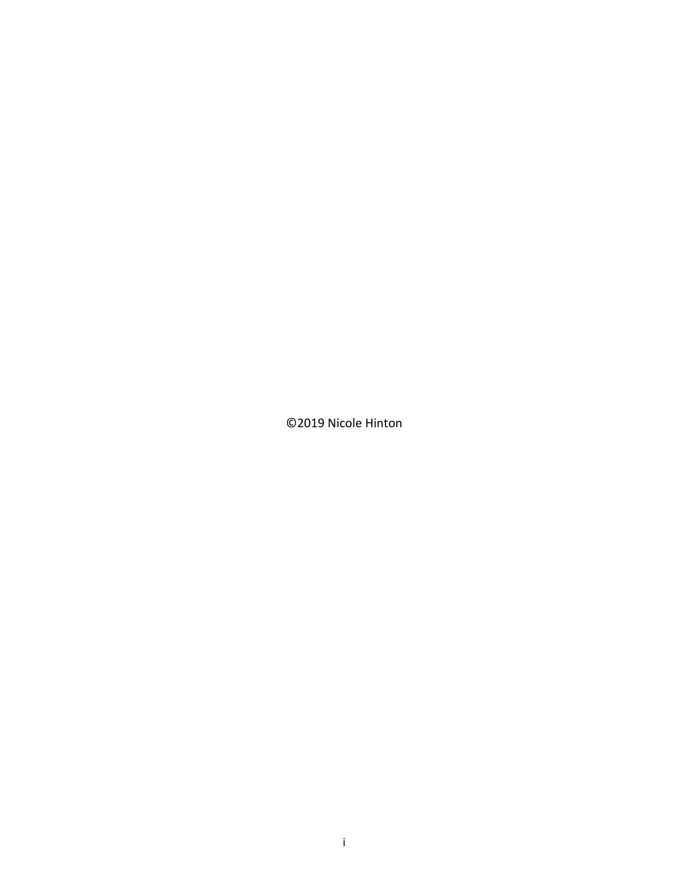©2019 Nicole Hinton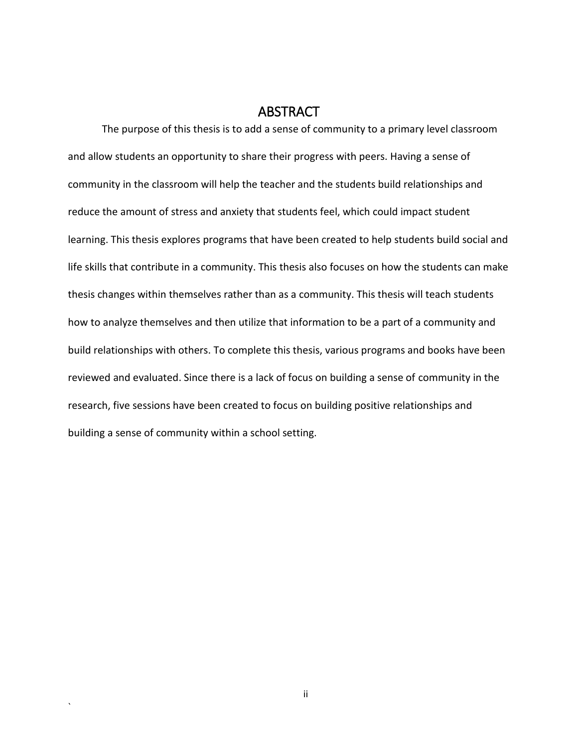# ABSTRACT

The purpose of this thesis is to add a sense of community to a primary level classroom and allow students an opportunity to share their progress with peers. Having a sense of community in the classroom will help the teacher and the students build relationships and reduce the amount of stress and anxiety that students feel, which could impact student learning. This thesis explores programs that have been created to help students build social and life skills that contribute in a community. This thesis also focuses on how the students can make thesis changes within themselves rather than as a community. This thesis will teach students how to analyze themselves and then utilize that information to be a part of a community and build relationships with others. To complete this thesis, various programs and books have been reviewed and evaluated. Since there is a lack of focus on building a sense of community in the research, five sessions have been created to focus on building positive relationships and building a sense of community within a school setting.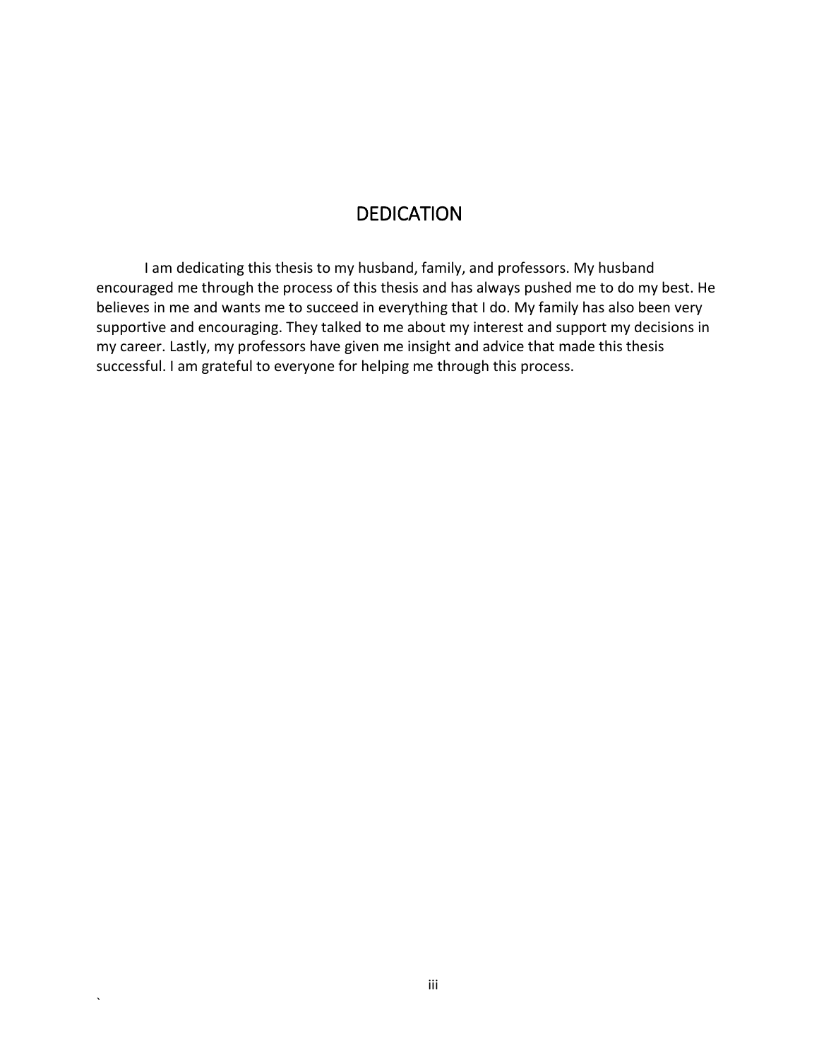# DEDICATION

I am dedicating this thesis to my husband, family, and professors. My husband encouraged me through the process of this thesis and has always pushed me to do my best. He believes in me and wants me to succeed in everything that I do. My family has also been very supportive and encouraging. They talked to me about my interest and support my decisions in my career. Lastly, my professors have given me insight and advice that made this thesis successful. I am grateful to everyone for helping me through this process.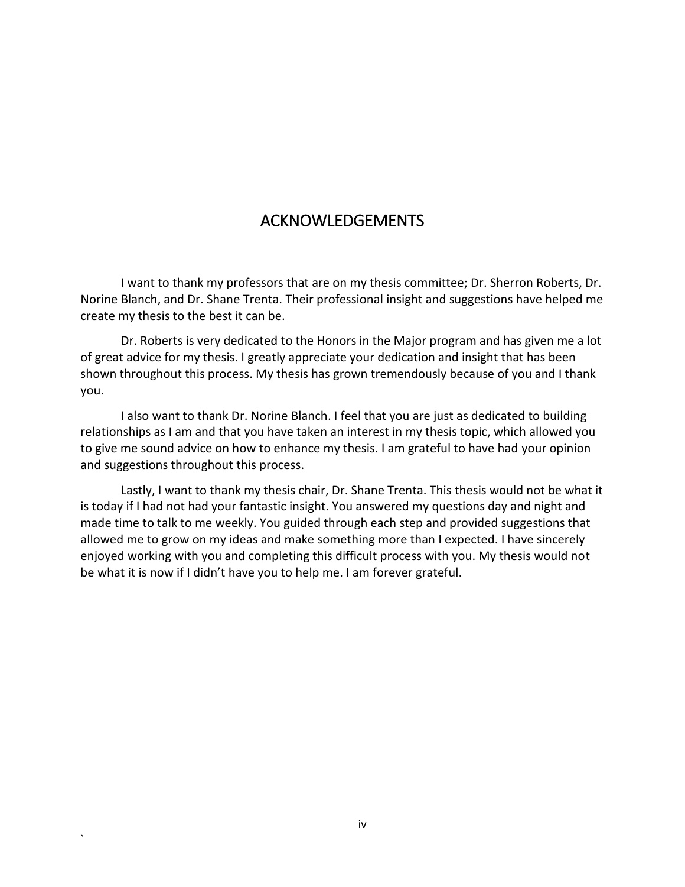# ACKNOWLEDGEMENTS

I want to thank my professors that are on my thesis committee; Dr. Sherron Roberts, Dr. Norine Blanch, and Dr. Shane Trenta. Their professional insight and suggestions have helped me create my thesis to the best it can be.

Dr. Roberts is very dedicated to the Honors in the Major program and has given me a lot of great advice for my thesis. I greatly appreciate your dedication and insight that has been shown throughout this process. My thesis has grown tremendously because of you and I thank you.

I also want to thank Dr. Norine Blanch. I feel that you are just as dedicated to building relationships as I am and that you have taken an interest in my thesis topic, which allowed you to give me sound advice on how to enhance my thesis. I am grateful to have had your opinion and suggestions throughout this process.

Lastly, I want to thank my thesis chair, Dr. Shane Trenta. This thesis would not be what it is today if I had not had your fantastic insight. You answered my questions day and night and made time to talk to me weekly. You guided through each step and provided suggestions that allowed me to grow on my ideas and make something more than I expected. I have sincerely enjoyed working with you and completing this difficult process with you. My thesis would not be what it is now if I didn't have you to help me. I am forever grateful.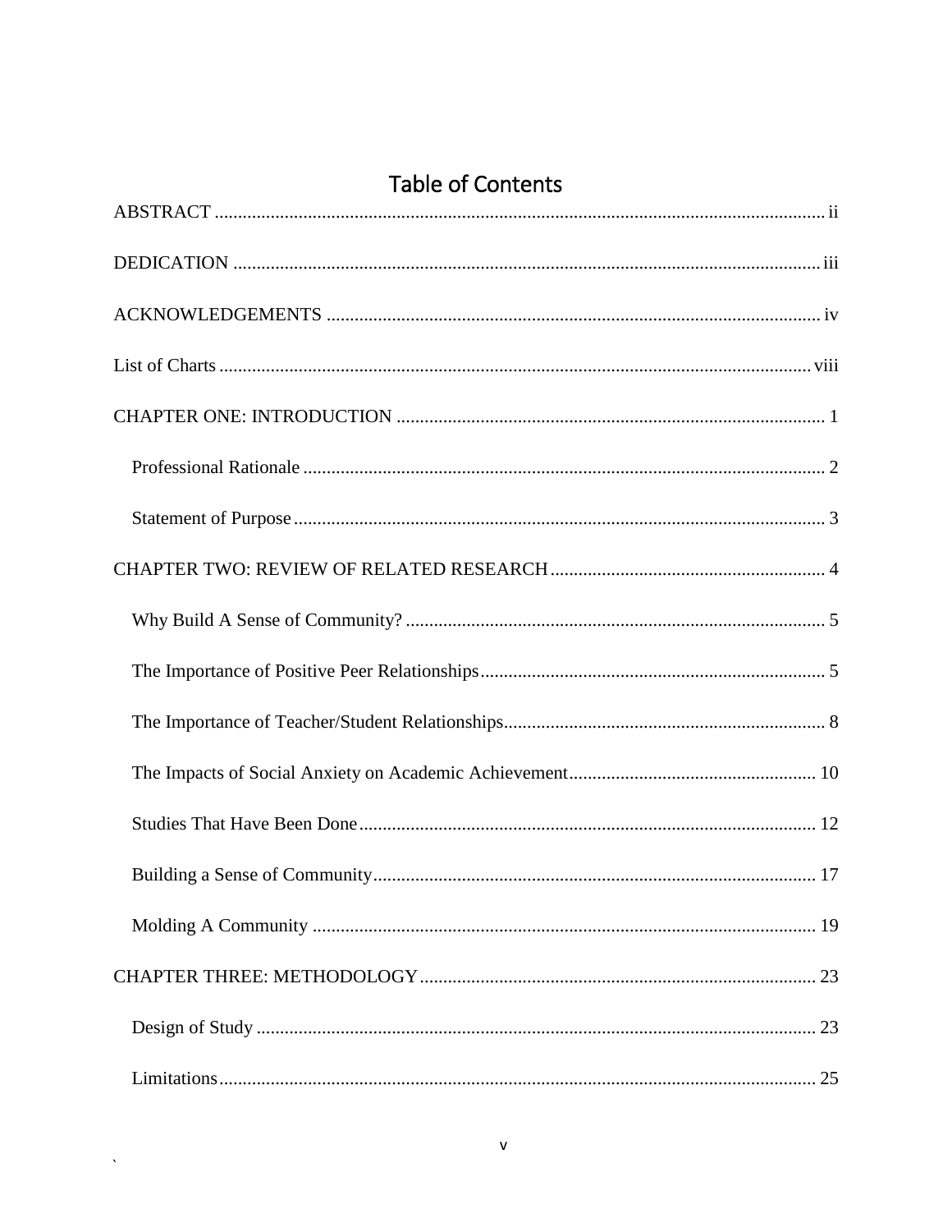# Table of Contents

ABSTRACT ii

DEDICATION iii

ACKNOWLEDGEMENTS iv

List of Charts viii

CHAPTER ONE: INTRODUCTION 1

- Professional Rationale 2
- Statement of Purpose 3

CHAPTER TWO: REVIEW OF RELATED RESEARCH 4

- Why Build A Sense of Community? 5
- The Importance of Positive Peer Relationships 5
- The Importance of Teacher/Student Relationships 8
- The Impacts of Social Anxiety on Academic Achievement 10
- Studies That Have Been Done 12
- Building a Sense of Community 17
- Molding A Community 19

CHAPTER THREE: METHODOLOGY 23

- Design of Study 23
- Limitations 25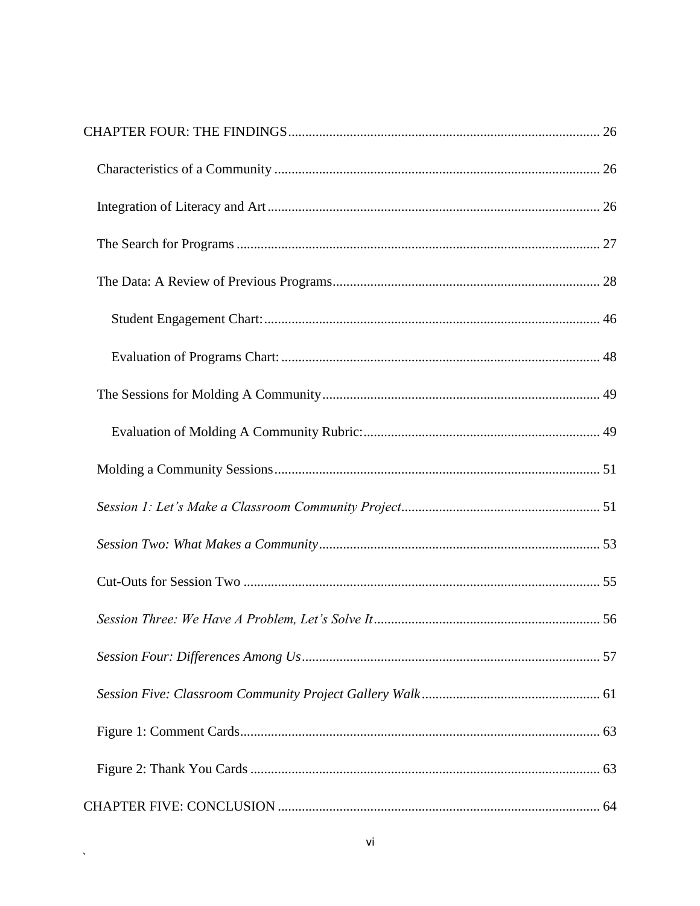CHAPTER FOUR: THE FINDINGS .......... 26

Characteristics of a Community .......... 26

Integration of Literacy and Art .......... 26

The Search for Programs .......... 27

The Data: A Review of Previous Programs .......... 28

Student Engagement Chart: .......... 46

Evaluation of Programs Chart: .......... 48

The Sessions for Molding A Community .......... 49

Evaluation of Molding A Community Rubric: .......... 49

Molding a Community Sessions .......... 51

*Session 1: Let's Make a Classroom Community Project* .......... 51

*Session Two: What Makes a Community* .......... 53

Cut-Outs for Session Two .......... 55

*Session Three: We Have A Problem, Let's Solve It* .......... 56

*Session Four: Differences Among Us* .......... 57

*Session Five: Classroom Community Project Gallery Walk* .......... 61

Figure 1: Comment Cards .......... 63

Figure 2: Thank You Cards .......... 63

CHAPTER FIVE: CONCLUSION .......... 64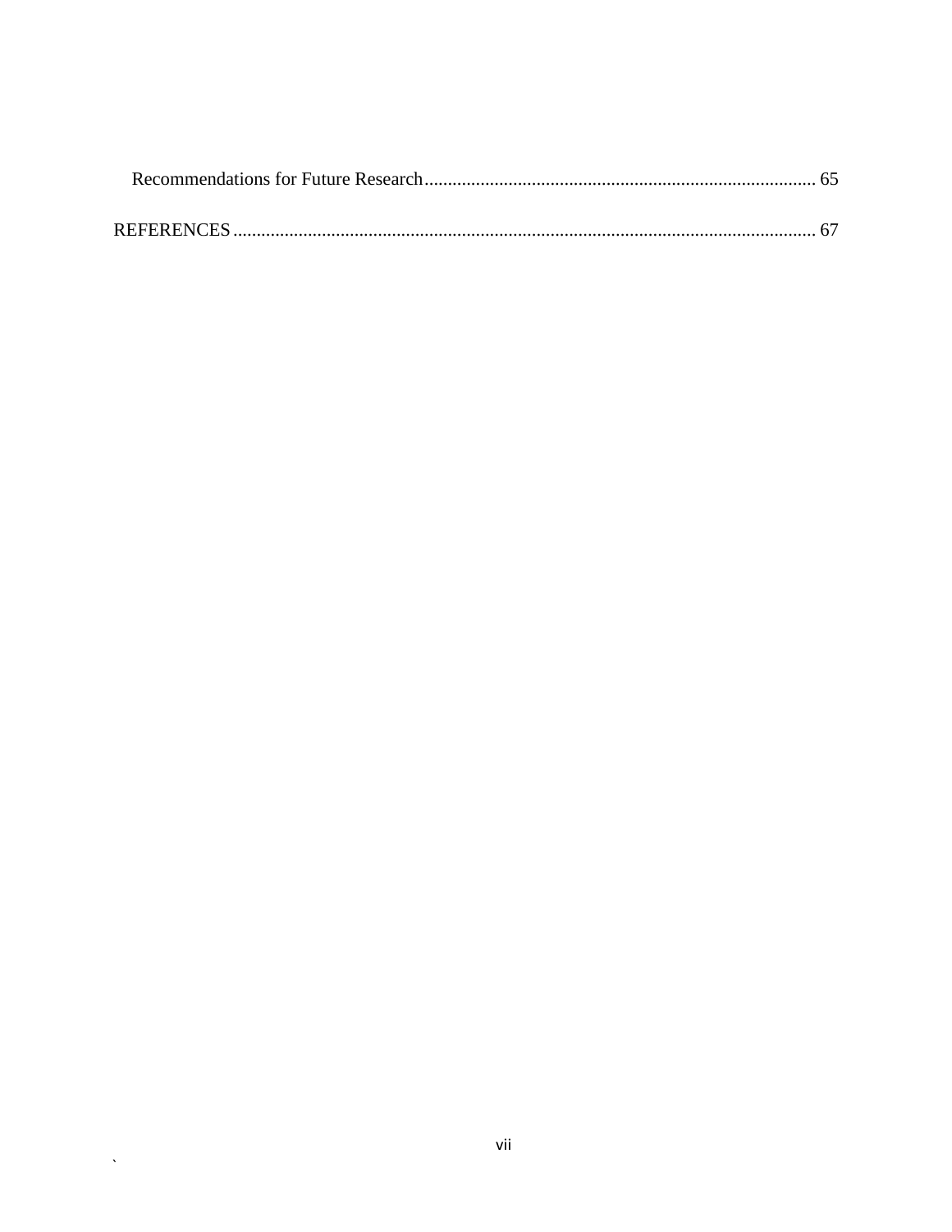Recommendations for Future Research ........................................................................ 65

REFERENCES ........................................................................................................... 67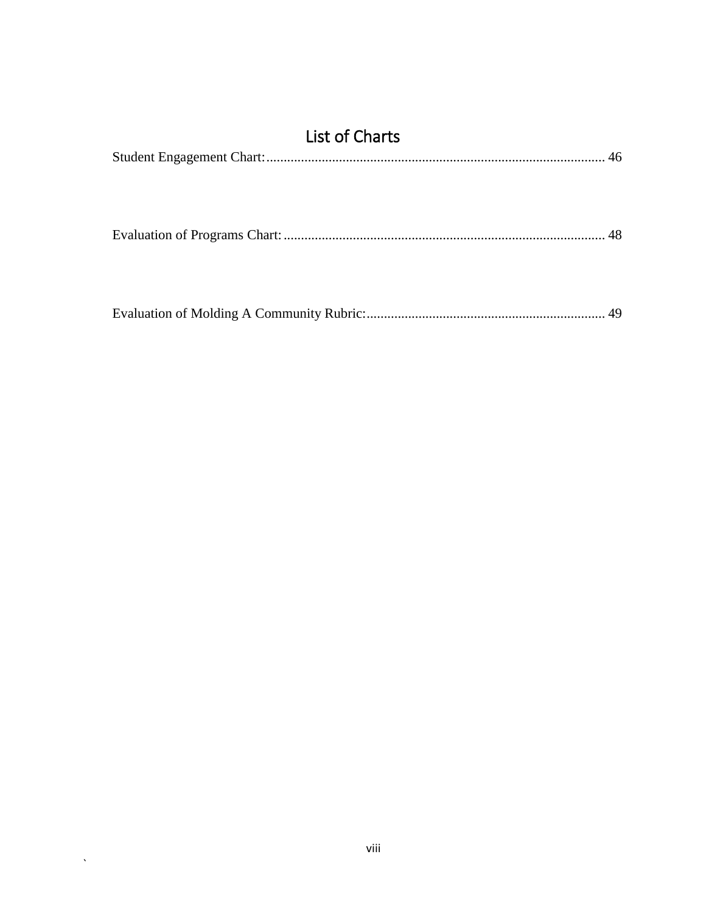# List of Charts

Student Engagement Chart: ........................................................................................ 46

Evaluation of Programs Chart: .................................................................................... 48

Evaluation of Molding A Community Rubric: ............................................................. 49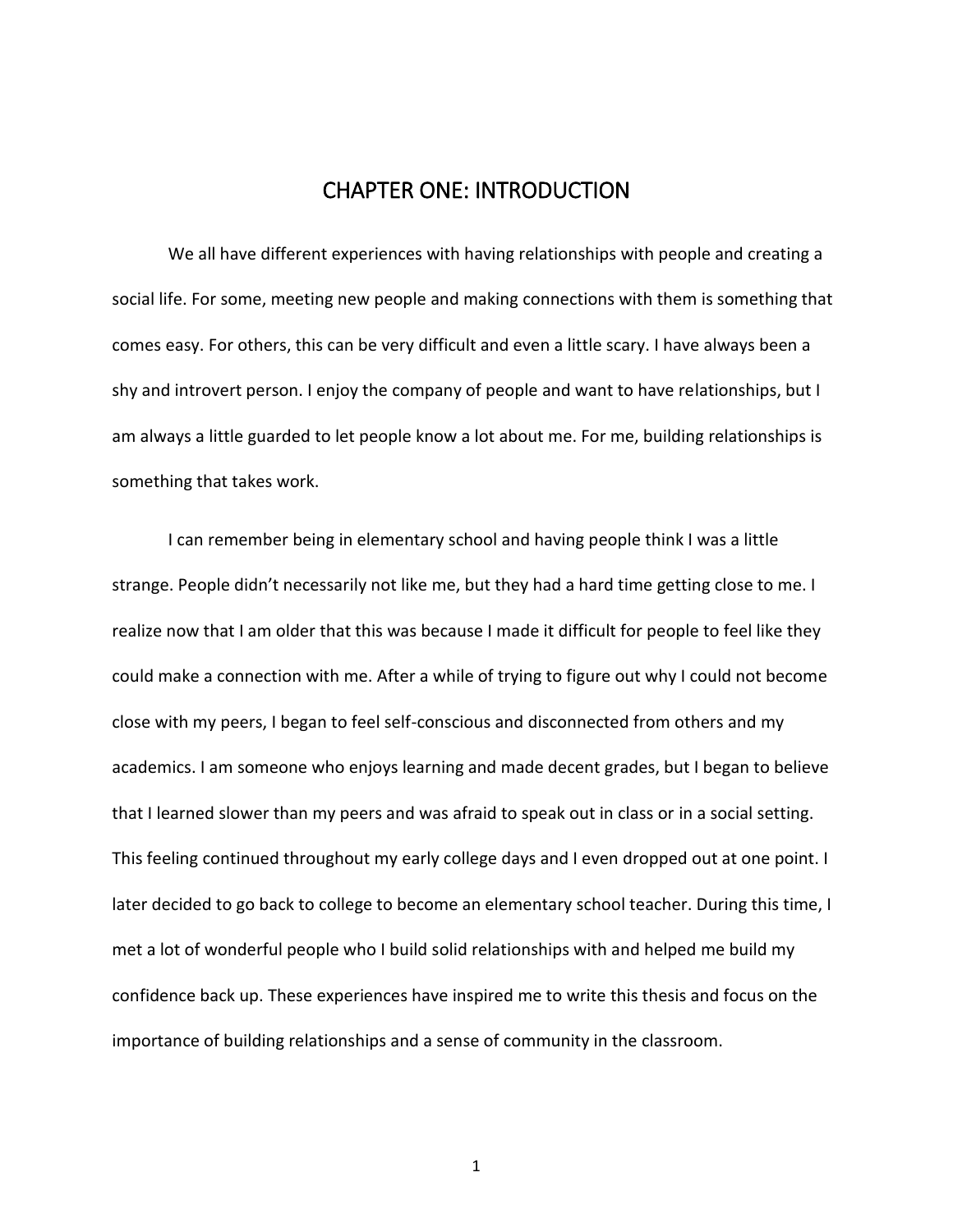# CHAPTER ONE: INTRODUCTION

We all have different experiences with having relationships with people and creating a social life. For some, meeting new people and making connections with them is something that comes easy. For others, this can be very difficult and even a little scary. I have always been a shy and introvert person. I enjoy the company of people and want to have relationships, but I am always a little guarded to let people know a lot about me. For me, building relationships is something that takes work.

I can remember being in elementary school and having people think I was a little strange. People didn't necessarily not like me, but they had a hard time getting close to me. I realize now that I am older that this was because I made it difficult for people to feel like they could make a connection with me. After a while of trying to figure out why I could not become close with my peers, I began to feel self-conscious and disconnected from others and my academics. I am someone who enjoys learning and made decent grades, but I began to believe that I learned slower than my peers and was afraid to speak out in class or in a social setting. This feeling continued throughout my early college days and I even dropped out at one point. I later decided to go back to college to become an elementary school teacher. During this time, I met a lot of wonderful people who I build solid relationships with and helped me build my confidence back up. These experiences have inspired me to write this thesis and focus on the importance of building relationships and a sense of community in the classroom.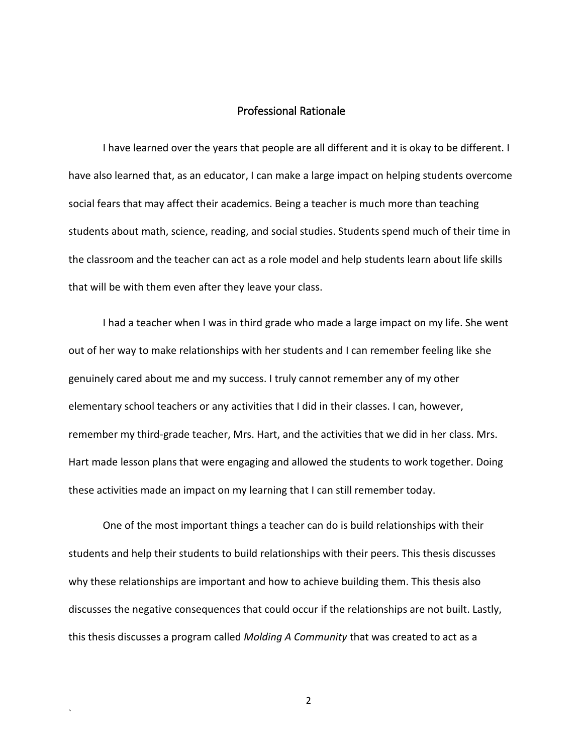## Professional Rationale

I have learned over the years that people are all different and it is okay to be different. I have also learned that, as an educator, I can make a large impact on helping students overcome social fears that may affect their academics. Being a teacher is much more than teaching students about math, science, reading, and social studies. Students spend much of their time in the classroom and the teacher can act as a role model and help students learn about life skills that will be with them even after they leave your class.

I had a teacher when I was in third grade who made a large impact on my life. She went out of her way to make relationships with her students and I can remember feeling like she genuinely cared about me and my success. I truly cannot remember any of my other elementary school teachers or any activities that I did in their classes. I can, however, remember my third-grade teacher, Mrs. Hart, and the activities that we did in her class. Mrs. Hart made lesson plans that were engaging and allowed the students to work together. Doing these activities made an impact on my learning that I can still remember today.

One of the most important things a teacher can do is build relationships with their students and help their students to build relationships with their peers. This thesis discusses why these relationships are important and how to achieve building them. This thesis also discusses the negative consequences that could occur if the relationships are not built. Lastly, this thesis discusses a program called *Molding A Community* that was created to act as a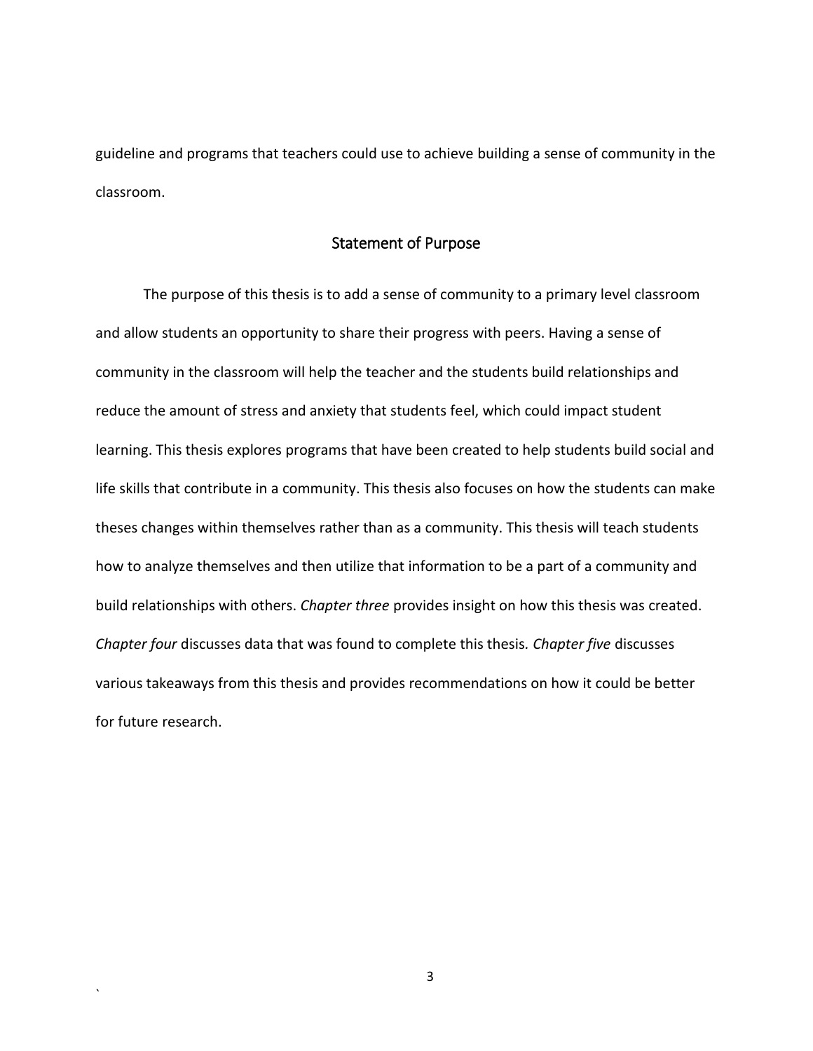guideline and programs that teachers could use to achieve building a sense of community in the classroom.

## Statement of Purpose

The purpose of this thesis is to add a sense of community to a primary level classroom and allow students an opportunity to share their progress with peers. Having a sense of community in the classroom will help the teacher and the students build relationships and reduce the amount of stress and anxiety that students feel, which could impact student learning. This thesis explores programs that have been created to help students build social and life skills that contribute in a community. This thesis also focuses on how the students can make theses changes within themselves rather than as a community. This thesis will teach students how to analyze themselves and then utilize that information to be a part of a community and build relationships with others. *Chapter three* provides insight on how this thesis was created. *Chapter four* discusses data that was found to complete this thesis. *Chapter five* discusses various takeaways from this thesis and provides recommendations on how it could be better for future research.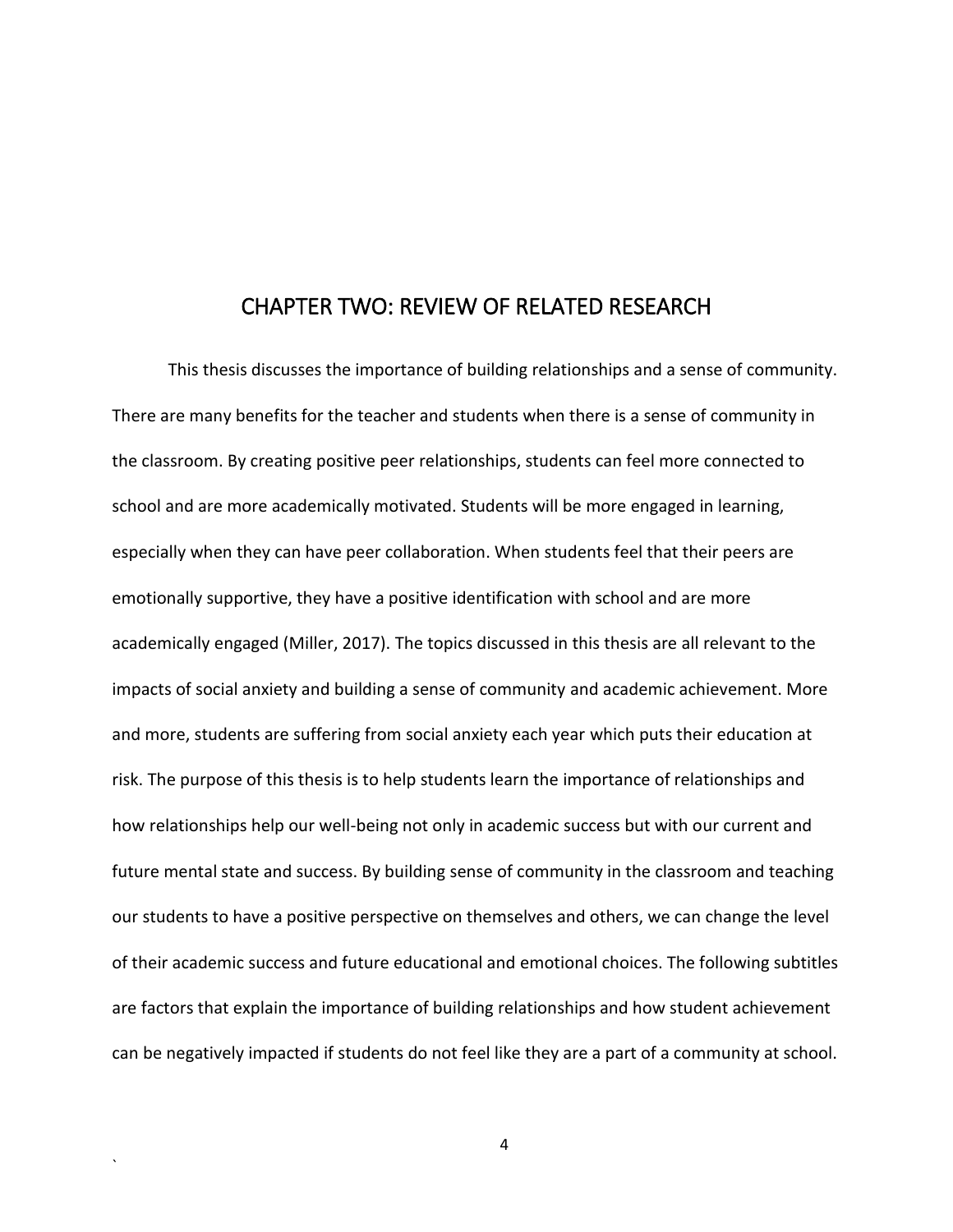# CHAPTER TWO: REVIEW OF RELATED RESEARCH

This thesis discusses the importance of building relationships and a sense of community. There are many benefits for the teacher and students when there is a sense of community in the classroom. By creating positive peer relationships, students can feel more connected to school and are more academically motivated. Students will be more engaged in learning, especially when they can have peer collaboration. When students feel that their peers are emotionally supportive, they have a positive identification with school and are more academically engaged (Miller, 2017). The topics discussed in this thesis are all relevant to the impacts of social anxiety and building a sense of community and academic achievement. More and more, students are suffering from social anxiety each year which puts their education at risk. The purpose of this thesis is to help students learn the importance of relationships and how relationships help our well-being not only in academic success but with our current and future mental state and success. By building sense of community in the classroom and teaching our students to have a positive perspective on themselves and others, we can change the level of their academic success and future educational and emotional choices. The following subtitles are factors that explain the importance of building relationships and how student achievement can be negatively impacted if students do not feel like they are a part of a community at school.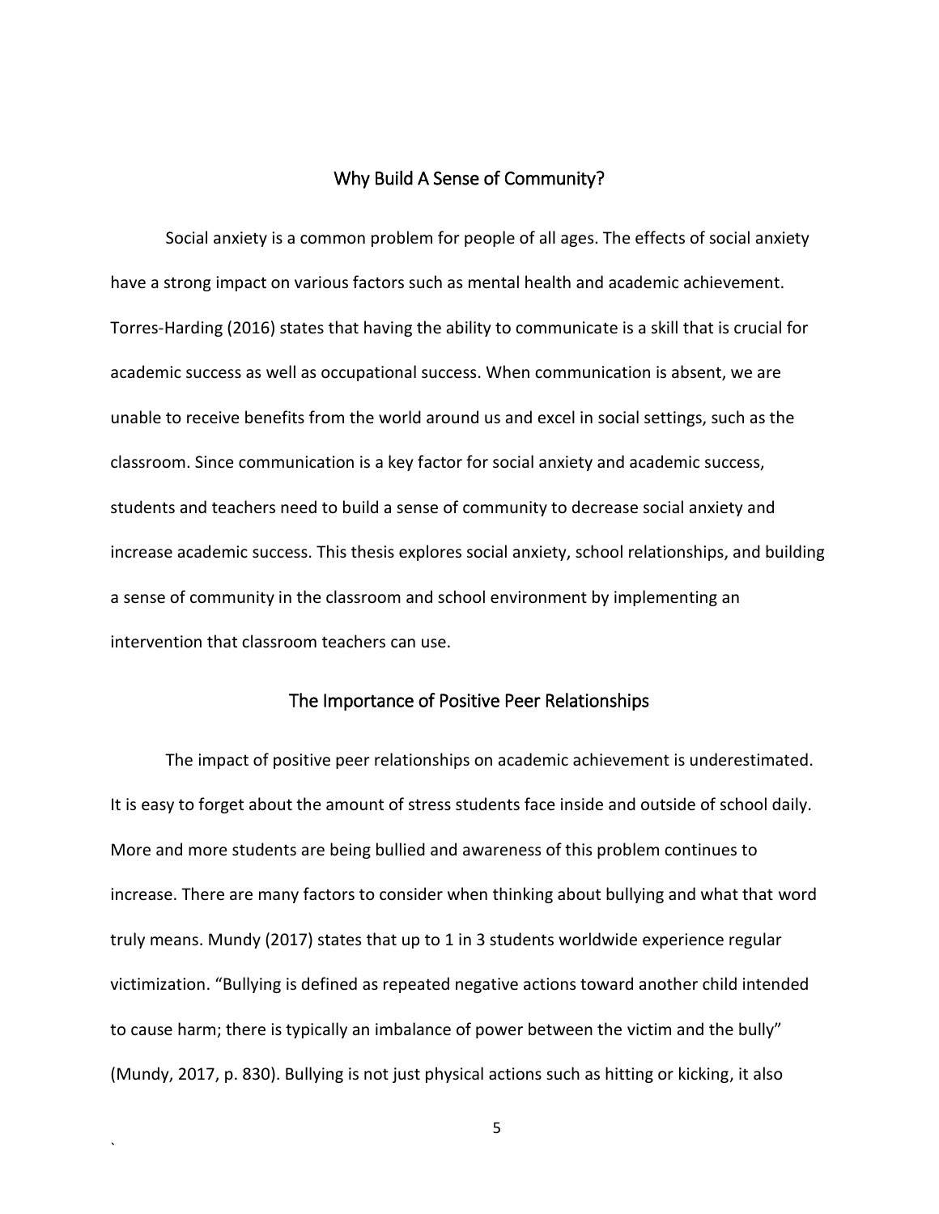## Why Build A Sense of Community?

Social anxiety is a common problem for people of all ages. The effects of social anxiety have a strong impact on various factors such as mental health and academic achievement. Torres-Harding (2016) states that having the ability to communicate is a skill that is crucial for academic success as well as occupational success. When communication is absent, we are unable to receive benefits from the world around us and excel in social settings, such as the classroom. Since communication is a key factor for social anxiety and academic success, students and teachers need to build a sense of community to decrease social anxiety and increase academic success. This thesis explores social anxiety, school relationships, and building a sense of community in the classroom and school environment by implementing an intervention that classroom teachers can use.

## The Importance of Positive Peer Relationships

The impact of positive peer relationships on academic achievement is underestimated. It is easy to forget about the amount of stress students face inside and outside of school daily. More and more students are being bullied and awareness of this problem continues to increase. There are many factors to consider when thinking about bullying and what that word truly means. Mundy (2017) states that up to 1 in 3 students worldwide experience regular victimization. "Bullying is defined as repeated negative actions toward another child intended to cause harm; there is typically an imbalance of power between the victim and the bully" (Mundy, 2017, p. 830). Bullying is not just physical actions such as hitting or kicking, it also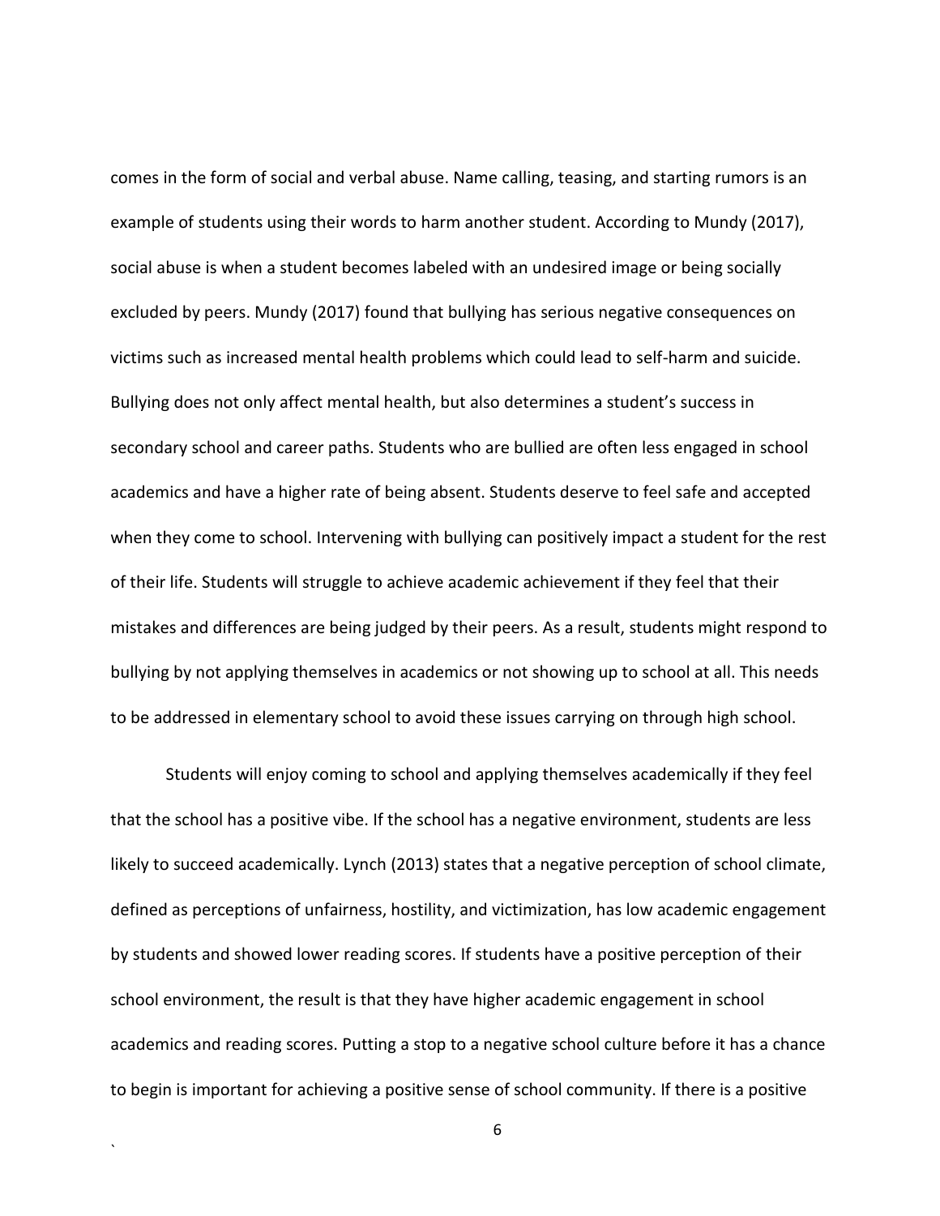comes in the form of social and verbal abuse. Name calling, teasing, and starting rumors is an example of students using their words to harm another student. According to Mundy (2017), social abuse is when a student becomes labeled with an undesired image or being socially excluded by peers. Mundy (2017) found that bullying has serious negative consequences on victims such as increased mental health problems which could lead to self-harm and suicide. Bullying does not only affect mental health, but also determines a student's success in secondary school and career paths. Students who are bullied are often less engaged in school academics and have a higher rate of being absent. Students deserve to feel safe and accepted when they come to school. Intervening with bullying can positively impact a student for the rest of their life. Students will struggle to achieve academic achievement if they feel that their mistakes and differences are being judged by their peers. As a result, students might respond to bullying by not applying themselves in academics or not showing up to school at all. This needs to be addressed in elementary school to avoid these issues carrying on through high school.

Students will enjoy coming to school and applying themselves academically if they feel that the school has a positive vibe. If the school has a negative environment, students are less likely to succeed academically. Lynch (2013) states that a negative perception of school climate, defined as perceptions of unfairness, hostility, and victimization, has low academic engagement by students and showed lower reading scores. If students have a positive perception of their school environment, the result is that they have higher academic engagement in school academics and reading scores. Putting a stop to a negative school culture before it has a chance to begin is important for achieving a positive sense of school community. If there is a positive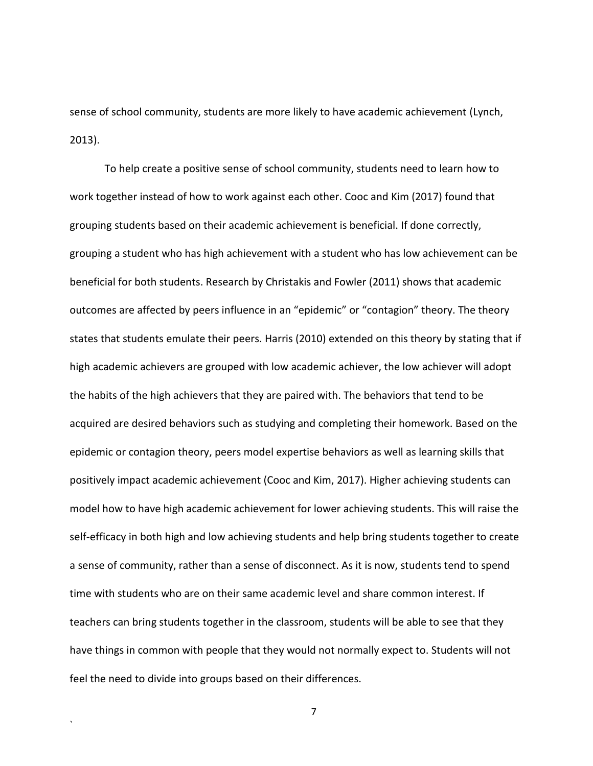sense of school community, students are more likely to have academic achievement (Lynch, 2013).

To help create a positive sense of school community, students need to learn how to work together instead of how to work against each other. Cooc and Kim (2017) found that grouping students based on their academic achievement is beneficial. If done correctly, grouping a student who has high achievement with a student who has low achievement can be beneficial for both students. Research by Christakis and Fowler (2011) shows that academic outcomes are affected by peers influence in an "epidemic" or "contagion" theory. The theory states that students emulate their peers. Harris (2010) extended on this theory by stating that if high academic achievers are grouped with low academic achiever, the low achiever will adopt the habits of the high achievers that they are paired with. The behaviors that tend to be acquired are desired behaviors such as studying and completing their homework. Based on the epidemic or contagion theory, peers model expertise behaviors as well as learning skills that positively impact academic achievement (Cooc and Kim, 2017). Higher achieving students can model how to have high academic achievement for lower achieving students. This will raise the self-efficacy in both high and low achieving students and help bring students together to create a sense of community, rather than a sense of disconnect. As it is now, students tend to spend time with students who are on their same academic level and share common interest. If teachers can bring students together in the classroom, students will be able to see that they have things in common with people that they would not normally expect to. Students will not feel the need to divide into groups based on their differences.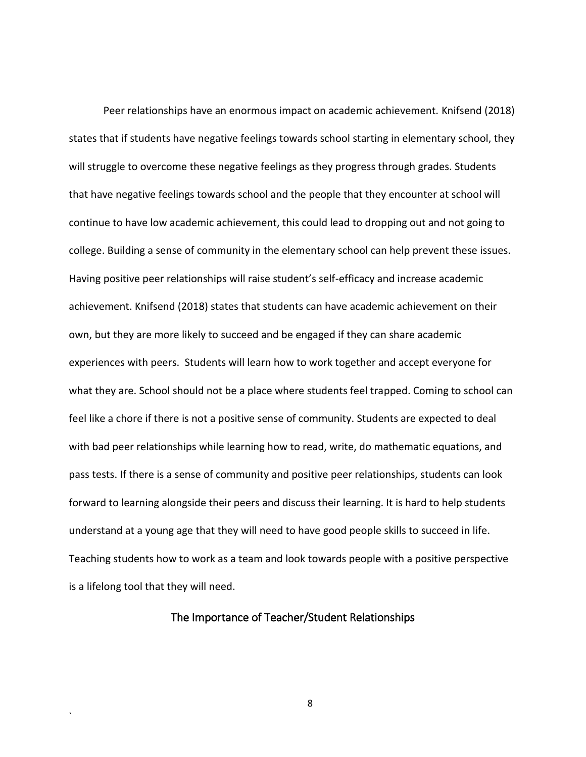Peer relationships have an enormous impact on academic achievement. Knifsend (2018) states that if students have negative feelings towards school starting in elementary school, they will struggle to overcome these negative feelings as they progress through grades. Students that have negative feelings towards school and the people that they encounter at school will continue to have low academic achievement, this could lead to dropping out and not going to college. Building a sense of community in the elementary school can help prevent these issues. Having positive peer relationships will raise student's self-efficacy and increase academic achievement. Knifsend (2018) states that students can have academic achievement on their own, but they are more likely to succeed and be engaged if they can share academic experiences with peers. Students will learn how to work together and accept everyone for what they are. School should not be a place where students feel trapped. Coming to school can feel like a chore if there is not a positive sense of community. Students are expected to deal with bad peer relationships while learning how to read, write, do mathematic equations, and pass tests. If there is a sense of community and positive peer relationships, students can look forward to learning alongside their peers and discuss their learning. It is hard to help students understand at a young age that they will need to have good people skills to succeed in life. Teaching students how to work as a team and look towards people with a positive perspective is a lifelong tool that they will need.

## The Importance of Teacher/Student Relationships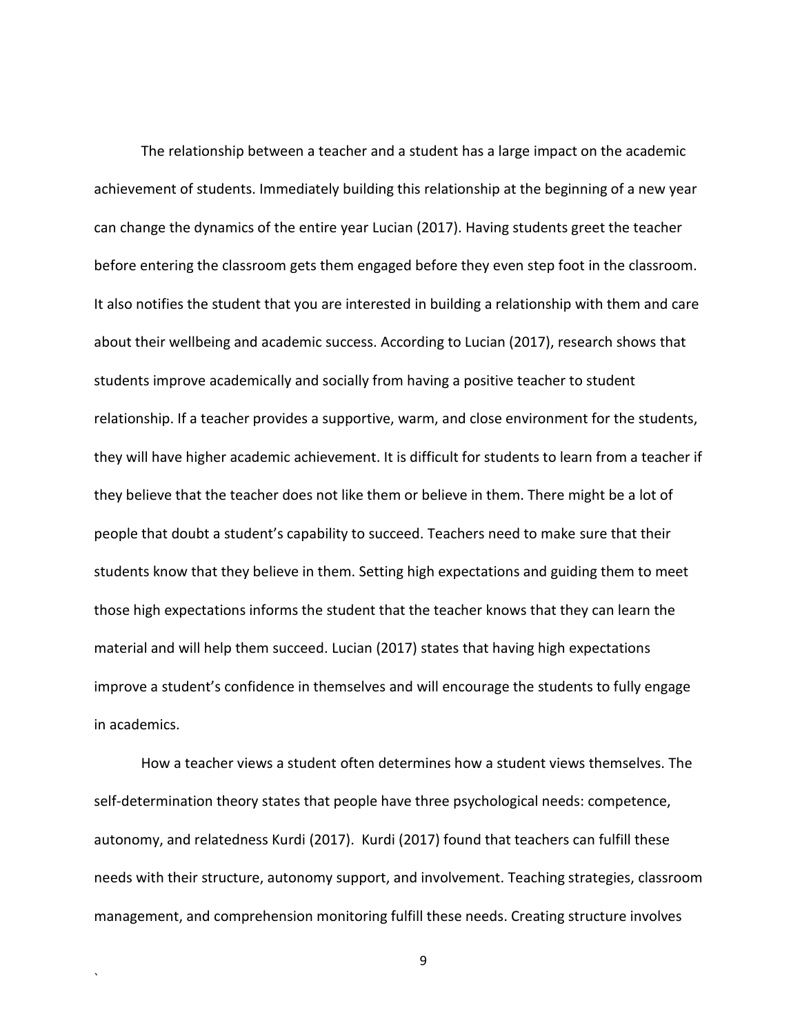The relationship between a teacher and a student has a large impact on the academic achievement of students. Immediately building this relationship at the beginning of a new year can change the dynamics of the entire year Lucian (2017). Having students greet the teacher before entering the classroom gets them engaged before they even step foot in the classroom. It also notifies the student that you are interested in building a relationship with them and care about their wellbeing and academic success. According to Lucian (2017), research shows that students improve academically and socially from having a positive teacher to student relationship. If a teacher provides a supportive, warm, and close environment for the students, they will have higher academic achievement. It is difficult for students to learn from a teacher if they believe that the teacher does not like them or believe in them. There might be a lot of people that doubt a student's capability to succeed. Teachers need to make sure that their students know that they believe in them. Setting high expectations and guiding them to meet those high expectations informs the student that the teacher knows that they can learn the material and will help them succeed. Lucian (2017) states that having high expectations improve a student's confidence in themselves and will encourage the students to fully engage in academics.

How a teacher views a student often determines how a student views themselves. The self-determination theory states that people have three psychological needs: competence, autonomy, and relatedness Kurdi (2017). Kurdi (2017) found that teachers can fulfill these needs with their structure, autonomy support, and involvement. Teaching strategies, classroom management, and comprehension monitoring fulfill these needs. Creating structure involves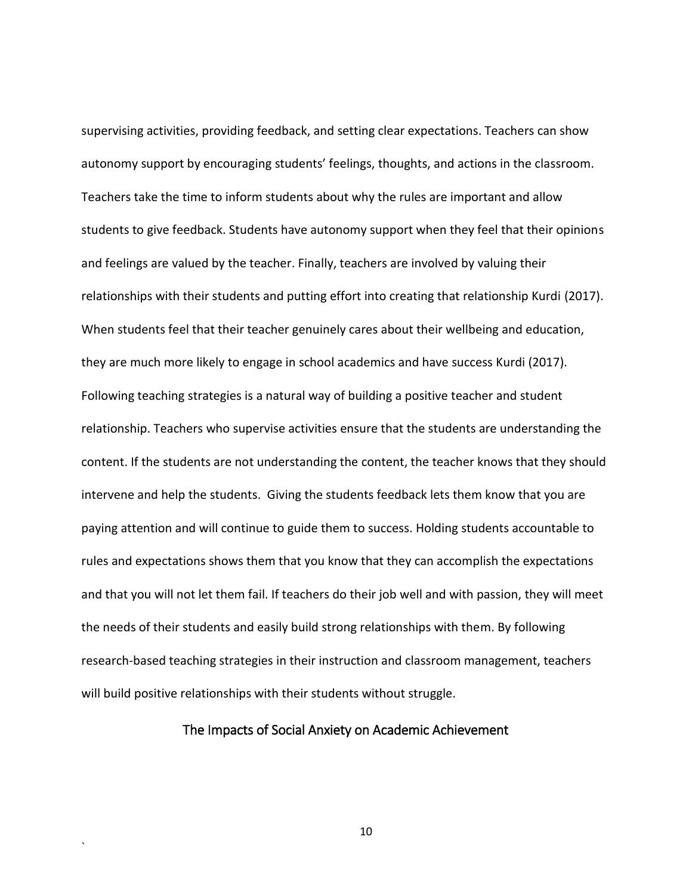supervising activities, providing feedback, and setting clear expectations. Teachers can show autonomy support by encouraging students' feelings, thoughts, and actions in the classroom. Teachers take the time to inform students about why the rules are important and allow students to give feedback. Students have autonomy support when they feel that their opinions and feelings are valued by the teacher. Finally, teachers are involved by valuing their relationships with their students and putting effort into creating that relationship Kurdi (2017). When students feel that their teacher genuinely cares about their wellbeing and education, they are much more likely to engage in school academics and have success Kurdi (2017). Following teaching strategies is a natural way of building a positive teacher and student relationship. Teachers who supervise activities ensure that the students are understanding the content. If the students are not understanding the content, the teacher knows that they should intervene and help the students. Giving the students feedback lets them know that you are paying attention and will continue to guide them to success. Holding students accountable to rules and expectations shows them that you know that they can accomplish the expectations and that you will not let them fail. If teachers do their job well and with passion, they will meet the needs of their students and easily build strong relationships with them. By following research-based teaching strategies in their instruction and classroom management, teachers will build positive relationships with their students without struggle.

## The Impacts of Social Anxiety on Academic Achievement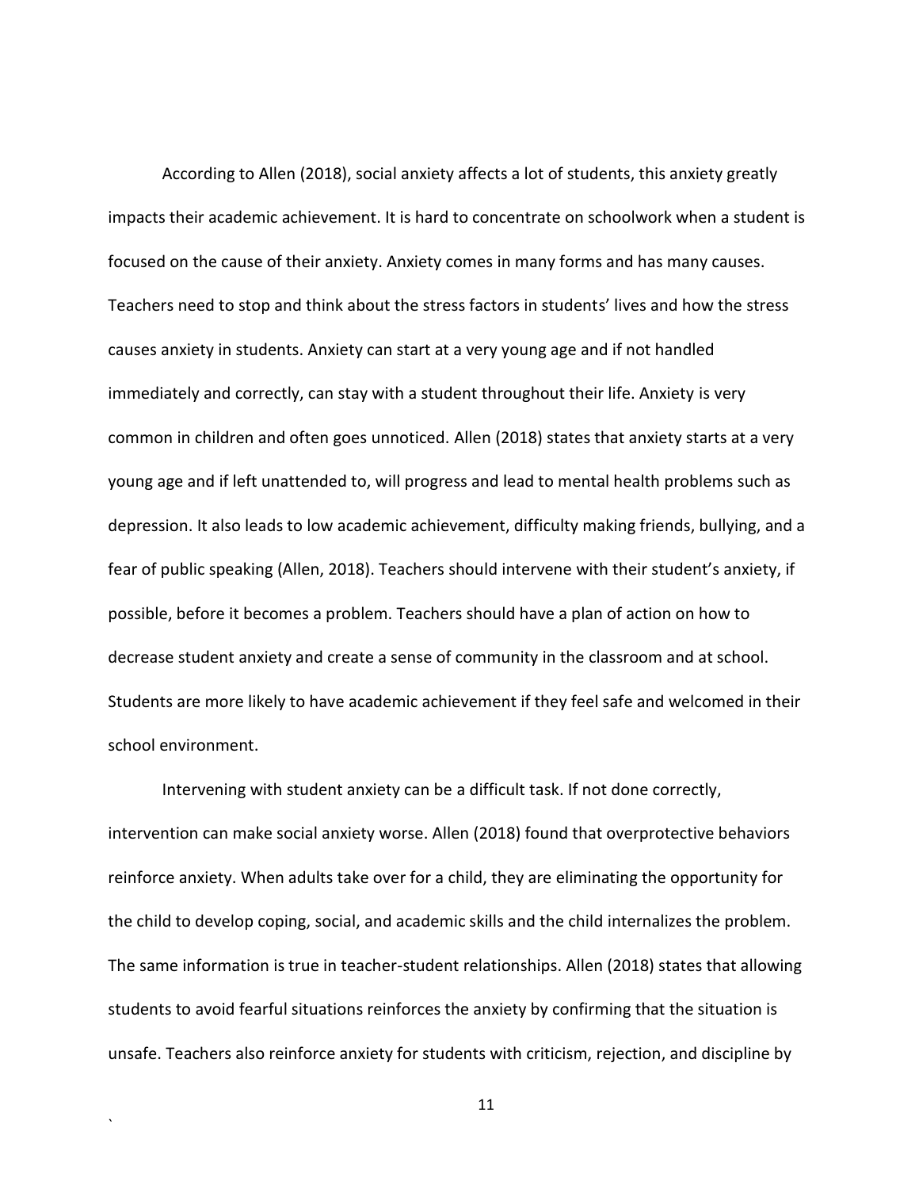According to Allen (2018), social anxiety affects a lot of students, this anxiety greatly impacts their academic achievement. It is hard to concentrate on schoolwork when a student is focused on the cause of their anxiety. Anxiety comes in many forms and has many causes. Teachers need to stop and think about the stress factors in students' lives and how the stress causes anxiety in students. Anxiety can start at a very young age and if not handled immediately and correctly, can stay with a student throughout their life. Anxiety is very common in children and often goes unnoticed. Allen (2018) states that anxiety starts at a very young age and if left unattended to, will progress and lead to mental health problems such as depression. It also leads to low academic achievement, difficulty making friends, bullying, and a fear of public speaking (Allen, 2018). Teachers should intervene with their student's anxiety, if possible, before it becomes a problem. Teachers should have a plan of action on how to decrease student anxiety and create a sense of community in the classroom and at school. Students are more likely to have academic achievement if they feel safe and welcomed in their school environment.

Intervening with student anxiety can be a difficult task. If not done correctly, intervention can make social anxiety worse. Allen (2018) found that overprotective behaviors reinforce anxiety. When adults take over for a child, they are eliminating the opportunity for the child to develop coping, social, and academic skills and the child internalizes the problem. The same information is true in teacher-student relationships. Allen (2018) states that allowing students to avoid fearful situations reinforces the anxiety by confirming that the situation is unsafe. Teachers also reinforce anxiety for students with criticism, rejection, and discipline by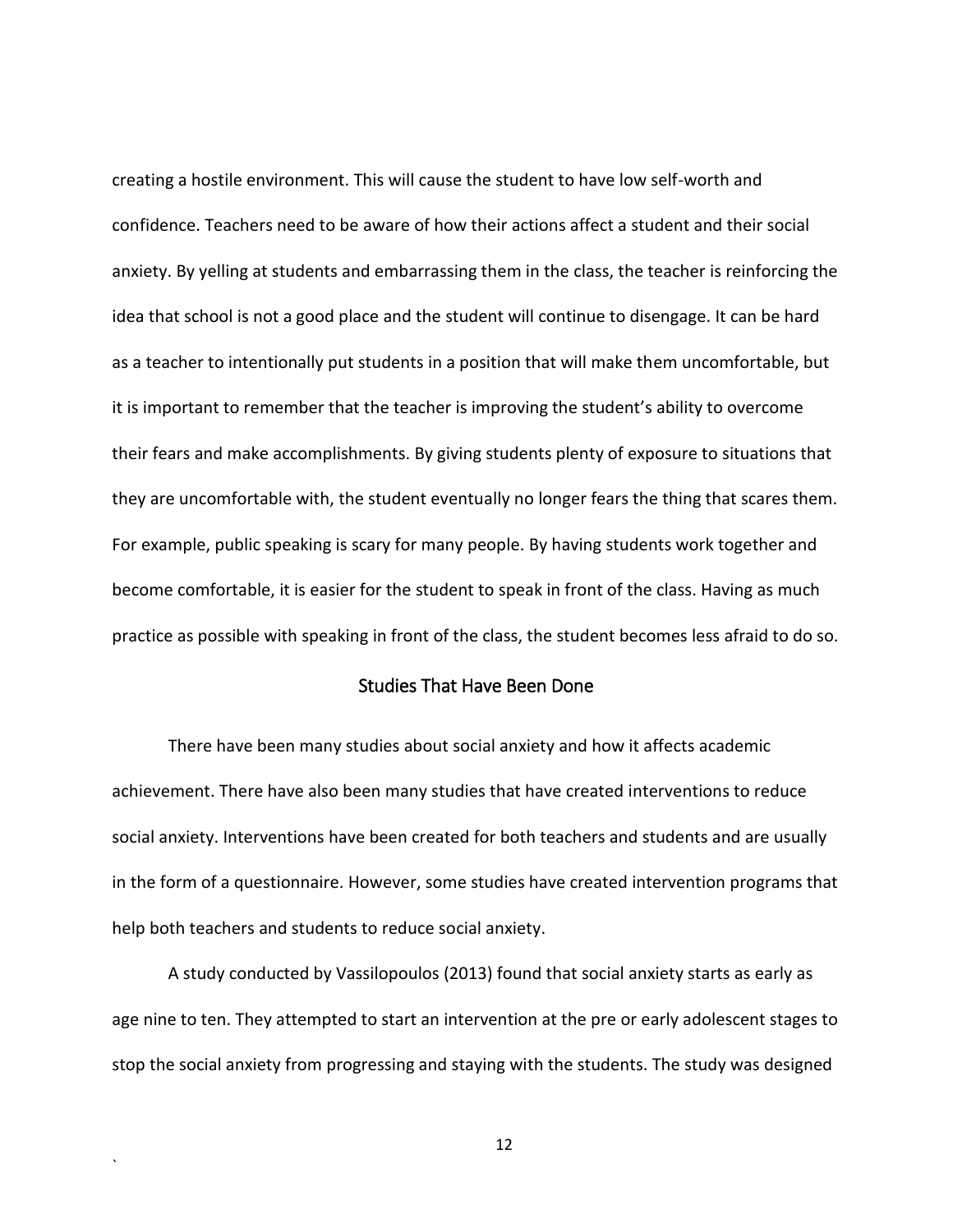creating a hostile environment. This will cause the student to have low self-worth and confidence. Teachers need to be aware of how their actions affect a student and their social anxiety. By yelling at students and embarrassing them in the class, the teacher is reinforcing the idea that school is not a good place and the student will continue to disengage. It can be hard as a teacher to intentionally put students in a position that will make them uncomfortable, but it is important to remember that the teacher is improving the student's ability to overcome their fears and make accomplishments. By giving students plenty of exposure to situations that they are uncomfortable with, the student eventually no longer fears the thing that scares them. For example, public speaking is scary for many people. By having students work together and become comfortable, it is easier for the student to speak in front of the class. Having as much practice as possible with speaking in front of the class, the student becomes less afraid to do so.

## Studies That Have Been Done

There have been many studies about social anxiety and how it affects academic achievement. There have also been many studies that have created interventions to reduce social anxiety. Interventions have been created for both teachers and students and are usually in the form of a questionnaire. However, some studies have created intervention programs that help both teachers and students to reduce social anxiety.

A study conducted by Vassilopoulos (2013) found that social anxiety starts as early as age nine to ten. They attempted to start an intervention at the pre or early adolescent stages to stop the social anxiety from progressing and staying with the students. The study was designed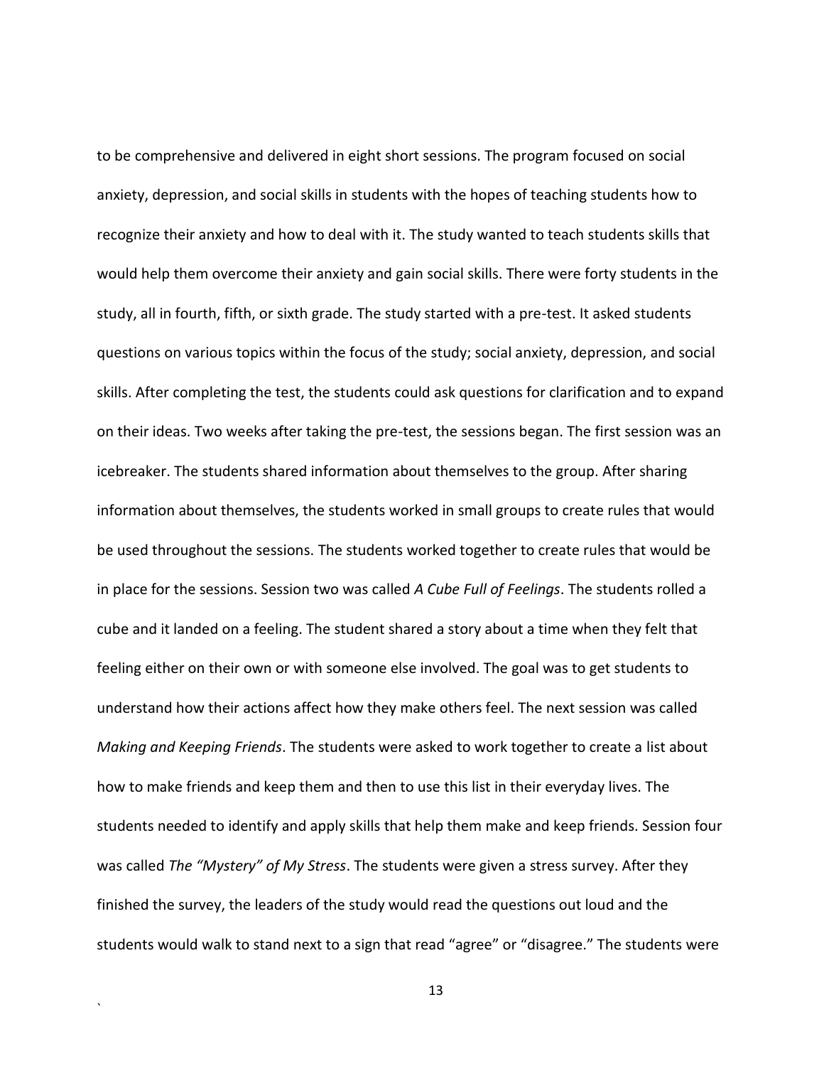to be comprehensive and delivered in eight short sessions. The program focused on social anxiety, depression, and social skills in students with the hopes of teaching students how to recognize their anxiety and how to deal with it. The study wanted to teach students skills that would help them overcome their anxiety and gain social skills. There were forty students in the study, all in fourth, fifth, or sixth grade. The study started with a pre-test. It asked students questions on various topics within the focus of the study; social anxiety, depression, and social skills. After completing the test, the students could ask questions for clarification and to expand on their ideas. Two weeks after taking the pre-test, the sessions began. The first session was an icebreaker. The students shared information about themselves to the group. After sharing information about themselves, the students worked in small groups to create rules that would be used throughout the sessions. The students worked together to create rules that would be in place for the sessions. Session two was called *A Cube Full of Feelings*. The students rolled a cube and it landed on a feeling. The student shared a story about a time when they felt that feeling either on their own or with someone else involved. The goal was to get students to understand how their actions affect how they make others feel. The next session was called *Making and Keeping Friends*. The students were asked to work together to create a list about how to make friends and keep them and then to use this list in their everyday lives. The students needed to identify and apply skills that help them make and keep friends. Session four was called *The "Mystery" of My Stress*. The students were given a stress survey. After they finished the survey, the leaders of the study would read the questions out loud and the students would walk to stand next to a sign that read "agree" or "disagree." The students were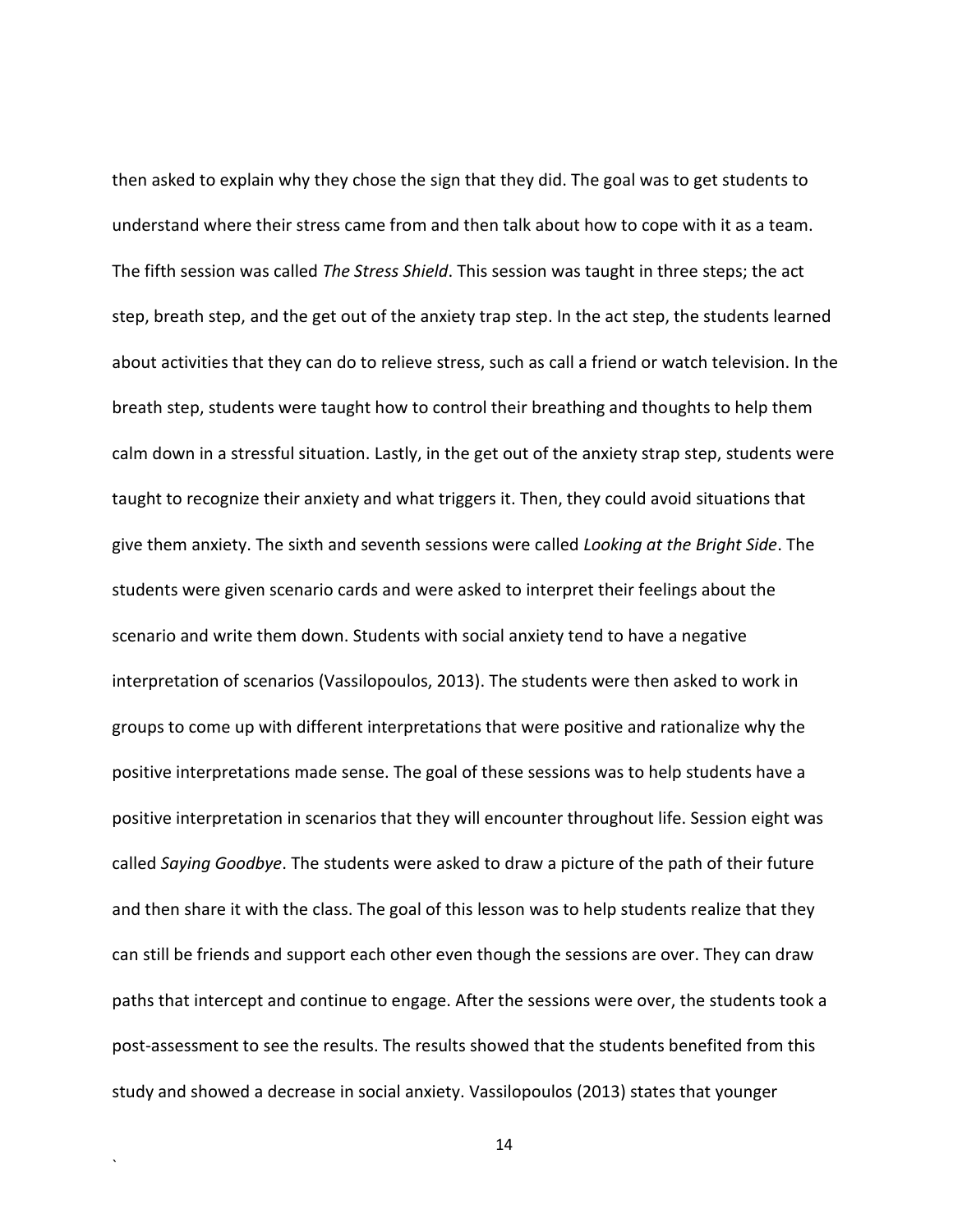then asked to explain why they chose the sign that they did. The goal was to get students to understand where their stress came from and then talk about how to cope with it as a team. The fifth session was called *The Stress Shield*. This session was taught in three steps; the act step, breath step, and the get out of the anxiety trap step. In the act step, the students learned about activities that they can do to relieve stress, such as call a friend or watch television. In the breath step, students were taught how to control their breathing and thoughts to help them calm down in a stressful situation. Lastly, in the get out of the anxiety strap step, students were taught to recognize their anxiety and what triggers it. Then, they could avoid situations that give them anxiety. The sixth and seventh sessions were called *Looking at the Bright Side*. The students were given scenario cards and were asked to interpret their feelings about the scenario and write them down. Students with social anxiety tend to have a negative interpretation of scenarios (Vassilopoulos, 2013). The students were then asked to work in groups to come up with different interpretations that were positive and rationalize why the positive interpretations made sense. The goal of these sessions was to help students have a positive interpretation in scenarios that they will encounter throughout life. Session eight was called *Saying Goodbye*. The students were asked to draw a picture of the path of their future and then share it with the class. The goal of this lesson was to help students realize that they can still be friends and support each other even though the sessions are over. They can draw paths that intercept and continue to engage. After the sessions were over, the students took a post-assessment to see the results. The results showed that the students benefited from this study and showed a decrease in social anxiety. Vassilopoulos (2013) states that younger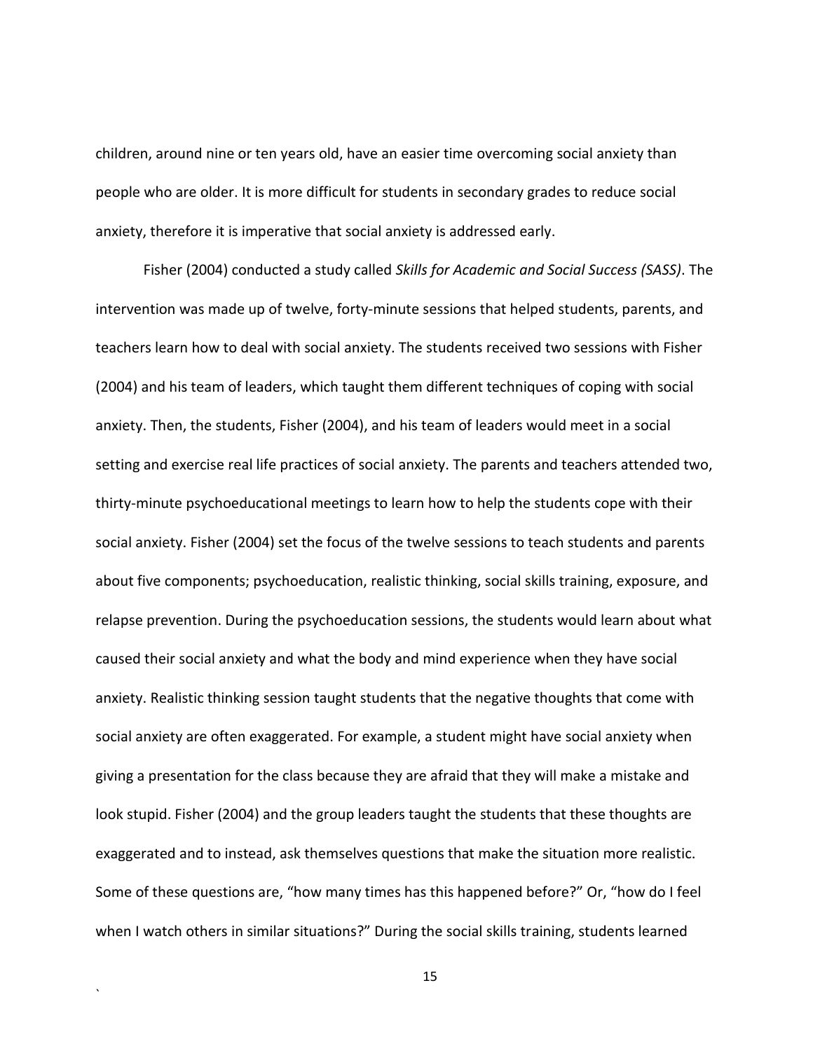children, around nine or ten years old, have an easier time overcoming social anxiety than people who are older. It is more difficult for students in secondary grades to reduce social anxiety, therefore it is imperative that social anxiety is addressed early.

Fisher (2004) conducted a study called *Skills for Academic and Social Success (SASS)*. The intervention was made up of twelve, forty-minute sessions that helped students, parents, and teachers learn how to deal with social anxiety. The students received two sessions with Fisher (2004) and his team of leaders, which taught them different techniques of coping with social anxiety. Then, the students, Fisher (2004), and his team of leaders would meet in a social setting and exercise real life practices of social anxiety. The parents and teachers attended two, thirty-minute psychoeducational meetings to learn how to help the students cope with their social anxiety. Fisher (2004) set the focus of the twelve sessions to teach students and parents about five components; psychoeducation, realistic thinking, social skills training, exposure, and relapse prevention. During the psychoeducation sessions, the students would learn about what caused their social anxiety and what the body and mind experience when they have social anxiety. Realistic thinking session taught students that the negative thoughts that come with social anxiety are often exaggerated. For example, a student might have social anxiety when giving a presentation for the class because they are afraid that they will make a mistake and look stupid. Fisher (2004) and the group leaders taught the students that these thoughts are exaggerated and to instead, ask themselves questions that make the situation more realistic. Some of these questions are, "how many times has this happened before?" Or, "how do I feel when I watch others in similar situations?" During the social skills training, students learned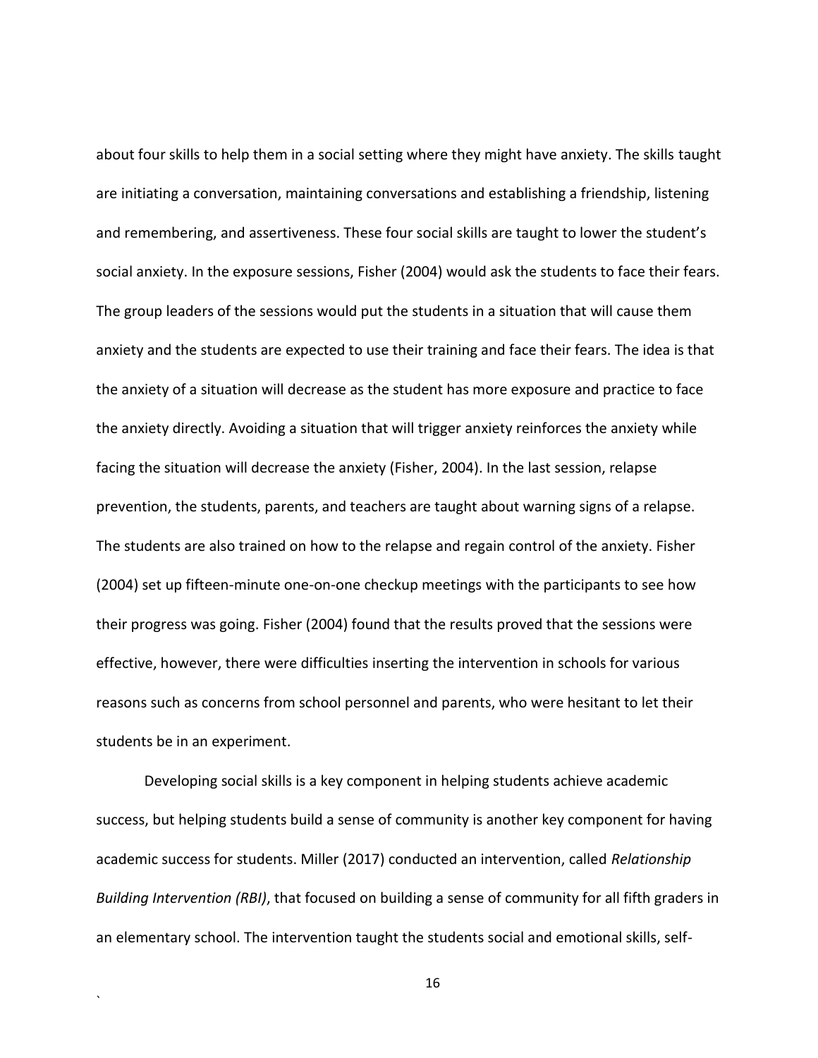about four skills to help them in a social setting where they might have anxiety. The skills taught are initiating a conversation, maintaining conversations and establishing a friendship, listening and remembering, and assertiveness. These four social skills are taught to lower the student's social anxiety. In the exposure sessions, Fisher (2004) would ask the students to face their fears. The group leaders of the sessions would put the students in a situation that will cause them anxiety and the students are expected to use their training and face their fears. The idea is that the anxiety of a situation will decrease as the student has more exposure and practice to face the anxiety directly. Avoiding a situation that will trigger anxiety reinforces the anxiety while facing the situation will decrease the anxiety (Fisher, 2004). In the last session, relapse prevention, the students, parents, and teachers are taught about warning signs of a relapse. The students are also trained on how to the relapse and regain control of the anxiety. Fisher (2004) set up fifteen-minute one-on-one checkup meetings with the participants to see how their progress was going. Fisher (2004) found that the results proved that the sessions were effective, however, there were difficulties inserting the intervention in schools for various reasons such as concerns from school personnel and parents, who were hesitant to let their students be in an experiment.

Developing social skills is a key component in helping students achieve academic success, but helping students build a sense of community is another key component for having academic success for students. Miller (2017) conducted an intervention, called *Relationship Building Intervention (RBI)*, that focused on building a sense of community for all fifth graders in an elementary school. The intervention taught the students social and emotional skills, self-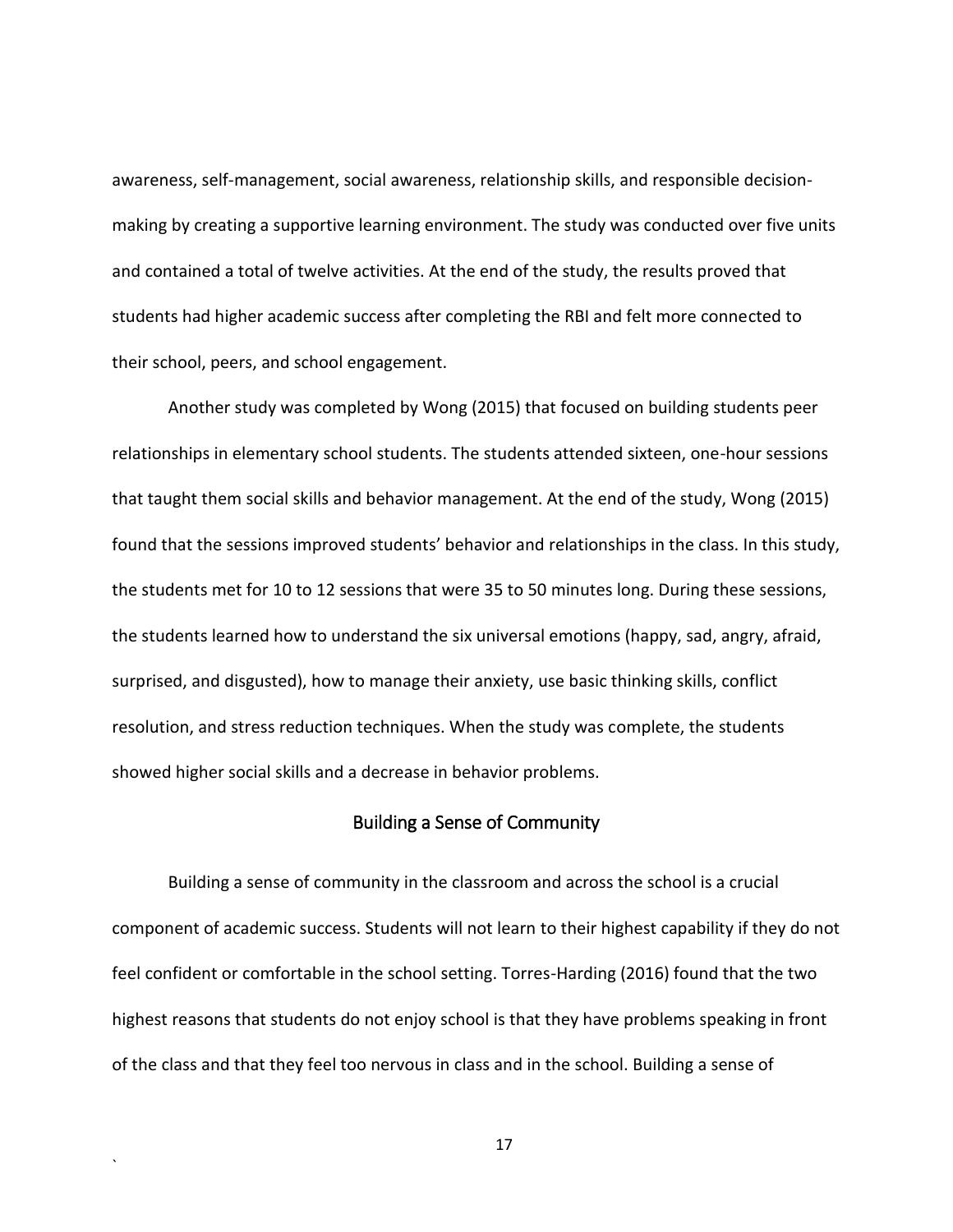awareness, self-management, social awareness, relationship skills, and responsible decision-making by creating a supportive learning environment. The study was conducted over five units and contained a total of twelve activities. At the end of the study, the results proved that students had higher academic success after completing the RBI and felt more connected to their school, peers, and school engagement.

Another study was completed by Wong (2015) that focused on building students peer relationships in elementary school students. The students attended sixteen, one-hour sessions that taught them social skills and behavior management. At the end of the study, Wong (2015) found that the sessions improved students' behavior and relationships in the class. In this study, the students met for 10 to 12 sessions that were 35 to 50 minutes long. During these sessions, the students learned how to understand the six universal emotions (happy, sad, angry, afraid, surprised, and disgusted), how to manage their anxiety, use basic thinking skills, conflict resolution, and stress reduction techniques. When the study was complete, the students showed higher social skills and a decrease in behavior problems.

## Building a Sense of Community

Building a sense of community in the classroom and across the school is a crucial component of academic success. Students will not learn to their highest capability if they do not feel confident or comfortable in the school setting. Torres-Harding (2016) found that the two highest reasons that students do not enjoy school is that they have problems speaking in front of the class and that they feel too nervous in class and in the school. Building a sense of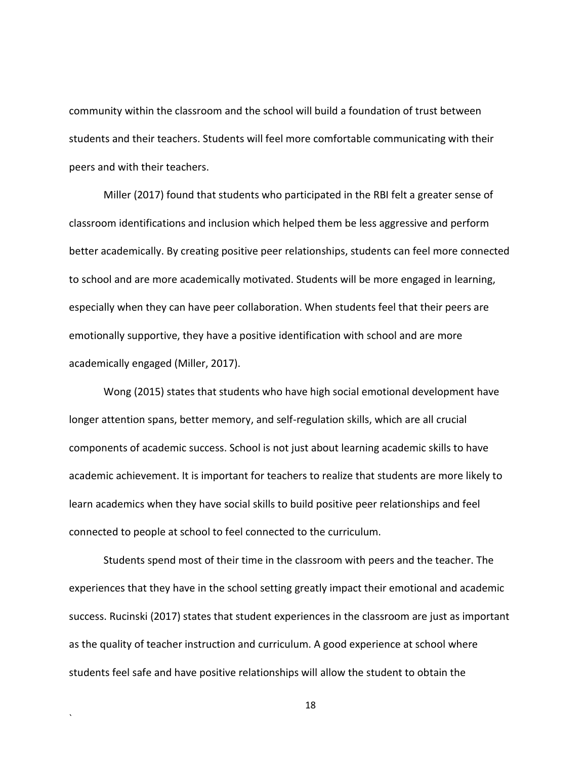community within the classroom and the school will build a foundation of trust between students and their teachers. Students will feel more comfortable communicating with their peers and with their teachers.

Miller (2017) found that students who participated in the RBI felt a greater sense of classroom identifications and inclusion which helped them be less aggressive and perform better academically. By creating positive peer relationships, students can feel more connected to school and are more academically motivated. Students will be more engaged in learning, especially when they can have peer collaboration. When students feel that their peers are emotionally supportive, they have a positive identification with school and are more academically engaged (Miller, 2017).

Wong (2015) states that students who have high social emotional development have longer attention spans, better memory, and self-regulation skills, which are all crucial components of academic success. School is not just about learning academic skills to have academic achievement. It is important for teachers to realize that students are more likely to learn academics when they have social skills to build positive peer relationships and feel connected to people at school to feel connected to the curriculum.

Students spend most of their time in the classroom with peers and the teacher. The experiences that they have in the school setting greatly impact their emotional and academic success. Rucinski (2017) states that student experiences in the classroom are just as important as the quality of teacher instruction and curriculum. A good experience at school where students feel safe and have positive relationships will allow the student to obtain the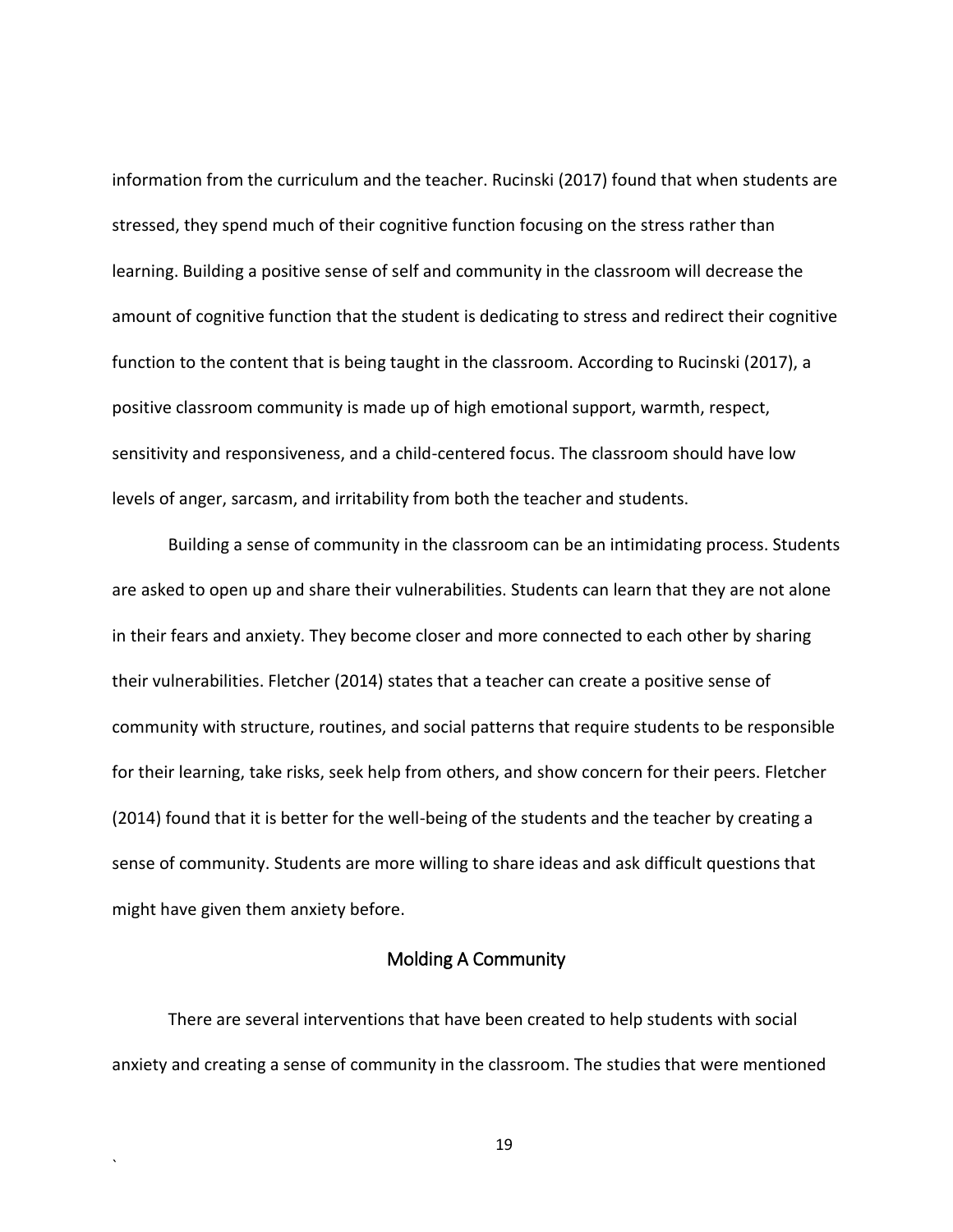information from the curriculum and the teacher. Rucinski (2017) found that when students are stressed, they spend much of their cognitive function focusing on the stress rather than learning. Building a positive sense of self and community in the classroom will decrease the amount of cognitive function that the student is dedicating to stress and redirect their cognitive function to the content that is being taught in the classroom. According to Rucinski (2017), a positive classroom community is made up of high emotional support, warmth, respect, sensitivity and responsiveness, and a child-centered focus. The classroom should have low levels of anger, sarcasm, and irritability from both the teacher and students.

Building a sense of community in the classroom can be an intimidating process. Students are asked to open up and share their vulnerabilities. Students can learn that they are not alone in their fears and anxiety. They become closer and more connected to each other by sharing their vulnerabilities. Fletcher (2014) states that a teacher can create a positive sense of community with structure, routines, and social patterns that require students to be responsible for their learning, take risks, seek help from others, and show concern for their peers. Fletcher (2014) found that it is better for the well-being of the students and the teacher by creating a sense of community. Students are more willing to share ideas and ask difficult questions that might have given them anxiety before.

## Molding A Community

There are several interventions that have been created to help students with social anxiety and creating a sense of community in the classroom. The studies that were mentioned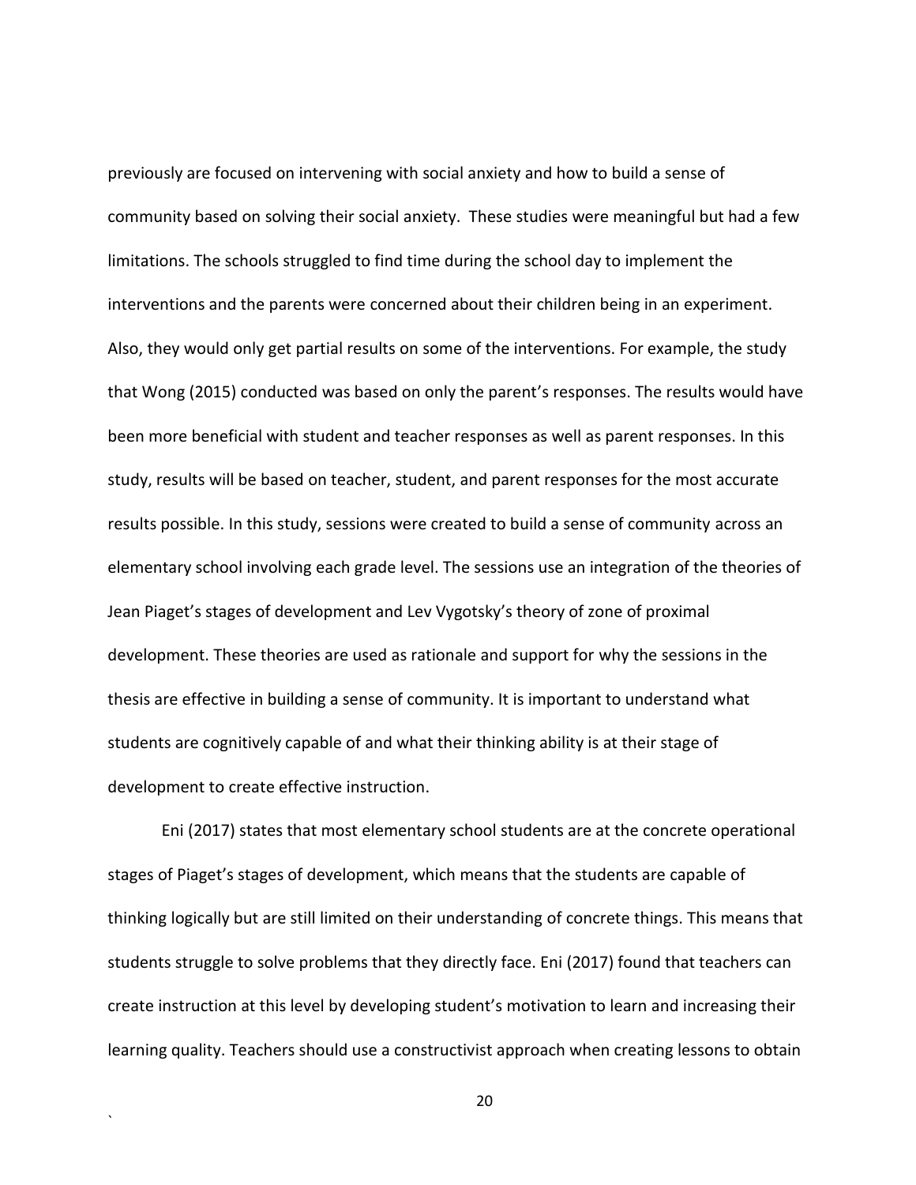previously are focused on intervening with social anxiety and how to build a sense of community based on solving their social anxiety. These studies were meaningful but had a few limitations. The schools struggled to find time during the school day to implement the interventions and the parents were concerned about their children being in an experiment. Also, they would only get partial results on some of the interventions. For example, the study that Wong (2015) conducted was based on only the parent's responses. The results would have been more beneficial with student and teacher responses as well as parent responses. In this study, results will be based on teacher, student, and parent responses for the most accurate results possible. In this study, sessions were created to build a sense of community across an elementary school involving each grade level. The sessions use an integration of the theories of Jean Piaget's stages of development and Lev Vygotsky's theory of zone of proximal development. These theories are used as rationale and support for why the sessions in the thesis are effective in building a sense of community. It is important to understand what students are cognitively capable of and what their thinking ability is at their stage of development to create effective instruction.

Eni (2017) states that most elementary school students are at the concrete operational stages of Piaget's stages of development, which means that the students are capable of thinking logically but are still limited on their understanding of concrete things. This means that students struggle to solve problems that they directly face. Eni (2017) found that teachers can create instruction at this level by developing student's motivation to learn and increasing their learning quality. Teachers should use a constructivist approach when creating lessons to obtain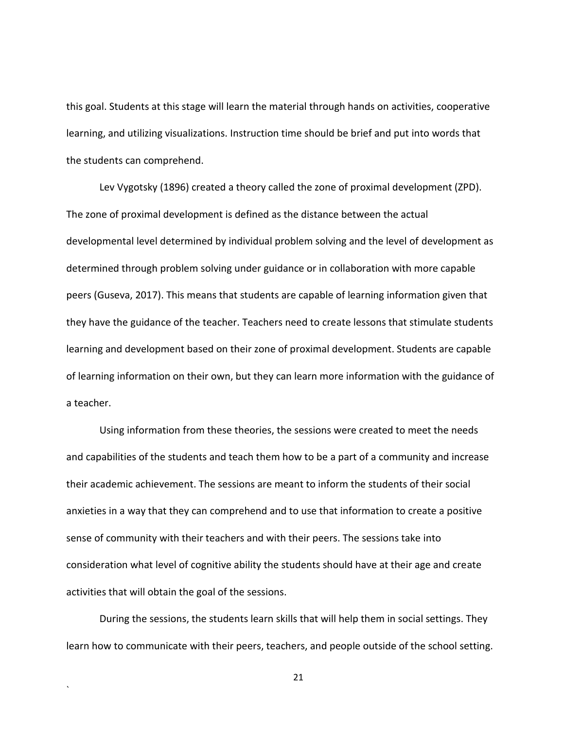this goal. Students at this stage will learn the material through hands on activities, cooperative learning, and utilizing visualizations. Instruction time should be brief and put into words that the students can comprehend.

Lev Vygotsky (1896) created a theory called the zone of proximal development (ZPD). The zone of proximal development is defined as the distance between the actual developmental level determined by individual problem solving and the level of development as determined through problem solving under guidance or in collaboration with more capable peers (Guseva, 2017). This means that students are capable of learning information given that they have the guidance of the teacher. Teachers need to create lessons that stimulate students learning and development based on their zone of proximal development. Students are capable of learning information on their own, but they can learn more information with the guidance of a teacher.

Using information from these theories, the sessions were created to meet the needs and capabilities of the students and teach them how to be a part of a community and increase their academic achievement. The sessions are meant to inform the students of their social anxieties in a way that they can comprehend and to use that information to create a positive sense of community with their teachers and with their peers. The sessions take into consideration what level of cognitive ability the students should have at their age and create activities that will obtain the goal of the sessions.

During the sessions, the students learn skills that will help them in social settings. They learn how to communicate with their peers, teachers, and people outside of the school setting.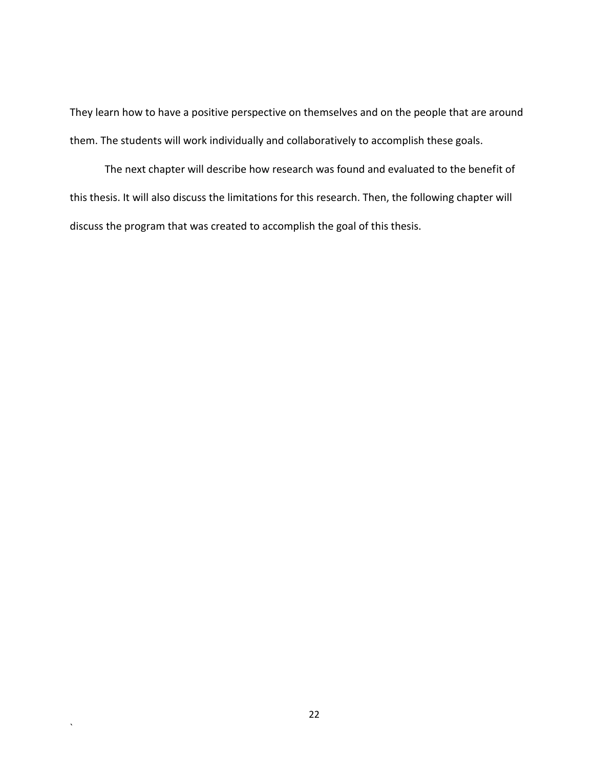They learn how to have a positive perspective on themselves and on the people that are around them. The students will work individually and collaboratively to accomplish these goals.

The next chapter will describe how research was found and evaluated to the benefit of this thesis. It will also discuss the limitations for this research. Then, the following chapter will discuss the program that was created to accomplish the goal of this thesis.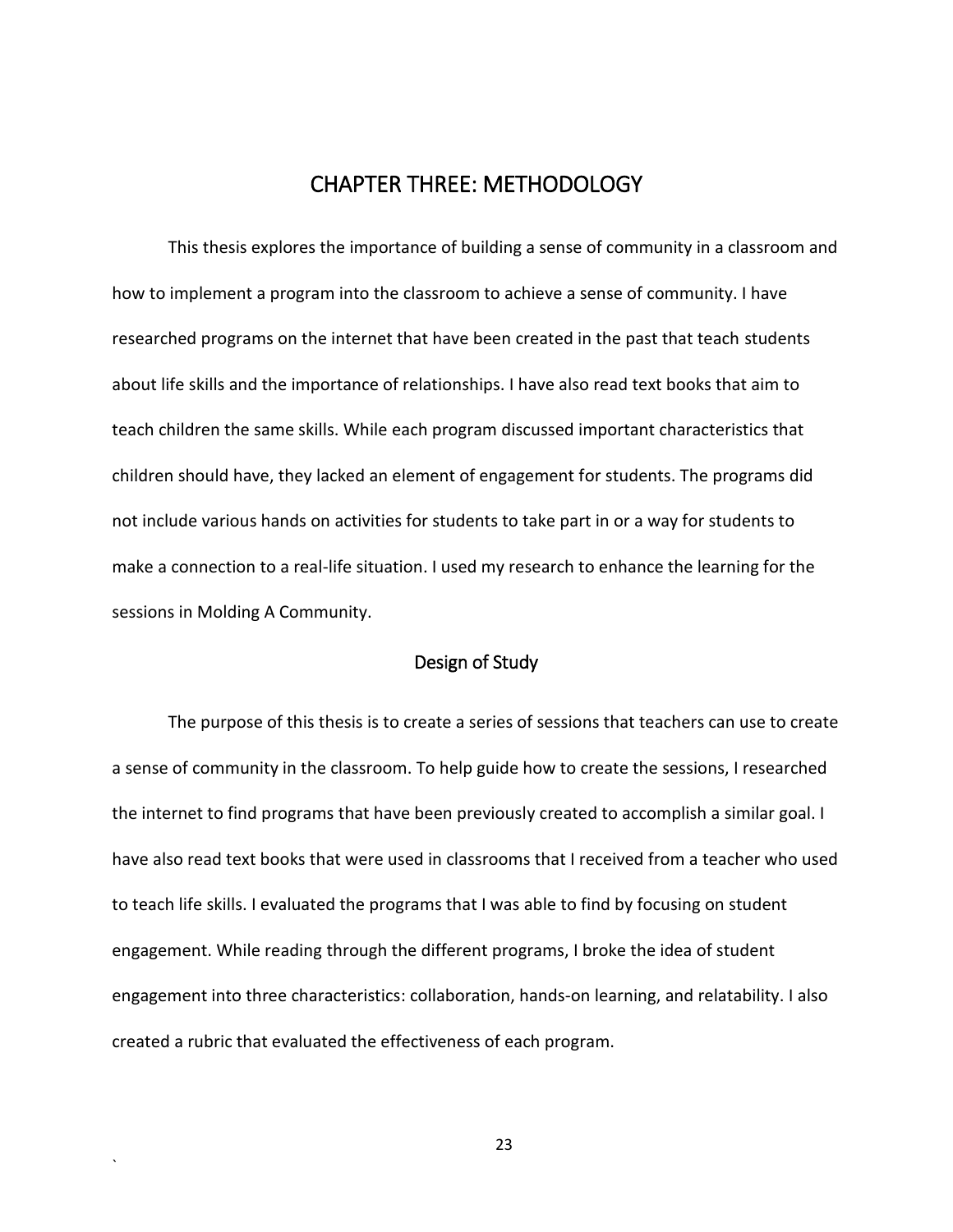# CHAPTER THREE: METHODOLOGY

This thesis explores the importance of building a sense of community in a classroom and how to implement a program into the classroom to achieve a sense of community. I have researched programs on the internet that have been created in the past that teach students about life skills and the importance of relationships. I have also read text books that aim to teach children the same skills. While each program discussed important characteristics that children should have, they lacked an element of engagement for students. The programs did not include various hands on activities for students to take part in or a way for students to make a connection to a real-life situation. I used my research to enhance the learning for the sessions in Molding A Community.

## Design of Study

The purpose of this thesis is to create a series of sessions that teachers can use to create a sense of community in the classroom. To help guide how to create the sessions, I researched the internet to find programs that have been previously created to accomplish a similar goal. I have also read text books that were used in classrooms that I received from a teacher who used to teach life skills. I evaluated the programs that I was able to find by focusing on student engagement. While reading through the different programs, I broke the idea of student engagement into three characteristics: collaboration, hands-on learning, and relatability. I also created a rubric that evaluated the effectiveness of each program.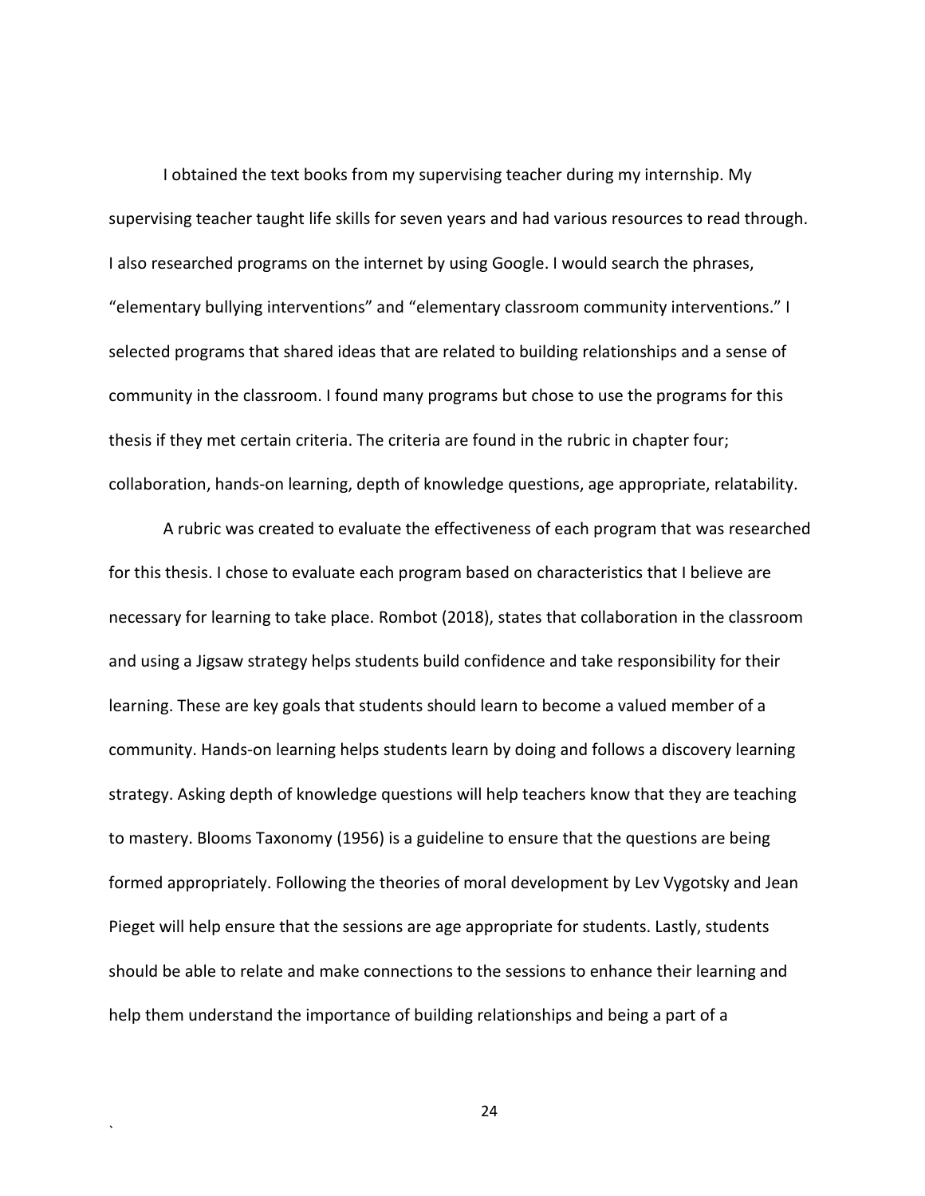I obtained the text books from my supervising teacher during my internship. My supervising teacher taught life skills for seven years and had various resources to read through. I also researched programs on the internet by using Google. I would search the phrases, "elementary bullying interventions" and "elementary classroom community interventions." I selected programs that shared ideas that are related to building relationships and a sense of community in the classroom. I found many programs but chose to use the programs for this thesis if they met certain criteria. The criteria are found in the rubric in chapter four; collaboration, hands-on learning, depth of knowledge questions, age appropriate, relatability.

A rubric was created to evaluate the effectiveness of each program that was researched for this thesis. I chose to evaluate each program based on characteristics that I believe are necessary for learning to take place. Rombot (2018), states that collaboration in the classroom and using a Jigsaw strategy helps students build confidence and take responsibility for their learning. These are key goals that students should learn to become a valued member of a community. Hands-on learning helps students learn by doing and follows a discovery learning strategy. Asking depth of knowledge questions will help teachers know that they are teaching to mastery. Blooms Taxonomy (1956) is a guideline to ensure that the questions are being formed appropriately. Following the theories of moral development by Lev Vygotsky and Jean Pieget will help ensure that the sessions are age appropriate for students. Lastly, students should be able to relate and make connections to the sessions to enhance their learning and help them understand the importance of building relationships and being a part of a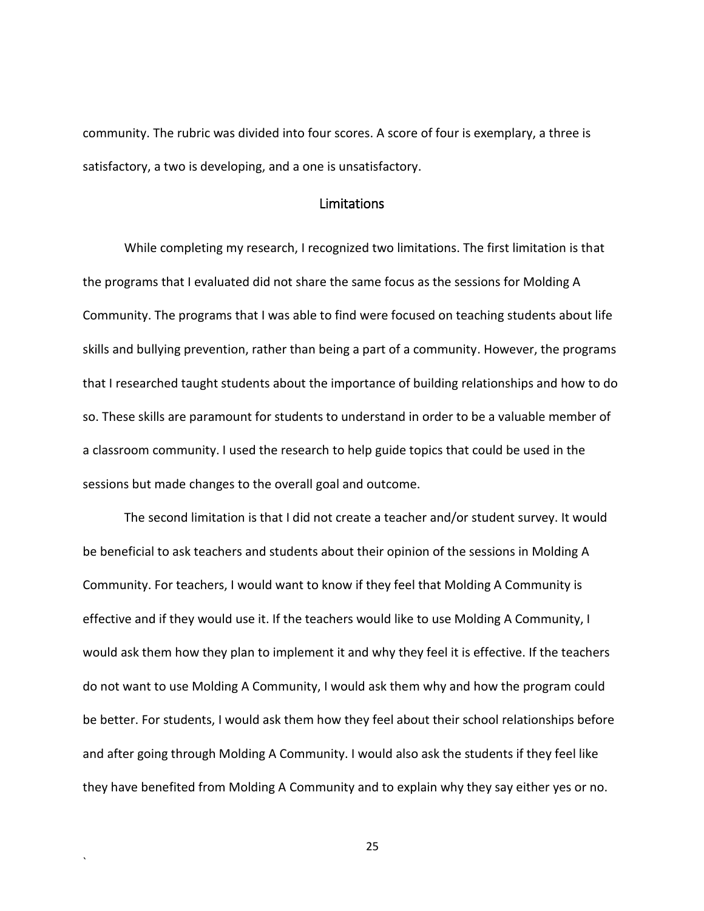community. The rubric was divided into four scores. A score of four is exemplary, a three is satisfactory, a two is developing, and a one is unsatisfactory.

## Limitations

While completing my research, I recognized two limitations. The first limitation is that the programs that I evaluated did not share the same focus as the sessions for Molding A Community. The programs that I was able to find were focused on teaching students about life skills and bullying prevention, rather than being a part of a community. However, the programs that I researched taught students about the importance of building relationships and how to do so. These skills are paramount for students to understand in order to be a valuable member of a classroom community. I used the research to help guide topics that could be used in the sessions but made changes to the overall goal and outcome.

The second limitation is that I did not create a teacher and/or student survey. It would be beneficial to ask teachers and students about their opinion of the sessions in Molding A Community. For teachers, I would want to know if they feel that Molding A Community is effective and if they would use it. If the teachers would like to use Molding A Community, I would ask them how they plan to implement it and why they feel it is effective. If the teachers do not want to use Molding A Community, I would ask them why and how the program could be better. For students, I would ask them how they feel about their school relationships before and after going through Molding A Community. I would also ask the students if they feel like they have benefited from Molding A Community and to explain why they say either yes or no.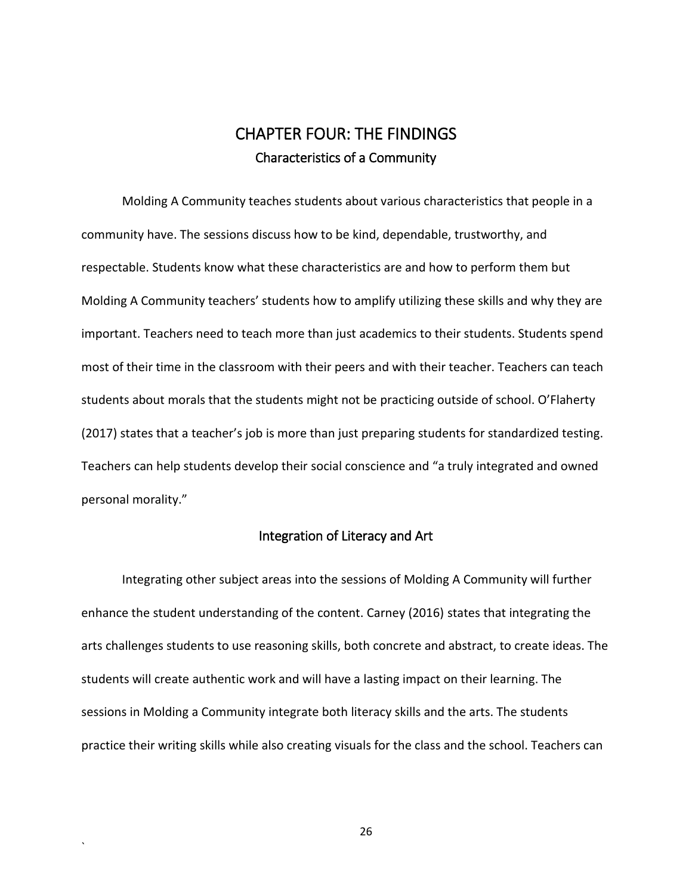# CHAPTER FOUR: THE FINDINGS

## Characteristics of a Community

Molding A Community teaches students about various characteristics that people in a community have. The sessions discuss how to be kind, dependable, trustworthy, and respectable. Students know what these characteristics are and how to perform them but Molding A Community teachers' students how to amplify utilizing these skills and why they are important. Teachers need to teach more than just academics to their students. Students spend most of their time in the classroom with their peers and with their teacher. Teachers can teach students about morals that the students might not be practicing outside of school. O'Flaherty (2017) states that a teacher's job is more than just preparing students for standardized testing. Teachers can help students develop their social conscience and "a truly integrated and owned personal morality."

## Integration of Literacy and Art

Integrating other subject areas into the sessions of Molding A Community will further enhance the student understanding of the content. Carney (2016) states that integrating the arts challenges students to use reasoning skills, both concrete and abstract, to create ideas. The students will create authentic work and will have a lasting impact on their learning. The sessions in Molding a Community integrate both literacy skills and the arts. The students practice their writing skills while also creating visuals for the class and the school. Teachers can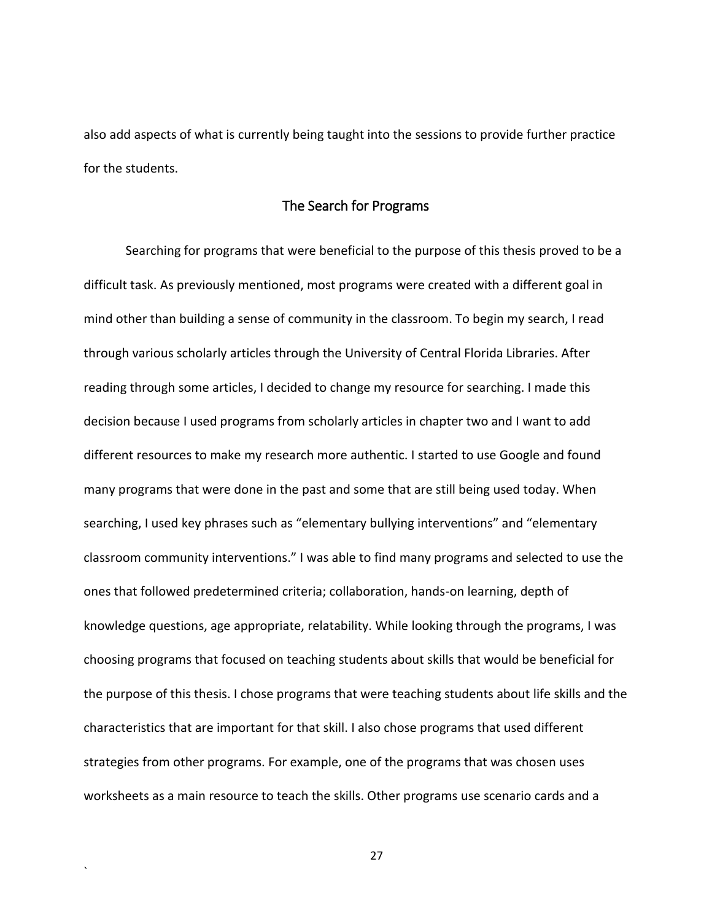also add aspects of what is currently being taught into the sessions to provide further practice for the students.

## The Search for Programs

Searching for programs that were beneficial to the purpose of this thesis proved to be a difficult task. As previously mentioned, most programs were created with a different goal in mind other than building a sense of community in the classroom. To begin my search, I read through various scholarly articles through the University of Central Florida Libraries. After reading through some articles, I decided to change my resource for searching. I made this decision because I used programs from scholarly articles in chapter two and I want to add different resources to make my research more authentic. I started to use Google and found many programs that were done in the past and some that are still being used today. When searching, I used key phrases such as "elementary bullying interventions" and "elementary classroom community interventions." I was able to find many programs and selected to use the ones that followed predetermined criteria; collaboration, hands-on learning, depth of knowledge questions, age appropriate, relatability. While looking through the programs, I was choosing programs that focused on teaching students about skills that would be beneficial for the purpose of this thesis. I chose programs that were teaching students about life skills and the characteristics that are important for that skill. I also chose programs that used different strategies from other programs. For example, one of the programs that was chosen uses worksheets as a main resource to teach the skills. Other programs use scenario cards and a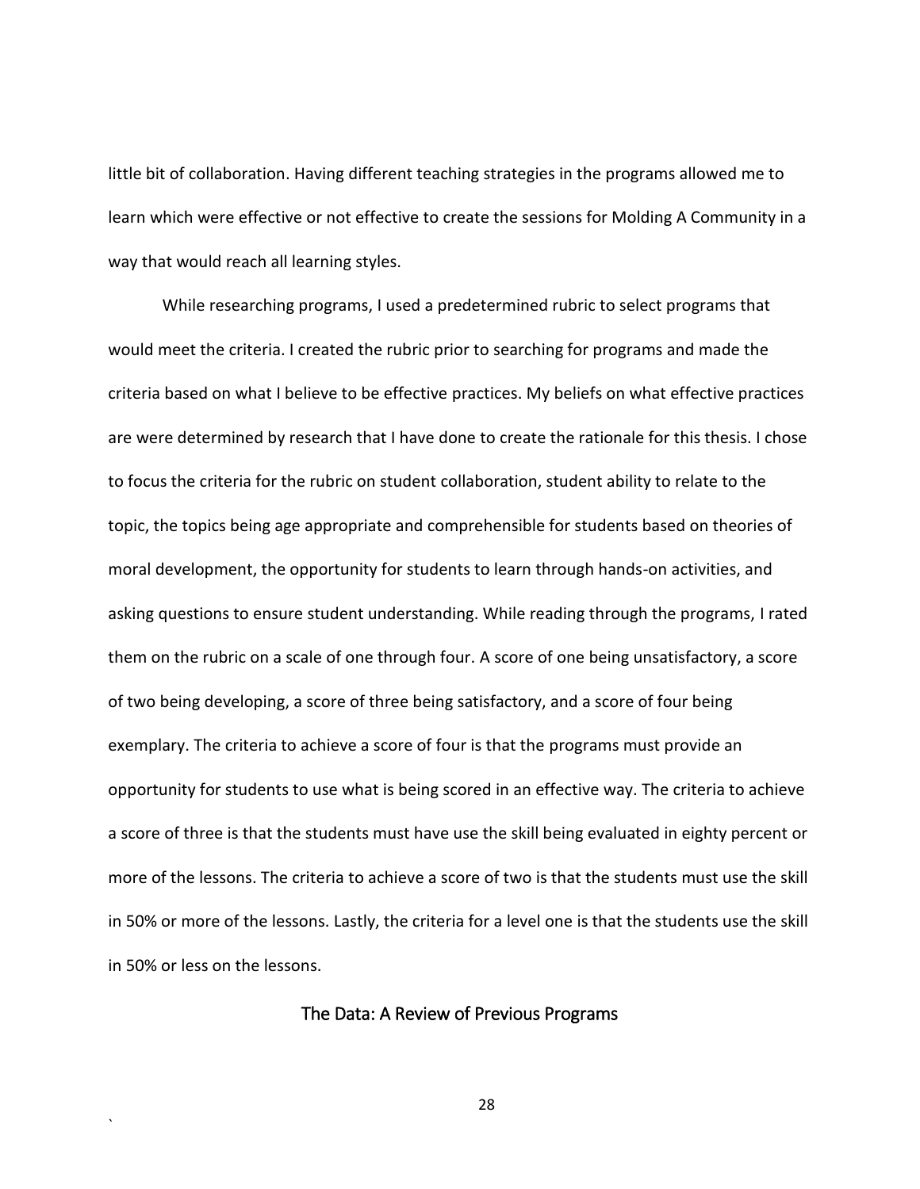little bit of collaboration. Having different teaching strategies in the programs allowed me to learn which were effective or not effective to create the sessions for Molding A Community in a way that would reach all learning styles.

While researching programs, I used a predetermined rubric to select programs that would meet the criteria. I created the rubric prior to searching for programs and made the criteria based on what I believe to be effective practices. My beliefs on what effective practices are were determined by research that I have done to create the rationale for this thesis. I chose to focus the criteria for the rubric on student collaboration, student ability to relate to the topic, the topics being age appropriate and comprehensible for students based on theories of moral development, the opportunity for students to learn through hands-on activities, and asking questions to ensure student understanding. While reading through the programs, I rated them on the rubric on a scale of one through four. A score of one being unsatisfactory, a score of two being developing, a score of three being satisfactory, and a score of four being exemplary. The criteria to achieve a score of four is that the programs must provide an opportunity for students to use what is being scored in an effective way. The criteria to achieve a score of three is that the students must have use the skill being evaluated in eighty percent or more of the lessons. The criteria to achieve a score of two is that the students must use the skill in 50% or more of the lessons. Lastly, the criteria for a level one is that the students use the skill in 50% or less on the lessons.

## The Data: A Review of Previous Programs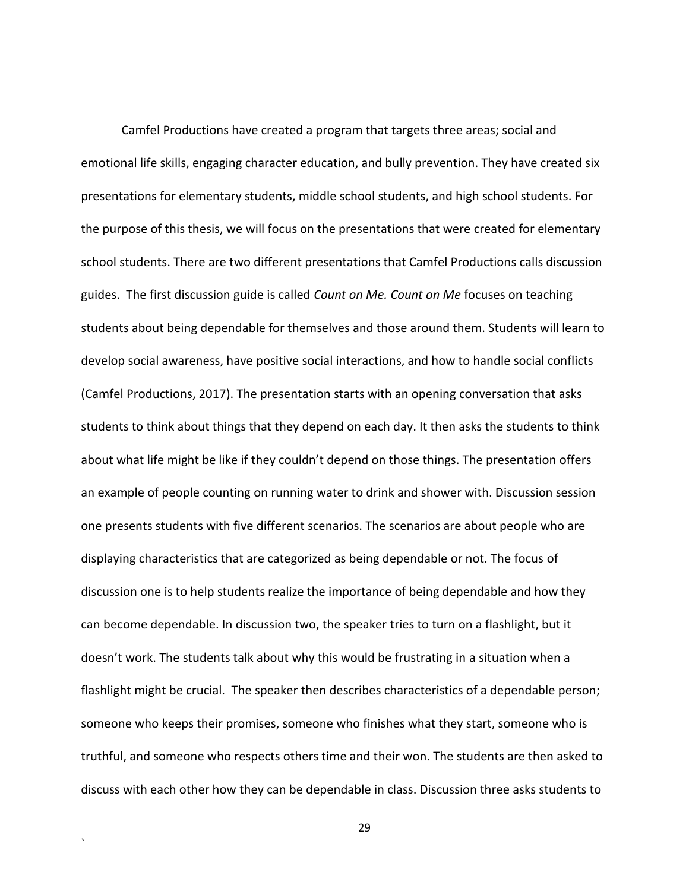Camfel Productions have created a program that targets three areas; social and emotional life skills, engaging character education, and bully prevention. They have created six presentations for elementary students, middle school students, and high school students. For the purpose of this thesis, we will focus on the presentations that were created for elementary school students. There are two different presentations that Camfel Productions calls discussion guides. The first discussion guide is called *Count on Me. Count on Me* focuses on teaching students about being dependable for themselves and those around them. Students will learn to develop social awareness, have positive social interactions, and how to handle social conflicts (Camfel Productions, 2017). The presentation starts with an opening conversation that asks students to think about things that they depend on each day. It then asks the students to think about what life might be like if they couldn't depend on those things. The presentation offers an example of people counting on running water to drink and shower with. Discussion session one presents students with five different scenarios. The scenarios are about people who are displaying characteristics that are categorized as being dependable or not. The focus of discussion one is to help students realize the importance of being dependable and how they can become dependable. In discussion two, the speaker tries to turn on a flashlight, but it doesn't work. The students talk about why this would be frustrating in a situation when a flashlight might be crucial. The speaker then describes characteristics of a dependable person; someone who keeps their promises, someone who finishes what they start, someone who is truthful, and someone who respects others time and their won. The students are then asked to discuss with each other how they can be dependable in class. Discussion three asks students to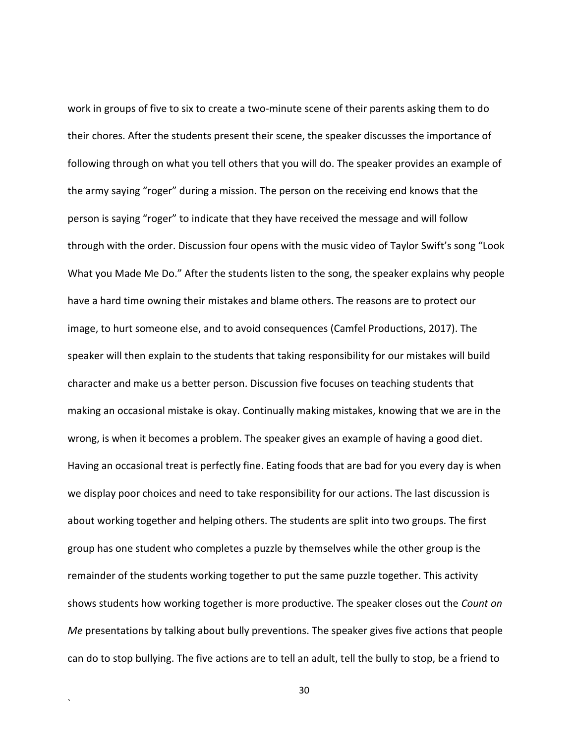work in groups of five to six to create a two-minute scene of their parents asking them to do their chores. After the students present their scene, the speaker discusses the importance of following through on what you tell others that you will do. The speaker provides an example of the army saying "roger" during a mission. The person on the receiving end knows that the person is saying "roger" to indicate that they have received the message and will follow through with the order. Discussion four opens with the music video of Taylor Swift's song "Look What you Made Me Do." After the students listen to the song, the speaker explains why people have a hard time owning their mistakes and blame others. The reasons are to protect our image, to hurt someone else, and to avoid consequences (Camfel Productions, 2017). The speaker will then explain to the students that taking responsibility for our mistakes will build character and make us a better person. Discussion five focuses on teaching students that making an occasional mistake is okay. Continually making mistakes, knowing that we are in the wrong, is when it becomes a problem. The speaker gives an example of having a good diet. Having an occasional treat is perfectly fine. Eating foods that are bad for you every day is when we display poor choices and need to take responsibility for our actions. The last discussion is about working together and helping others. The students are split into two groups. The first group has one student who completes a puzzle by themselves while the other group is the remainder of the students working together to put the same puzzle together. This activity shows students how working together is more productive. The speaker closes out the *Count on Me* presentations by talking about bully preventions. The speaker gives five actions that people can do to stop bullying. The five actions are to tell an adult, tell the bully to stop, be a friend to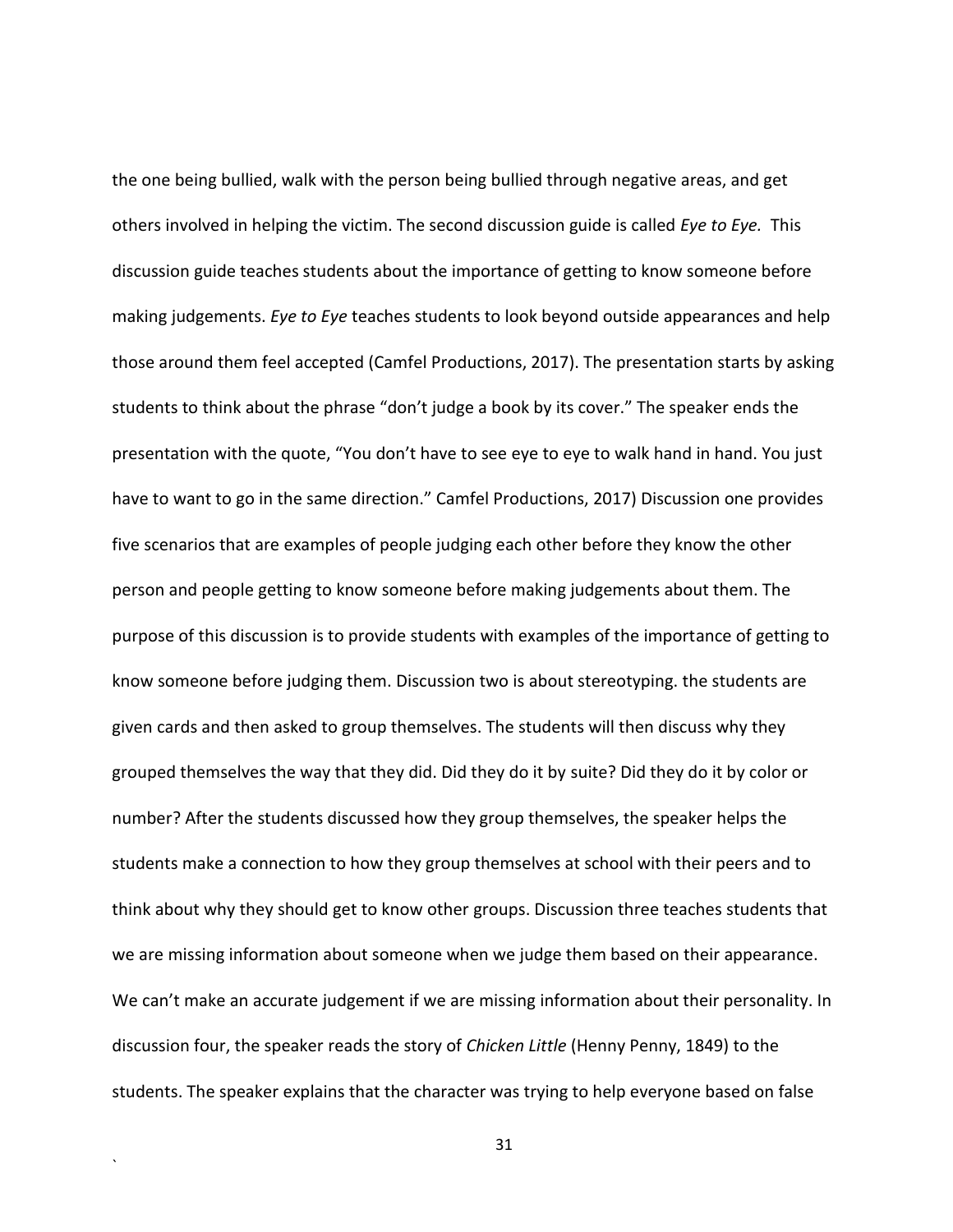the one being bullied, walk with the person being bullied through negative areas, and get others involved in helping the victim. The second discussion guide is called *Eye to Eye.* This discussion guide teaches students about the importance of getting to know someone before making judgements. *Eye to Eye* teaches students to look beyond outside appearances and help those around them feel accepted (Camfel Productions, 2017). The presentation starts by asking students to think about the phrase "don't judge a book by its cover." The speaker ends the presentation with the quote, "You don't have to see eye to eye to walk hand in hand. You just have to want to go in the same direction." Camfel Productions, 2017) Discussion one provides five scenarios that are examples of people judging each other before they know the other person and people getting to know someone before making judgements about them. The purpose of this discussion is to provide students with examples of the importance of getting to know someone before judging them. Discussion two is about stereotyping. the students are given cards and then asked to group themselves. The students will then discuss why they grouped themselves the way that they did. Did they do it by suite? Did they do it by color or number? After the students discussed how they group themselves, the speaker helps the students make a connection to how they group themselves at school with their peers and to think about why they should get to know other groups. Discussion three teaches students that we are missing information about someone when we judge them based on their appearance. We can't make an accurate judgement if we are missing information about their personality. In discussion four, the speaker reads the story of *Chicken Little* (Henny Penny, 1849) to the students. The speaker explains that the character was trying to help everyone based on false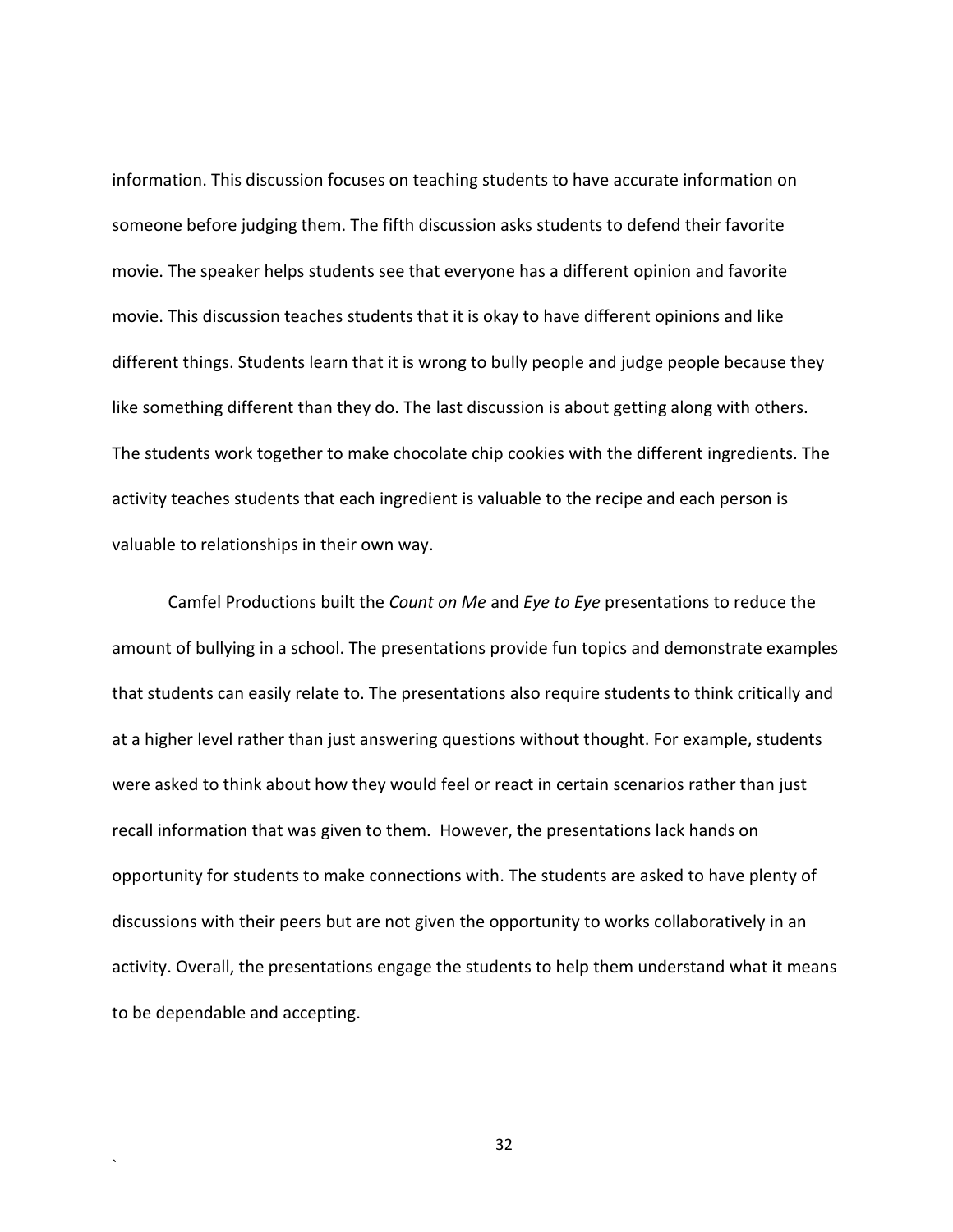information. This discussion focuses on teaching students to have accurate information on someone before judging them. The fifth discussion asks students to defend their favorite movie. The speaker helps students see that everyone has a different opinion and favorite movie. This discussion teaches students that it is okay to have different opinions and like different things. Students learn that it is wrong to bully people and judge people because they like something different than they do. The last discussion is about getting along with others. The students work together to make chocolate chip cookies with the different ingredients. The activity teaches students that each ingredient is valuable to the recipe and each person is valuable to relationships in their own way.

Camfel Productions built the *Count on Me* and *Eye to Eye* presentations to reduce the amount of bullying in a school. The presentations provide fun topics and demonstrate examples that students can easily relate to. The presentations also require students to think critically and at a higher level rather than just answering questions without thought. For example, students were asked to think about how they would feel or react in certain scenarios rather than just recall information that was given to them. However, the presentations lack hands on opportunity for students to make connections with. The students are asked to have plenty of discussions with their peers but are not given the opportunity to works collaboratively in an activity. Overall, the presentations engage the students to help them understand what it means to be dependable and accepting.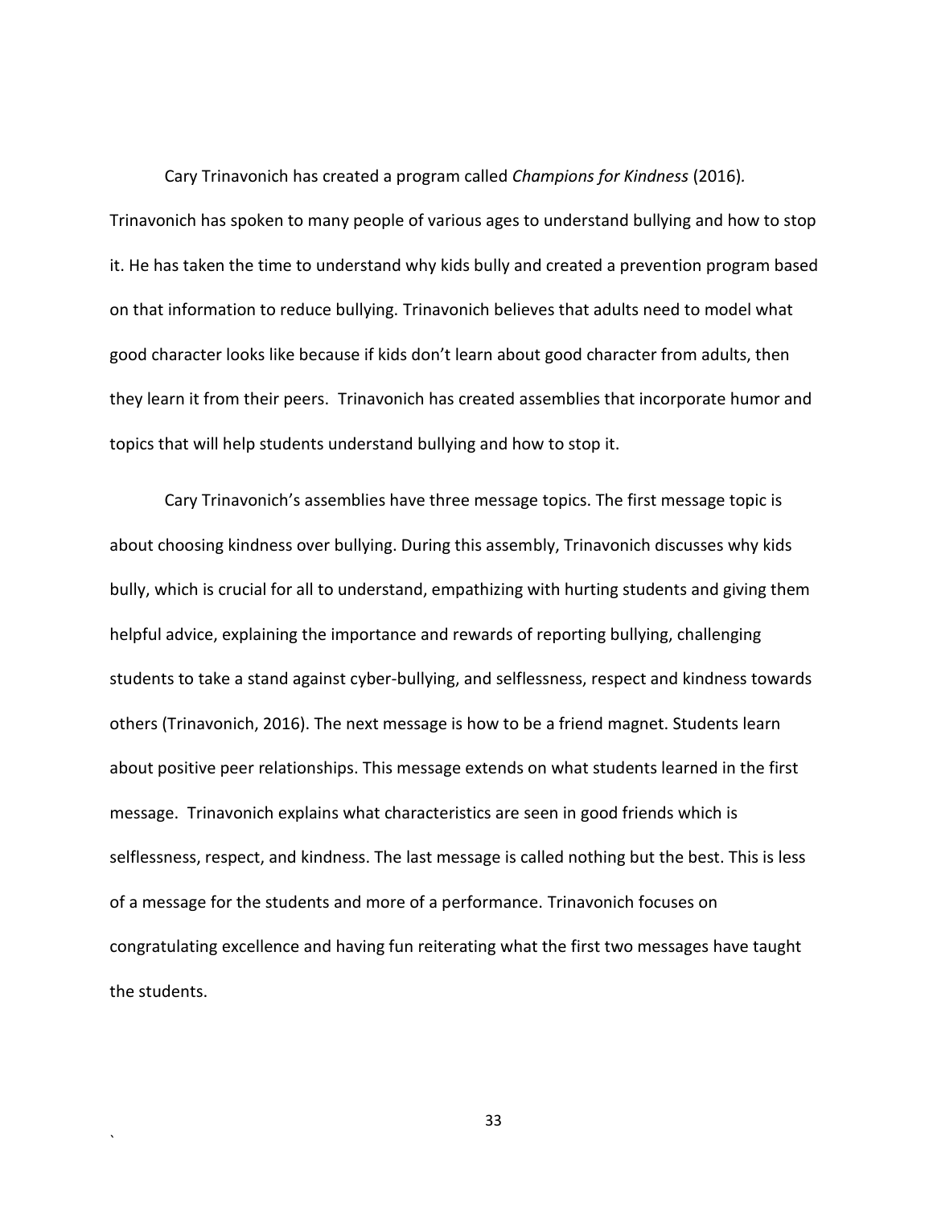Cary Trinavonich has created a program called *Champions for Kindness* (2016). Trinavonich has spoken to many people of various ages to understand bullying and how to stop it. He has taken the time to understand why kids bully and created a prevention program based on that information to reduce bullying. Trinavonich believes that adults need to model what good character looks like because if kids don't learn about good character from adults, then they learn it from their peers. Trinavonich has created assemblies that incorporate humor and topics that will help students understand bullying and how to stop it.

Cary Trinavonich's assemblies have three message topics. The first message topic is about choosing kindness over bullying. During this assembly, Trinavonich discusses why kids bully, which is crucial for all to understand, empathizing with hurting students and giving them helpful advice, explaining the importance and rewards of reporting bullying, challenging students to take a stand against cyber-bullying, and selflessness, respect and kindness towards others (Trinavonich, 2016). The next message is how to be a friend magnet. Students learn about positive peer relationships. This message extends on what students learned in the first message. Trinavonich explains what characteristics are seen in good friends which is selflessness, respect, and kindness. The last message is called nothing but the best. This is less of a message for the students and more of a performance. Trinavonich focuses on congratulating excellence and having fun reiterating what the first two messages have taught the students.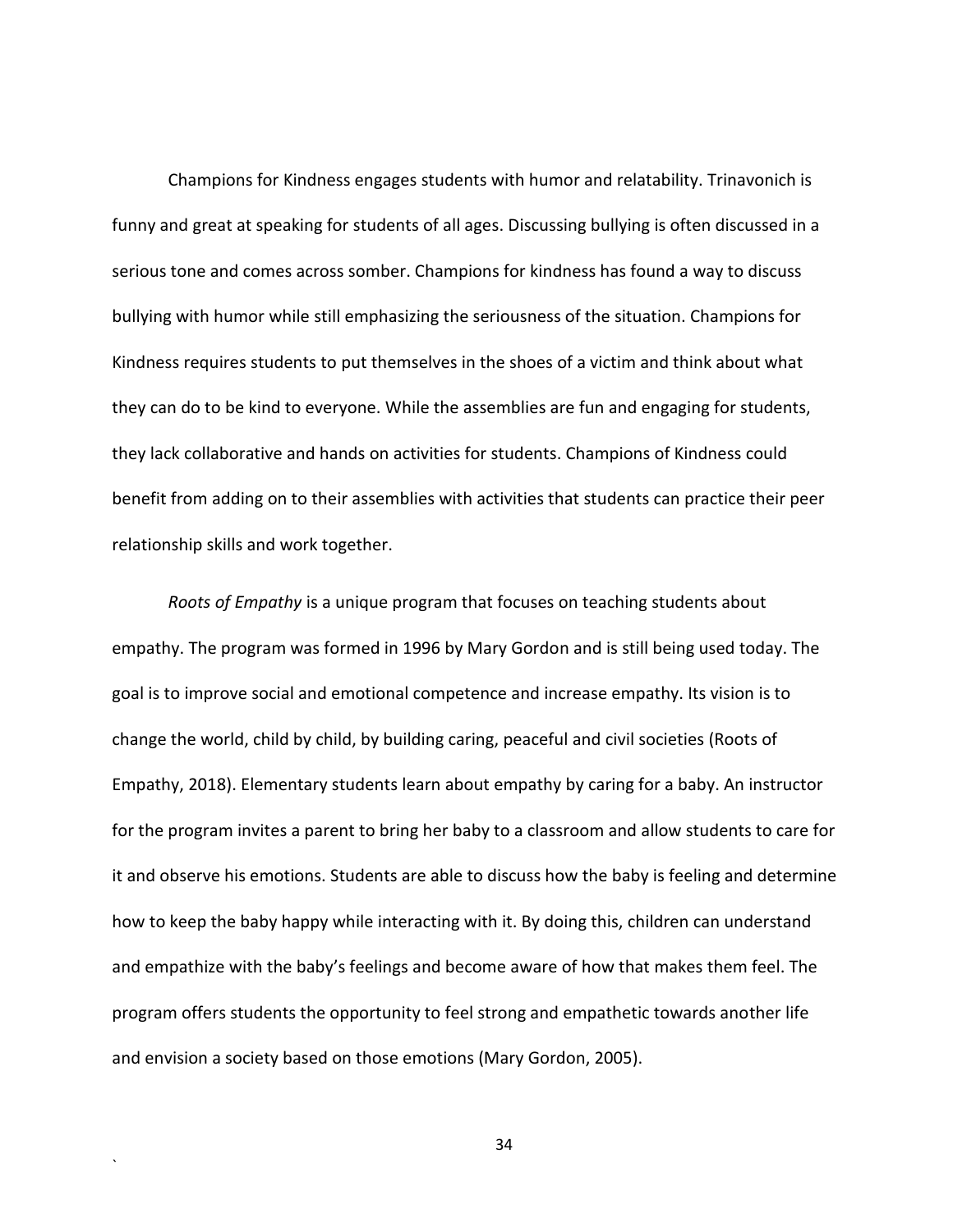Champions for Kindness engages students with humor and relatability. Trinavonich is funny and great at speaking for students of all ages. Discussing bullying is often discussed in a serious tone and comes across somber. Champions for kindness has found a way to discuss bullying with humor while still emphasizing the seriousness of the situation. Champions for Kindness requires students to put themselves in the shoes of a victim and think about what they can do to be kind to everyone. While the assemblies are fun and engaging for students, they lack collaborative and hands on activities for students. Champions of Kindness could benefit from adding on to their assemblies with activities that students can practice their peer relationship skills and work together.

*Roots of Empathy* is a unique program that focuses on teaching students about empathy. The program was formed in 1996 by Mary Gordon and is still being used today. The goal is to improve social and emotional competence and increase empathy. Its vision is to change the world, child by child, by building caring, peaceful and civil societies (Roots of Empathy, 2018). Elementary students learn about empathy by caring for a baby. An instructor for the program invites a parent to bring her baby to a classroom and allow students to care for it and observe his emotions. Students are able to discuss how the baby is feeling and determine how to keep the baby happy while interacting with it. By doing this, children can understand and empathize with the baby's feelings and become aware of how that makes them feel. The program offers students the opportunity to feel strong and empathetic towards another life and envision a society based on those emotions (Mary Gordon, 2005).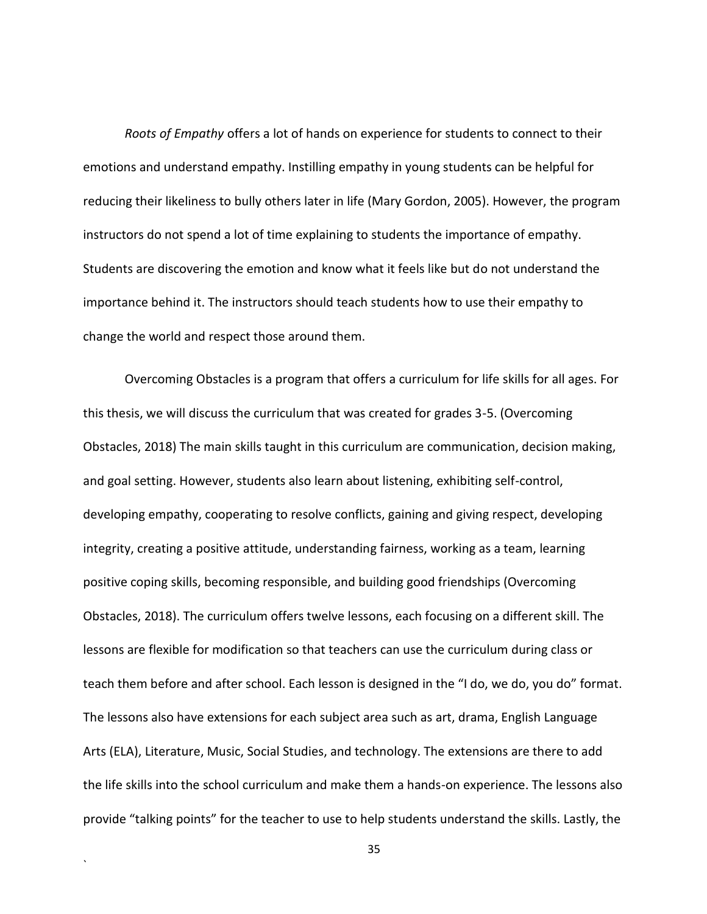*Roots of Empathy* offers a lot of hands on experience for students to connect to their emotions and understand empathy. Instilling empathy in young students can be helpful for reducing their likeliness to bully others later in life (Mary Gordon, 2005). However, the program instructors do not spend a lot of time explaining to students the importance of empathy. Students are discovering the emotion and know what it feels like but do not understand the importance behind it. The instructors should teach students how to use their empathy to change the world and respect those around them.

Overcoming Obstacles is a program that offers a curriculum for life skills for all ages. For this thesis, we will discuss the curriculum that was created for grades 3-5. (Overcoming Obstacles, 2018) The main skills taught in this curriculum are communication, decision making, and goal setting. However, students also learn about listening, exhibiting self-control, developing empathy, cooperating to resolve conflicts, gaining and giving respect, developing integrity, creating a positive attitude, understanding fairness, working as a team, learning positive coping skills, becoming responsible, and building good friendships (Overcoming Obstacles, 2018). The curriculum offers twelve lessons, each focusing on a different skill. The lessons are flexible for modification so that teachers can use the curriculum during class or teach them before and after school. Each lesson is designed in the "I do, we do, you do" format. The lessons also have extensions for each subject area such as art, drama, English Language Arts (ELA), Literature, Music, Social Studies, and technology. The extensions are there to add the life skills into the school curriculum and make them a hands-on experience. The lessons also provide "talking points" for the teacher to use to help students understand the skills. Lastly, the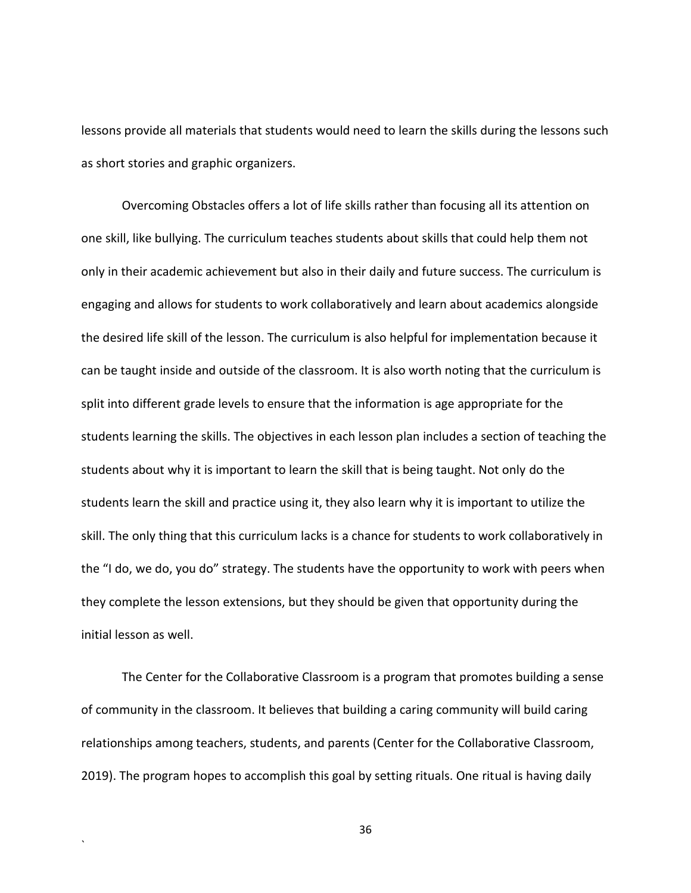lessons provide all materials that students would need to learn the skills during the lessons such as short stories and graphic organizers.

Overcoming Obstacles offers a lot of life skills rather than focusing all its attention on one skill, like bullying. The curriculum teaches students about skills that could help them not only in their academic achievement but also in their daily and future success. The curriculum is engaging and allows for students to work collaboratively and learn about academics alongside the desired life skill of the lesson. The curriculum is also helpful for implementation because it can be taught inside and outside of the classroom. It is also worth noting that the curriculum is split into different grade levels to ensure that the information is age appropriate for the students learning the skills. The objectives in each lesson plan includes a section of teaching the students about why it is important to learn the skill that is being taught. Not only do the students learn the skill and practice using it, they also learn why it is important to utilize the skill. The only thing that this curriculum lacks is a chance for students to work collaboratively in the "I do, we do, you do" strategy. The students have the opportunity to work with peers when they complete the lesson extensions, but they should be given that opportunity during the initial lesson as well.

The Center for the Collaborative Classroom is a program that promotes building a sense of community in the classroom. It believes that building a caring community will build caring relationships among teachers, students, and parents (Center for the Collaborative Classroom, 2019). The program hopes to accomplish this goal by setting rituals. One ritual is having daily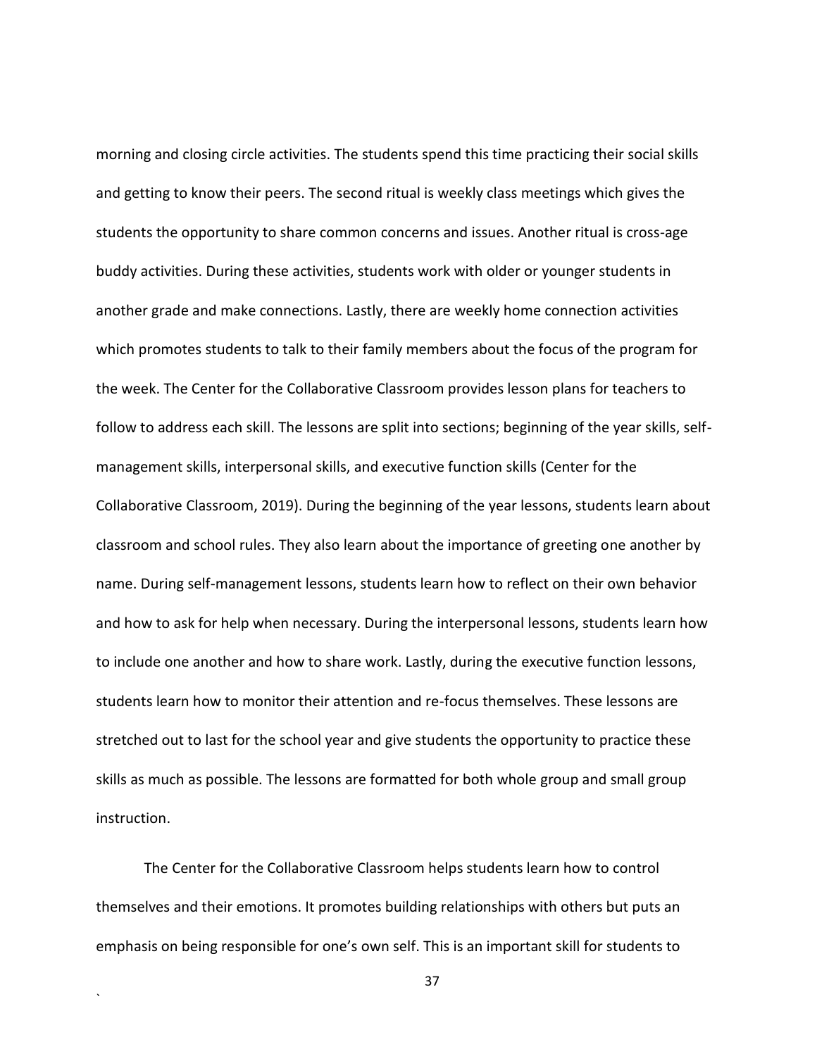morning and closing circle activities. The students spend this time practicing their social skills and getting to know their peers. The second ritual is weekly class meetings which gives the students the opportunity to share common concerns and issues. Another ritual is cross-age buddy activities. During these activities, students work with older or younger students in another grade and make connections. Lastly, there are weekly home connection activities which promotes students to talk to their family members about the focus of the program for the week. The Center for the Collaborative Classroom provides lesson plans for teachers to follow to address each skill. The lessons are split into sections; beginning of the year skills, self-management skills, interpersonal skills, and executive function skills (Center for the Collaborative Classroom, 2019). During the beginning of the year lessons, students learn about classroom and school rules. They also learn about the importance of greeting one another by name. During self-management lessons, students learn how to reflect on their own behavior and how to ask for help when necessary. During the interpersonal lessons, students learn how to include one another and how to share work. Lastly, during the executive function lessons, students learn how to monitor their attention and re-focus themselves. These lessons are stretched out to last for the school year and give students the opportunity to practice these skills as much as possible. The lessons are formatted for both whole group and small group instruction.

The Center for the Collaborative Classroom helps students learn how to control themselves and their emotions. It promotes building relationships with others but puts an emphasis on being responsible for one's own self. This is an important skill for students to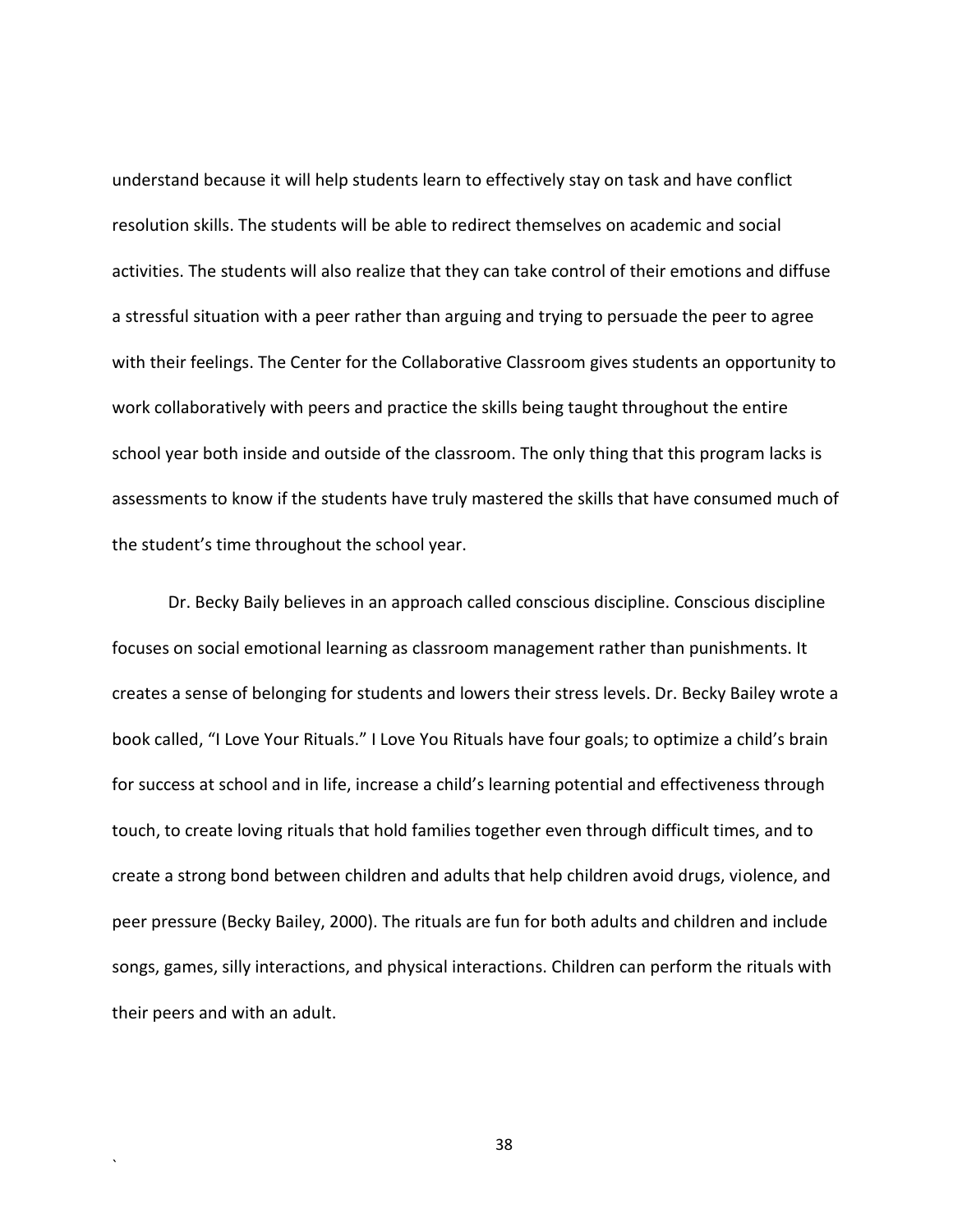understand because it will help students learn to effectively stay on task and have conflict resolution skills. The students will be able to redirect themselves on academic and social activities. The students will also realize that they can take control of their emotions and diffuse a stressful situation with a peer rather than arguing and trying to persuade the peer to agree with their feelings. The Center for the Collaborative Classroom gives students an opportunity to work collaboratively with peers and practice the skills being taught throughout the entire school year both inside and outside of the classroom. The only thing that this program lacks is assessments to know if the students have truly mastered the skills that have consumed much of the student's time throughout the school year.

Dr. Becky Baily believes in an approach called conscious discipline. Conscious discipline focuses on social emotional learning as classroom management rather than punishments. It creates a sense of belonging for students and lowers their stress levels. Dr. Becky Bailey wrote a book called, "I Love Your Rituals." I Love You Rituals have four goals; to optimize a child's brain for success at school and in life, increase a child's learning potential and effectiveness through touch, to create loving rituals that hold families together even through difficult times, and to create a strong bond between children and adults that help children avoid drugs, violence, and peer pressure (Becky Bailey, 2000). The rituals are fun for both adults and children and include songs, games, silly interactions, and physical interactions. Children can perform the rituals with their peers and with an adult.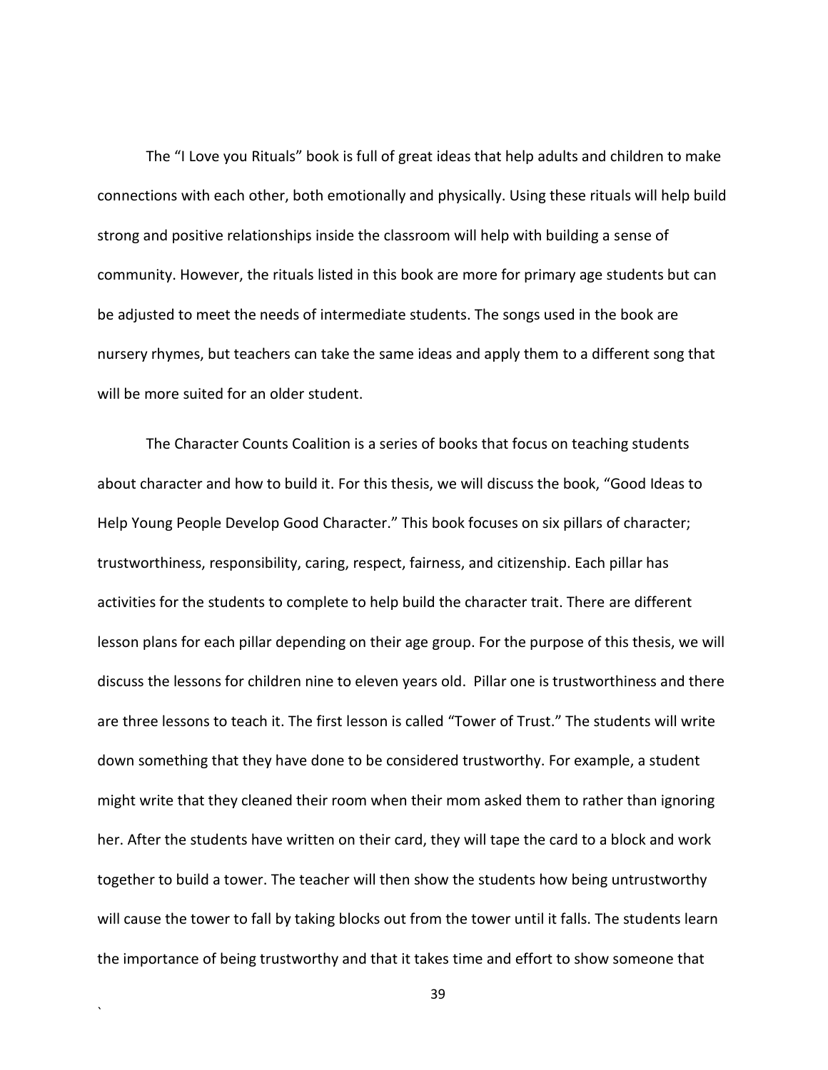The "I Love you Rituals" book is full of great ideas that help adults and children to make connections with each other, both emotionally and physically. Using these rituals will help build strong and positive relationships inside the classroom will help with building a sense of community. However, the rituals listed in this book are more for primary age students but can be adjusted to meet the needs of intermediate students. The songs used in the book are nursery rhymes, but teachers can take the same ideas and apply them to a different song that will be more suited for an older student.

The Character Counts Coalition is a series of books that focus on teaching students about character and how to build it. For this thesis, we will discuss the book, "Good Ideas to Help Young People Develop Good Character." This book focuses on six pillars of character; trustworthiness, responsibility, caring, respect, fairness, and citizenship. Each pillar has activities for the students to complete to help build the character trait. There are different lesson plans for each pillar depending on their age group. For the purpose of this thesis, we will discuss the lessons for children nine to eleven years old. Pillar one is trustworthiness and there are three lessons to teach it. The first lesson is called "Tower of Trust." The students will write down something that they have done to be considered trustworthy. For example, a student might write that they cleaned their room when their mom asked them to rather than ignoring her. After the students have written on their card, they will tape the card to a block and work together to build a tower. The teacher will then show the students how being untrustworthy will cause the tower to fall by taking blocks out from the tower until it falls. The students learn the importance of being trustworthy and that it takes time and effort to show someone that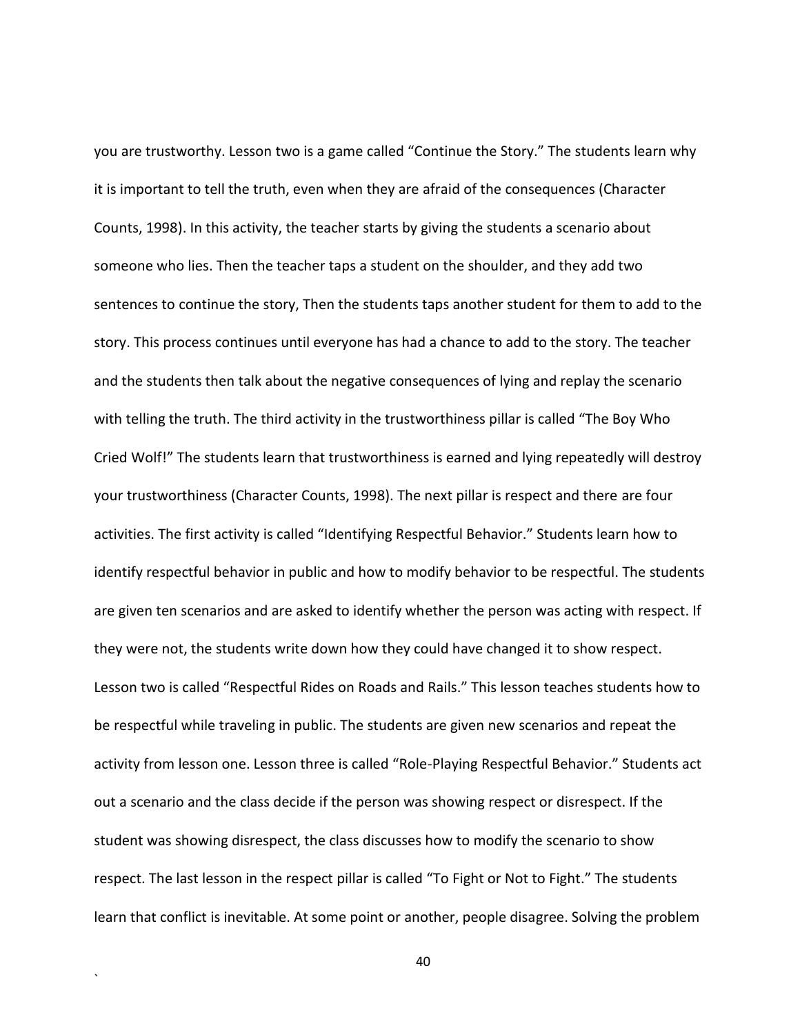you are trustworthy. Lesson two is a game called "Continue the Story." The students learn why it is important to tell the truth, even when they are afraid of the consequences (Character Counts, 1998). In this activity, the teacher starts by giving the students a scenario about someone who lies. Then the teacher taps a student on the shoulder, and they add two sentences to continue the story, Then the students taps another student for them to add to the story. This process continues until everyone has had a chance to add to the story. The teacher and the students then talk about the negative consequences of lying and replay the scenario with telling the truth. The third activity in the trustworthiness pillar is called "The Boy Who Cried Wolf!" The students learn that trustworthiness is earned and lying repeatedly will destroy your trustworthiness (Character Counts, 1998). The next pillar is respect and there are four activities. The first activity is called "Identifying Respectful Behavior." Students learn how to identify respectful behavior in public and how to modify behavior to be respectful. The students are given ten scenarios and are asked to identify whether the person was acting with respect. If they were not, the students write down how they could have changed it to show respect. Lesson two is called "Respectful Rides on Roads and Rails." This lesson teaches students how to be respectful while traveling in public. The students are given new scenarios and repeat the activity from lesson one. Lesson three is called "Role-Playing Respectful Behavior." Students act out a scenario and the class decide if the person was showing respect or disrespect. If the student was showing disrespect, the class discusses how to modify the scenario to show respect. The last lesson in the respect pillar is called "To Fight or Not to Fight." The students learn that conflict is inevitable. At some point or another, people disagree. Solving the problem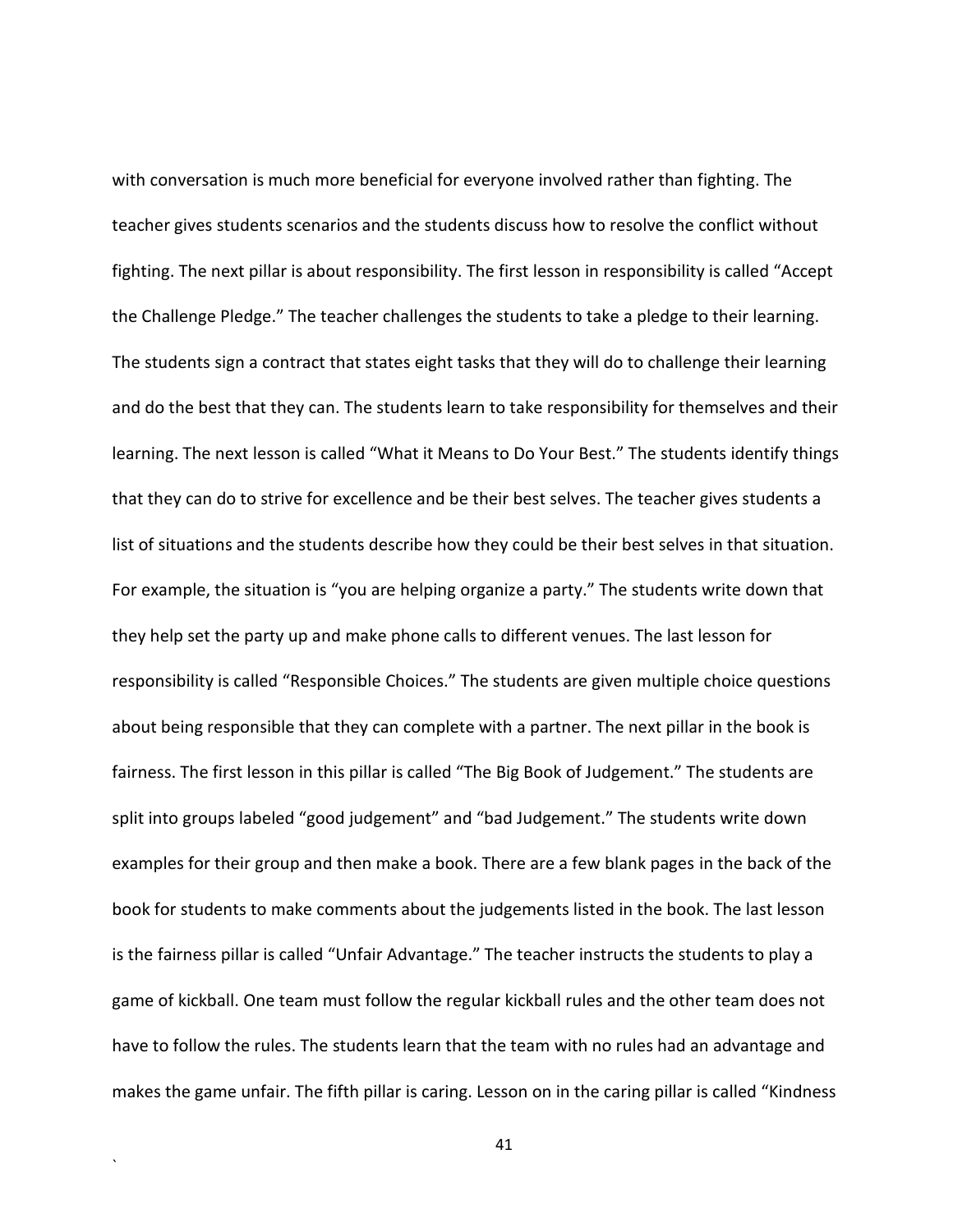with conversation is much more beneficial for everyone involved rather than fighting. The teacher gives students scenarios and the students discuss how to resolve the conflict without fighting. The next pillar is about responsibility. The first lesson in responsibility is called "Accept the Challenge Pledge." The teacher challenges the students to take a pledge to their learning. The students sign a contract that states eight tasks that they will do to challenge their learning and do the best that they can. The students learn to take responsibility for themselves and their learning. The next lesson is called "What it Means to Do Your Best." The students identify things that they can do to strive for excellence and be their best selves. The teacher gives students a list of situations and the students describe how they could be their best selves in that situation. For example, the situation is "you are helping organize a party." The students write down that they help set the party up and make phone calls to different venues. The last lesson for responsibility is called "Responsible Choices." The students are given multiple choice questions about being responsible that they can complete with a partner. The next pillar in the book is fairness. The first lesson in this pillar is called "The Big Book of Judgement." The students are split into groups labeled "good judgement" and "bad Judgement." The students write down examples for their group and then make a book. There are a few blank pages in the back of the book for students to make comments about the judgements listed in the book. The last lesson is the fairness pillar is called "Unfair Advantage." The teacher instructs the students to play a game of kickball. One team must follow the regular kickball rules and the other team does not have to follow the rules. The students learn that the team with no rules had an advantage and makes the game unfair. The fifth pillar is caring. Lesson on in the caring pillar is called "Kindness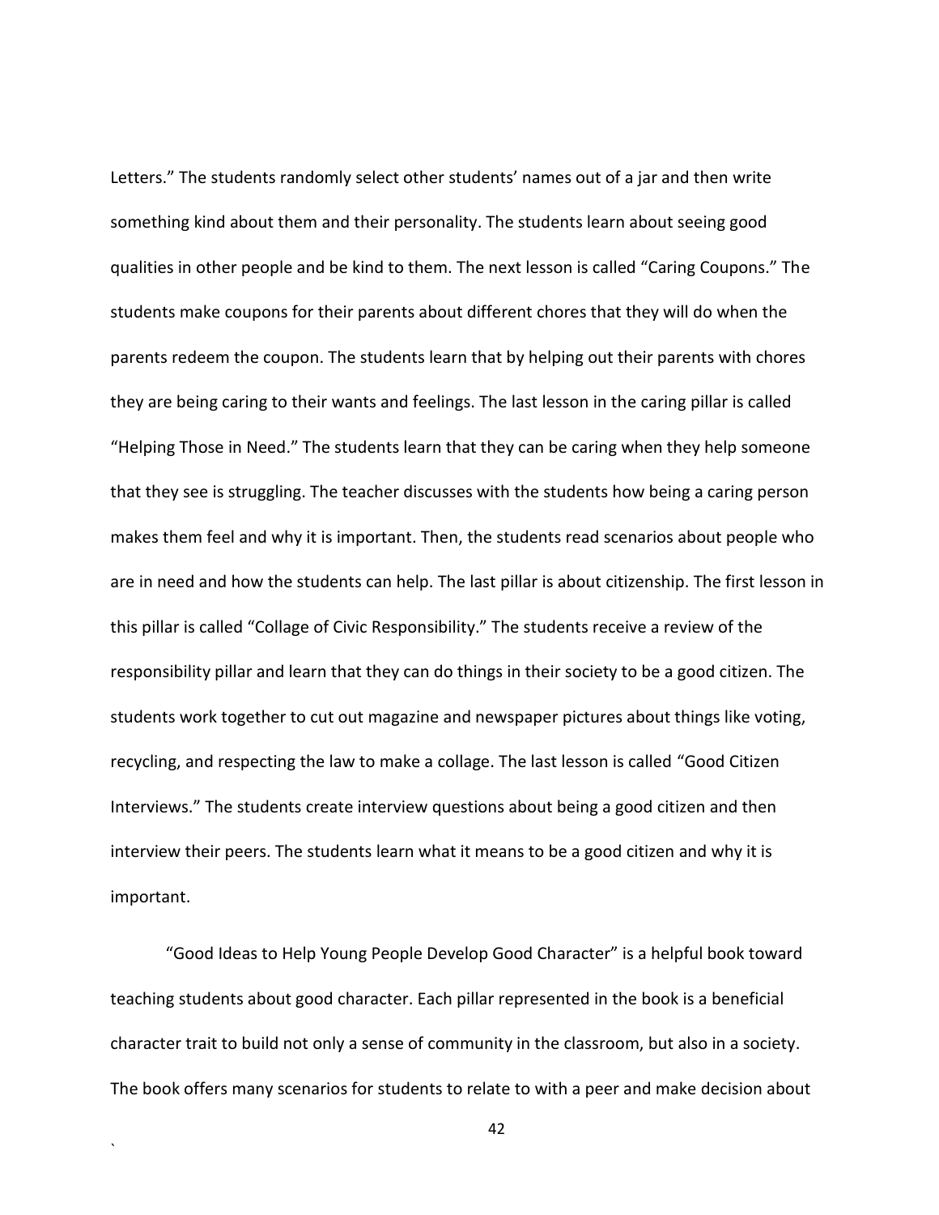Letters." The students randomly select other students' names out of a jar and then write something kind about them and their personality. The students learn about seeing good qualities in other people and be kind to them. The next lesson is called "Caring Coupons." The students make coupons for their parents about different chores that they will do when the parents redeem the coupon. The students learn that by helping out their parents with chores they are being caring to their wants and feelings. The last lesson in the caring pillar is called "Helping Those in Need." The students learn that they can be caring when they help someone that they see is struggling. The teacher discusses with the students how being a caring person makes them feel and why it is important. Then, the students read scenarios about people who are in need and how the students can help. The last pillar is about citizenship. The first lesson in this pillar is called "Collage of Civic Responsibility." The students receive a review of the responsibility pillar and learn that they can do things in their society to be a good citizen. The students work together to cut out magazine and newspaper pictures about things like voting, recycling, and respecting the law to make a collage. The last lesson is called "Good Citizen Interviews." The students create interview questions about being a good citizen and then interview their peers. The students learn what it means to be a good citizen and why it is important.

"Good Ideas to Help Young People Develop Good Character" is a helpful book toward teaching students about good character. Each pillar represented in the book is a beneficial character trait to build not only a sense of community in the classroom, but also in a society. The book offers many scenarios for students to relate to with a peer and make decision about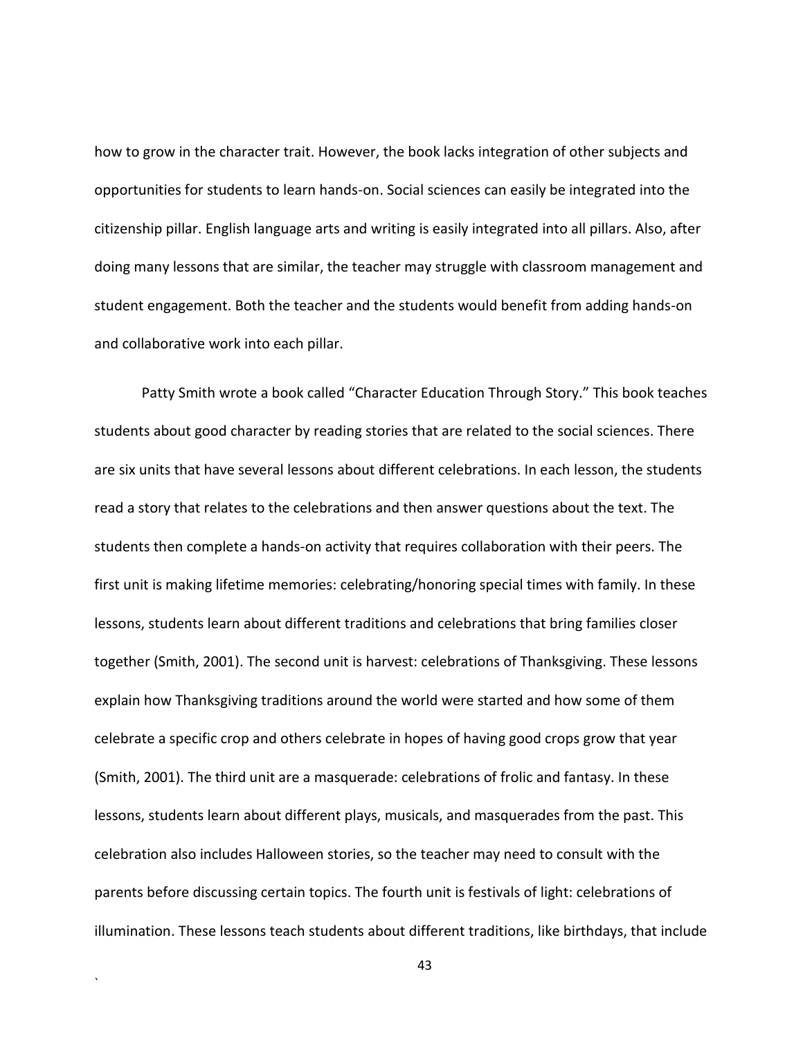how to grow in the character trait. However, the book lacks integration of other subjects and opportunities for students to learn hands-on. Social sciences can easily be integrated into the citizenship pillar. English language arts and writing is easily integrated into all pillars. Also, after doing many lessons that are similar, the teacher may struggle with classroom management and student engagement. Both the teacher and the students would benefit from adding hands-on and collaborative work into each pillar.

Patty Smith wrote a book called "Character Education Through Story." This book teaches students about good character by reading stories that are related to the social sciences. There are six units that have several lessons about different celebrations. In each lesson, the students read a story that relates to the celebrations and then answer questions about the text. The students then complete a hands-on activity that requires collaboration with their peers. The first unit is making lifetime memories: celebrating/honoring special times with family. In these lessons, students learn about different traditions and celebrations that bring families closer together (Smith, 2001). The second unit is harvest: celebrations of Thanksgiving. These lessons explain how Thanksgiving traditions around the world were started and how some of them celebrate a specific crop and others celebrate in hopes of having good crops grow that year (Smith, 2001). The third unit are a masquerade: celebrations of frolic and fantasy. In these lessons, students learn about different plays, musicals, and masquerades from the past. This celebration also includes Halloween stories, so the teacher may need to consult with the parents before discussing certain topics. The fourth unit is festivals of light: celebrations of illumination. These lessons teach students about different traditions, like birthdays, that include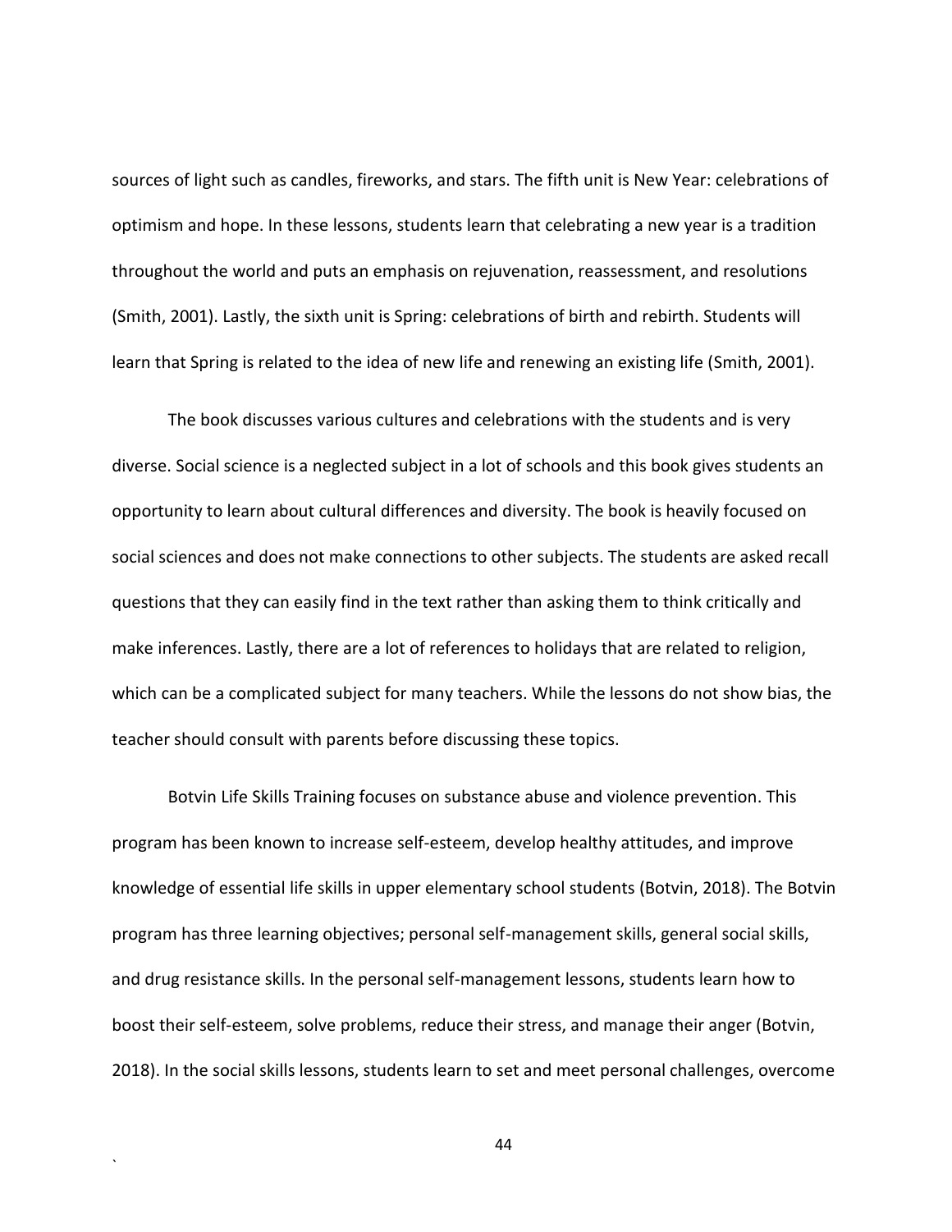sources of light such as candles, fireworks, and stars. The fifth unit is New Year: celebrations of optimism and hope. In these lessons, students learn that celebrating a new year is a tradition throughout the world and puts an emphasis on rejuvenation, reassessment, and resolutions (Smith, 2001). Lastly, the sixth unit is Spring: celebrations of birth and rebirth. Students will learn that Spring is related to the idea of new life and renewing an existing life (Smith, 2001).

The book discusses various cultures and celebrations with the students and is very diverse. Social science is a neglected subject in a lot of schools and this book gives students an opportunity to learn about cultural differences and diversity. The book is heavily focused on social sciences and does not make connections to other subjects. The students are asked recall questions that they can easily find in the text rather than asking them to think critically and make inferences. Lastly, there are a lot of references to holidays that are related to religion, which can be a complicated subject for many teachers. While the lessons do not show bias, the teacher should consult with parents before discussing these topics.

Botvin Life Skills Training focuses on substance abuse and violence prevention. This program has been known to increase self-esteem, develop healthy attitudes, and improve knowledge of essential life skills in upper elementary school students (Botvin, 2018). The Botvin program has three learning objectives; personal self-management skills, general social skills, and drug resistance skills. In the personal self-management lessons, students learn how to boost their self-esteem, solve problems, reduce their stress, and manage their anger (Botvin, 2018). In the social skills lessons, students learn to set and meet personal challenges, overcome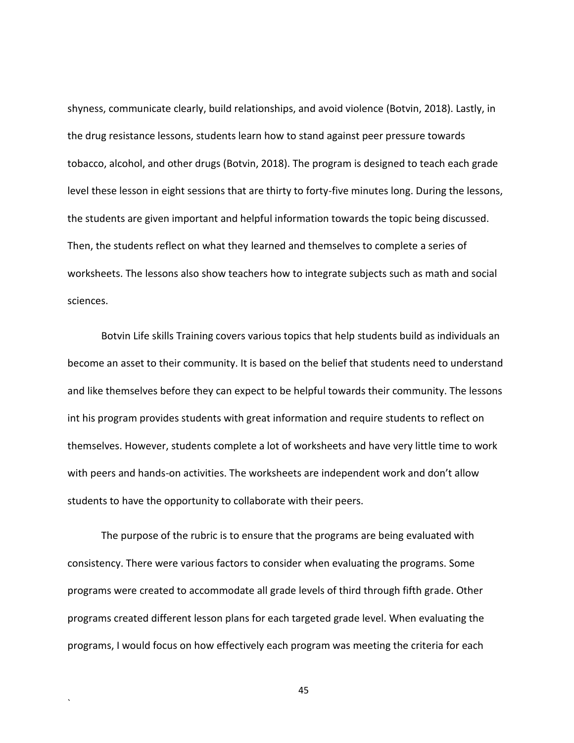shyness, communicate clearly, build relationships, and avoid violence (Botvin, 2018). Lastly, in the drug resistance lessons, students learn how to stand against peer pressure towards tobacco, alcohol, and other drugs (Botvin, 2018). The program is designed to teach each grade level these lesson in eight sessions that are thirty to forty-five minutes long. During the lessons, the students are given important and helpful information towards the topic being discussed. Then, the students reflect on what they learned and themselves to complete a series of worksheets. The lessons also show teachers how to integrate subjects such as math and social sciences.

Botvin Life skills Training covers various topics that help students build as individuals an become an asset to their community. It is based on the belief that students need to understand and like themselves before they can expect to be helpful towards their community. The lessons int his program provides students with great information and require students to reflect on themselves. However, students complete a lot of worksheets and have very little time to work with peers and hands-on activities. The worksheets are independent work and don't allow students to have the opportunity to collaborate with their peers.

The purpose of the rubric is to ensure that the programs are being evaluated with consistency. There were various factors to consider when evaluating the programs. Some programs were created to accommodate all grade levels of third through fifth grade. Other programs created different lesson plans for each targeted grade level. When evaluating the programs, I would focus on how effectively each program was meeting the criteria for each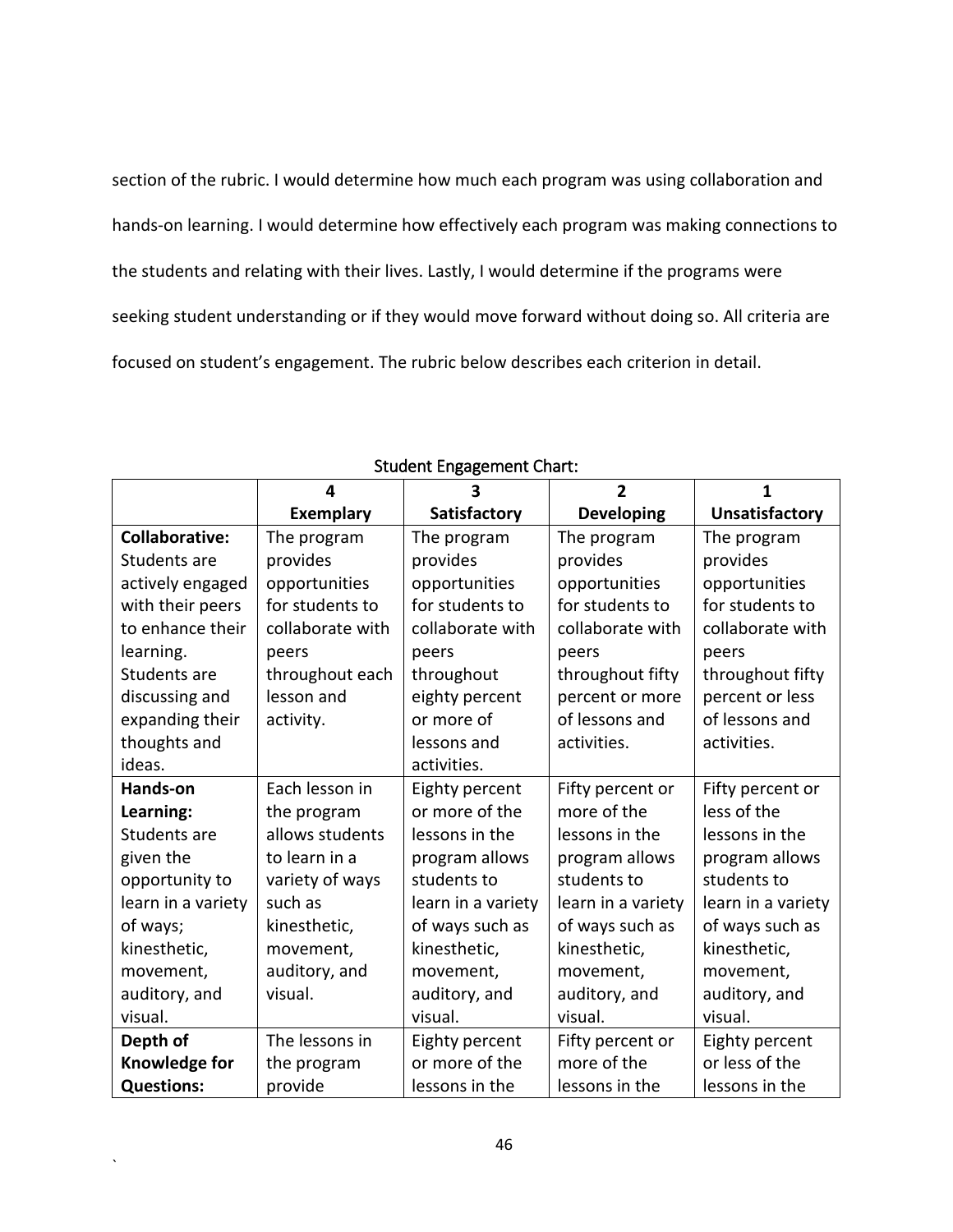section of the rubric. I would determine how much each program was using collaboration and hands-on learning. I would determine how effectively each program was making connections to the students and relating with their lives. Lastly, I would determine if the programs were seeking student understanding or if they would move forward without doing so. All criteria are focused on student's engagement. The rubric below describes each criterion in detail.

Student Engagement Chart:

| | **4 Exemplary** | **3 Satisfactory** | **2 Developing** | **1 Unsatisfactory** |
|---|---|---|---|---|
| **Collaborative:** Students are actively engaged with their peers to enhance their learning. Students are discussing and expanding their thoughts and ideas. | The program provides opportunities for students to collaborate with peers throughout each lesson and activity. | The program provides opportunities for students to collaborate with peers throughout eighty percent or more of lessons and activities. | The program provides opportunities for students to collaborate with peers throughout fifty percent or more of lessons and activities. | The program provides opportunities for students to collaborate with peers throughout fifty percent or less of lessons and activities. |
| **Hands-on Learning:** Students are given the opportunity to learn in a variety of ways; kinesthetic, movement, auditory, and visual. | Each lesson in the program allows students to learn in a variety of ways such as kinesthetic, movement, auditory, and visual. | Eighty percent or more of the lessons in the program allows students to learn in a variety of ways such as kinesthetic, movement, auditory, and visual. | Fifty percent or more of the lessons in the program allows students to learn in a variety of ways such as kinesthetic, movement, auditory, and visual. | Fifty percent or less of the lessons in the program allows students to learn in a variety of ways such as kinesthetic, movement, auditory, and visual. |
| **Depth of Knowledge for Questions:** | The lessons in the program provide | Eighty percent or more of the lessons in the | Fifty percent or more of the lessons in the | Eighty percent or less of the lessons in the |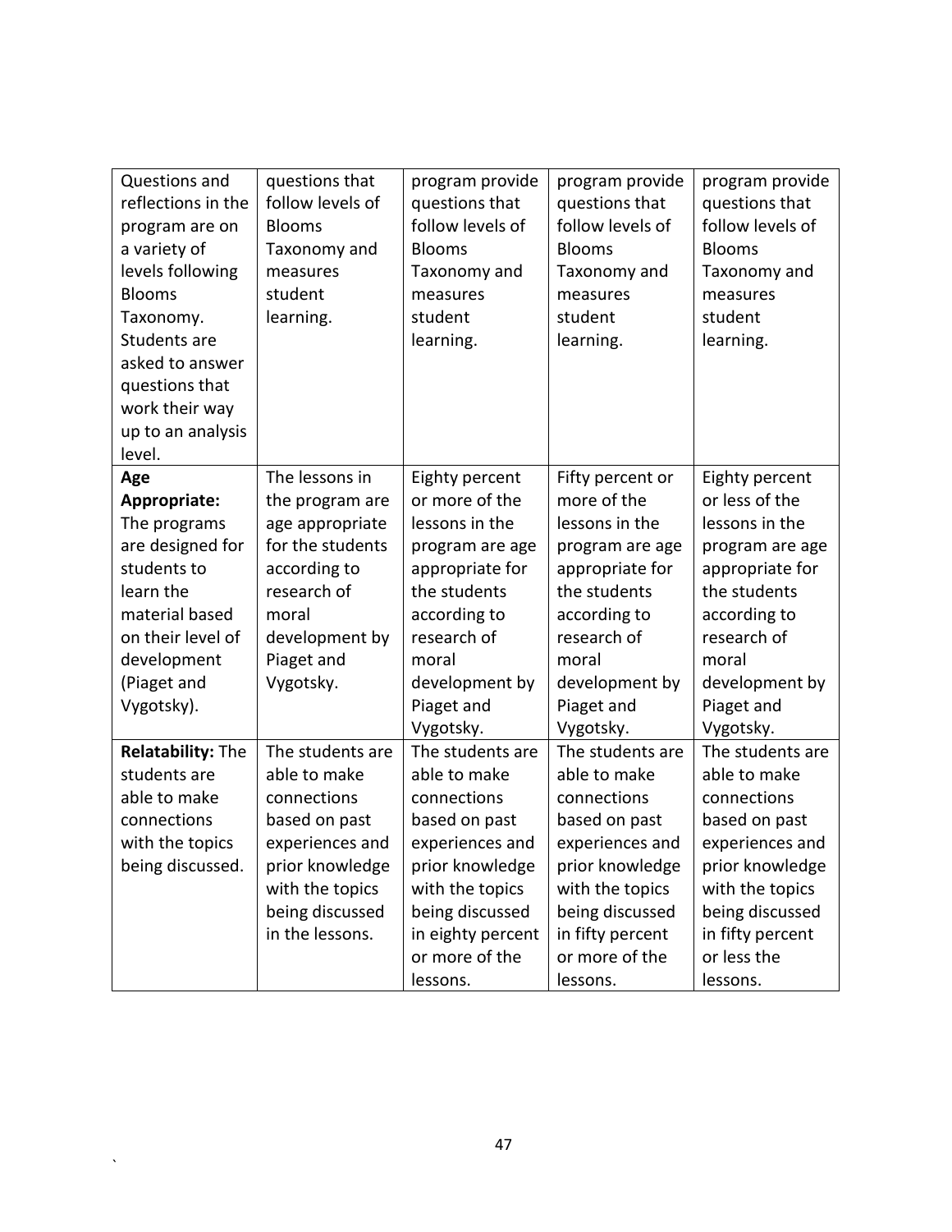| | | | | |
|---|---|---|---|---|
| Questions and reflections in the program are on a variety of levels following Blooms Taxonomy. Students are asked to answer questions that work their way up to an analysis level. | questions that follow levels of Blooms Taxonomy and measures student learning. | program provide questions that follow levels of Blooms Taxonomy and measures student learning. | program provide questions that follow levels of Blooms Taxonomy and measures student learning. | program provide questions that follow levels of Blooms Taxonomy and measures student learning. |
| **Age Appropriate:** The programs are designed for students to learn the material based on their level of development (Piaget and Vygotsky). | The lessons in the program are age appropriate for the students according to research of moral development by Piaget and Vygotsky. | Eighty percent or more of the lessons in the program are age appropriate for the students according to research of moral development by Piaget and Vygotsky. | Fifty percent or more of the lessons in the program are age appropriate for the students according to research of moral development by Piaget and Vygotsky. | Eighty percent or less of the lessons in the program are age appropriate for the students according to research of moral development by Piaget and Vygotsky. |
| **Relatability:** The students are able to make connections with the topics being discussed. | The students are able to make connections based on past experiences and prior knowledge with the topics being discussed in the lessons. | The students are able to make connections based on past experiences and prior knowledge with the topics being discussed in eighty percent or more of the lessons. | The students are able to make connections based on past experiences and prior knowledge with the topics being discussed in fifty percent or more of the lessons. | The students are able to make connections based on past experiences and prior knowledge with the topics being discussed in fifty percent or less the lessons. |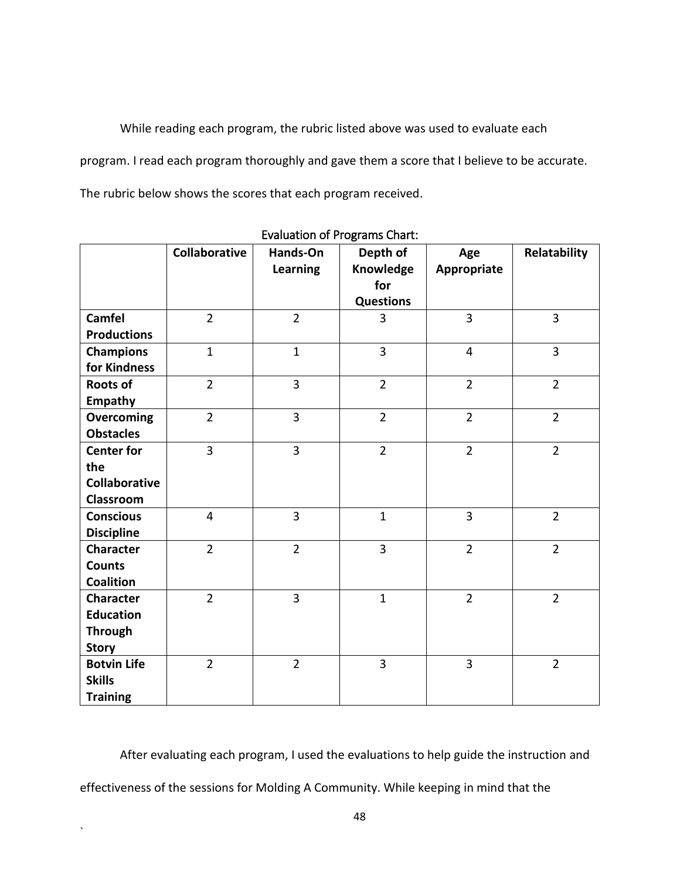While reading each program, the rubric listed above was used to evaluate each program. I read each program thoroughly and gave them a score that I believe to be accurate. The rubric below shows the scores that each program received.

Evaluation of Programs Chart:

| | **Collaborative** | **Hands-On Learning** | **Depth of Knowledge for Questions** | **Age Appropriate** | **Relatability** |
|---|---|---|---|---|---|
| **Camfel Productions** | 2 | 2 | 3 | 3 | 3 |
| **Champions for Kindness** | 1 | 1 | 3 | 4 | 3 |
| **Roots of Empathy** | 2 | 3 | 2 | 2 | 2 |
| **Overcoming Obstacles** | 2 | 3 | 2 | 2 | 2 |
| **Center for the Collaborative Classroom** | 3 | 3 | 2 | 2 | 2 |
| **Conscious Discipline** | 4 | 3 | 1 | 3 | 2 |
| **Character Counts Coalition** | 2 | 2 | 3 | 2 | 2 |
| **Character Education Through Story** | 2 | 3 | 1 | 2 | 2 |
| **Botvin Life Skills Training** | 2 | 2 | 3 | 3 | 2 |

After evaluating each program, I used the evaluations to help guide the instruction and effectiveness of the sessions for Molding A Community. While keeping in mind that the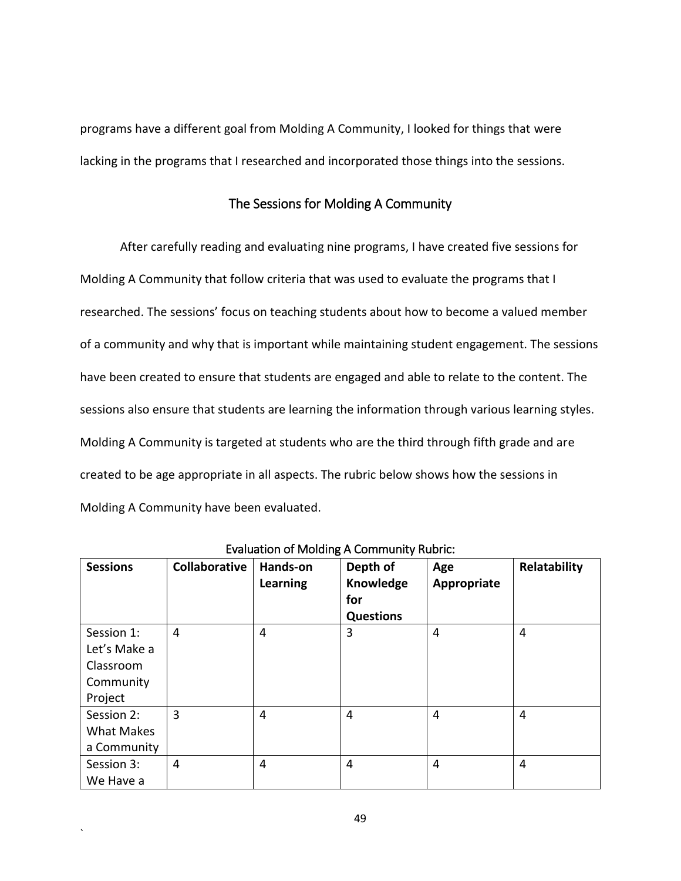programs have a different goal from Molding A Community, I looked for things that were lacking in the programs that I researched and incorporated those things into the sessions.

## The Sessions for Molding A Community

After carefully reading and evaluating nine programs, I have created five sessions for Molding A Community that follow criteria that was used to evaluate the programs that I researched. The sessions' focus on teaching students about how to become a valued member of a community and why that is important while maintaining student engagement. The sessions have been created to ensure that students are engaged and able to relate to the content. The sessions also ensure that students are learning the information through various learning styles. Molding A Community is targeted at students who are the third through fifth grade and are created to be age appropriate in all aspects. The rubric below shows how the sessions in Molding A Community have been evaluated.

Evaluation of Molding A Community Rubric:

| Sessions | Collaborative | Hands-on Learning | Depth of Knowledge for Questions | Age Appropriate | Relatability |
|---|---|---|---|---|---|
| Session 1: Let's Make a Classroom Community Project | 4 | 4 | 3 | 4 | 4 |
| Session 2: What Makes a Community | 3 | 4 | 4 | 4 | 4 |
| Session 3: We Have a | 4 | 4 | 4 | 4 | 4 |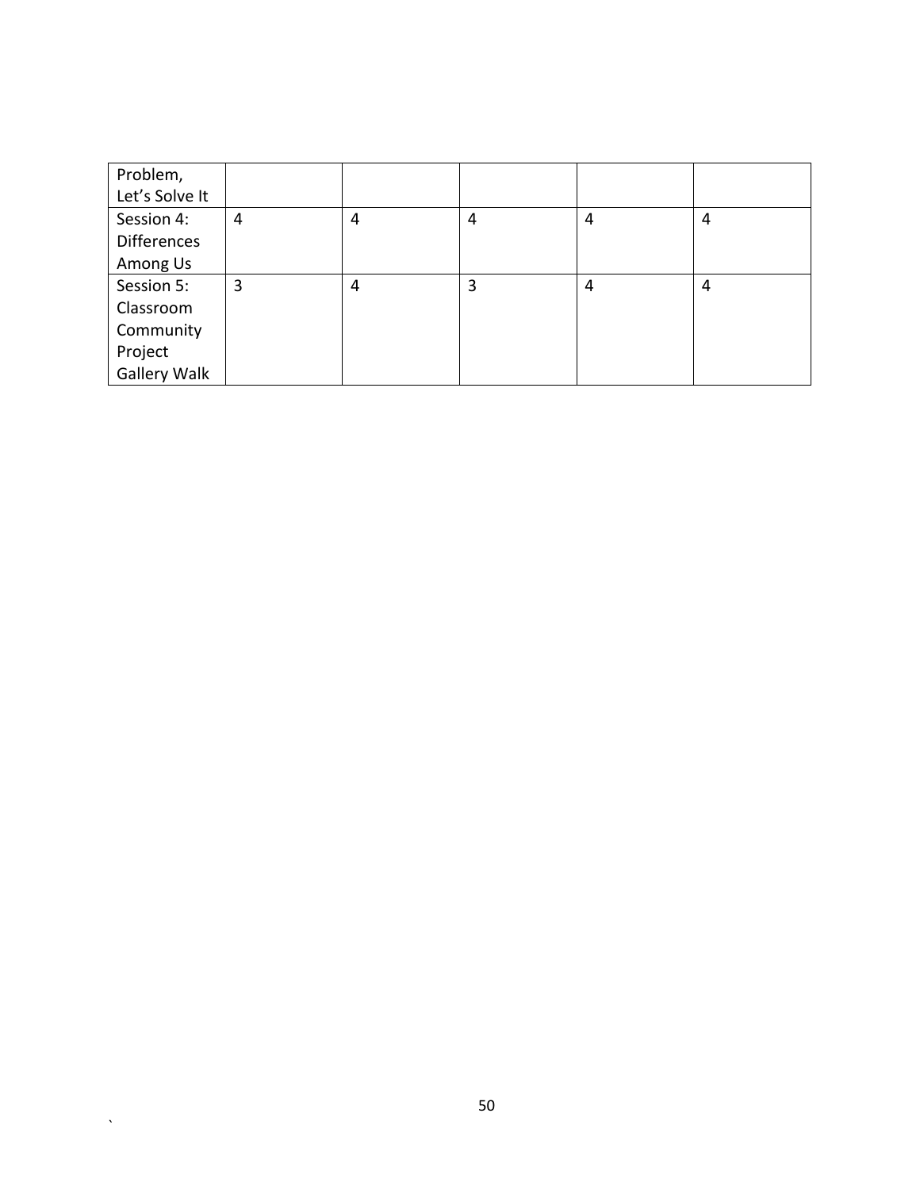| Problem, Let's Solve It | | | | | |
|---|---|---|---|---|---|
| Session 4: Differences Among Us | 4 | 4 | 4 | 4 | 4 |
| Session 5: Classroom Community Project Gallery Walk | 3 | 4 | 3 | 4 | 4 |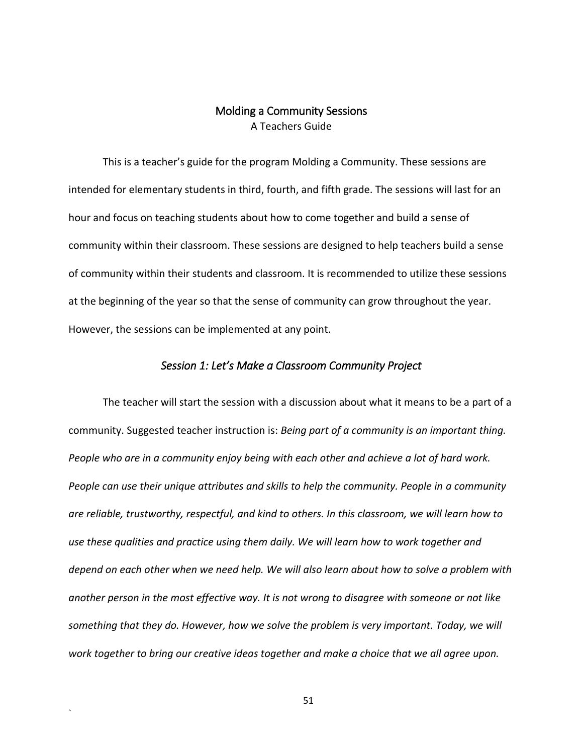# Molding a Community Sessions

A Teachers Guide

This is a teacher's guide for the program Molding a Community. These sessions are intended for elementary students in third, fourth, and fifth grade. The sessions will last for an hour and focus on teaching students about how to come together and build a sense of community within their classroom. These sessions are designed to help teachers build a sense of community within their students and classroom. It is recommended to utilize these sessions at the beginning of the year so that the sense of community can grow throughout the year. However, the sessions can be implemented at any point.

## *Session 1: Let's Make a Classroom Community Project*

The teacher will start the session with a discussion about what it means to be a part of a community. Suggested teacher instruction is: *Being part of a community is an important thing. People who are in a community enjoy being with each other and achieve a lot of hard work. People can use their unique attributes and skills to help the community. People in a community are reliable, trustworthy, respectful, and kind to others. In this classroom, we will learn how to use these qualities and practice using them daily. We will learn how to work together and depend on each other when we need help. We will also learn about how to solve a problem with another person in the most effective way. It is not wrong to disagree with someone or not like something that they do. However, how we solve the problem is very important. Today, we will work together to bring our creative ideas together and make a choice that we all agree upon.*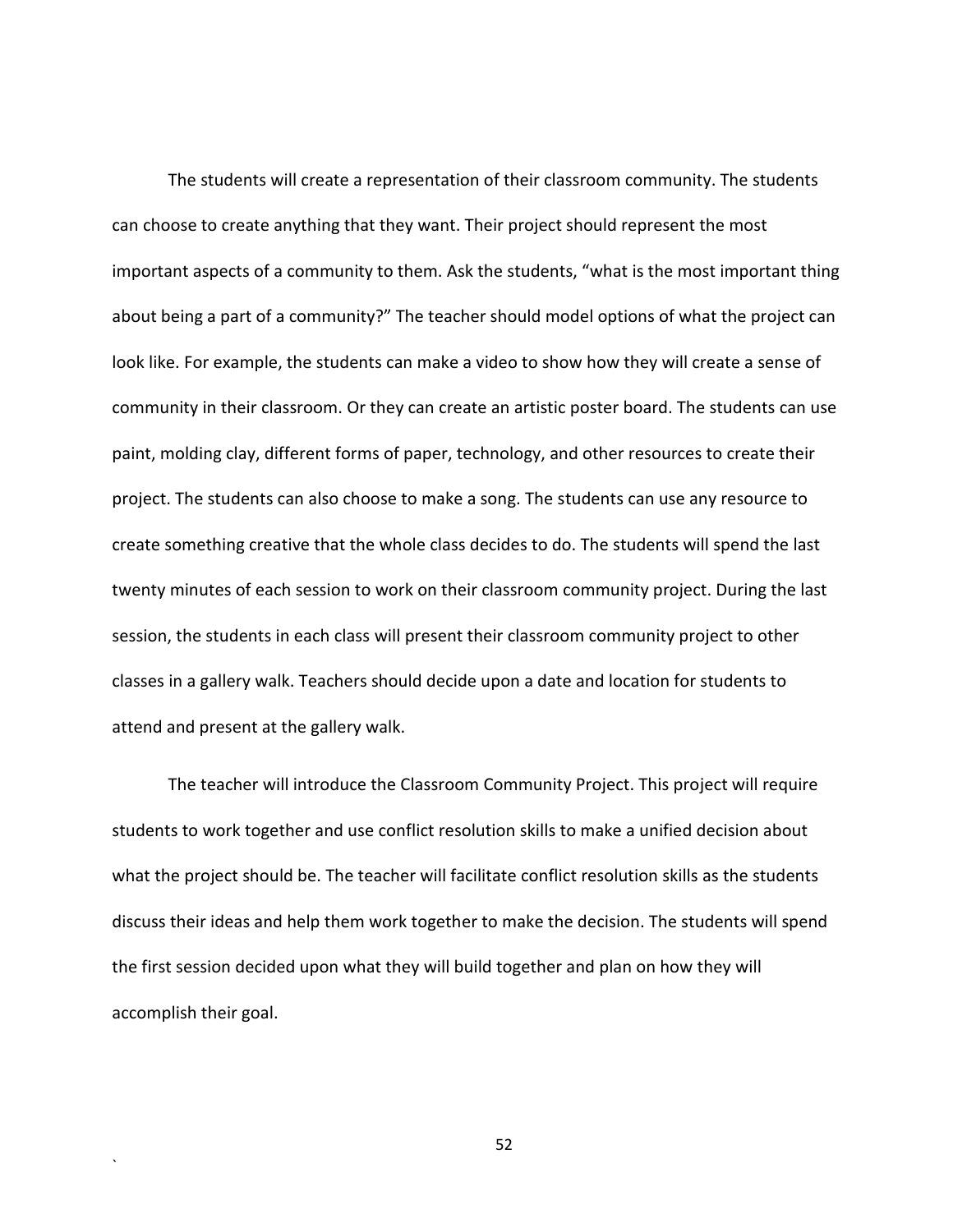The students will create a representation of their classroom community. The students can choose to create anything that they want. Their project should represent the most important aspects of a community to them. Ask the students, "what is the most important thing about being a part of a community?" The teacher should model options of what the project can look like. For example, the students can make a video to show how they will create a sense of community in their classroom. Or they can create an artistic poster board. The students can use paint, molding clay, different forms of paper, technology, and other resources to create their project. The students can also choose to make a song. The students can use any resource to create something creative that the whole class decides to do. The students will spend the last twenty minutes of each session to work on their classroom community project. During the last session, the students in each class will present their classroom community project to other classes in a gallery walk. Teachers should decide upon a date and location for students to attend and present at the gallery walk.

The teacher will introduce the Classroom Community Project. This project will require students to work together and use conflict resolution skills to make a unified decision about what the project should be. The teacher will facilitate conflict resolution skills as the students discuss their ideas and help them work together to make the decision. The students will spend the first session decided upon what they will build together and plan on how they will accomplish their goal.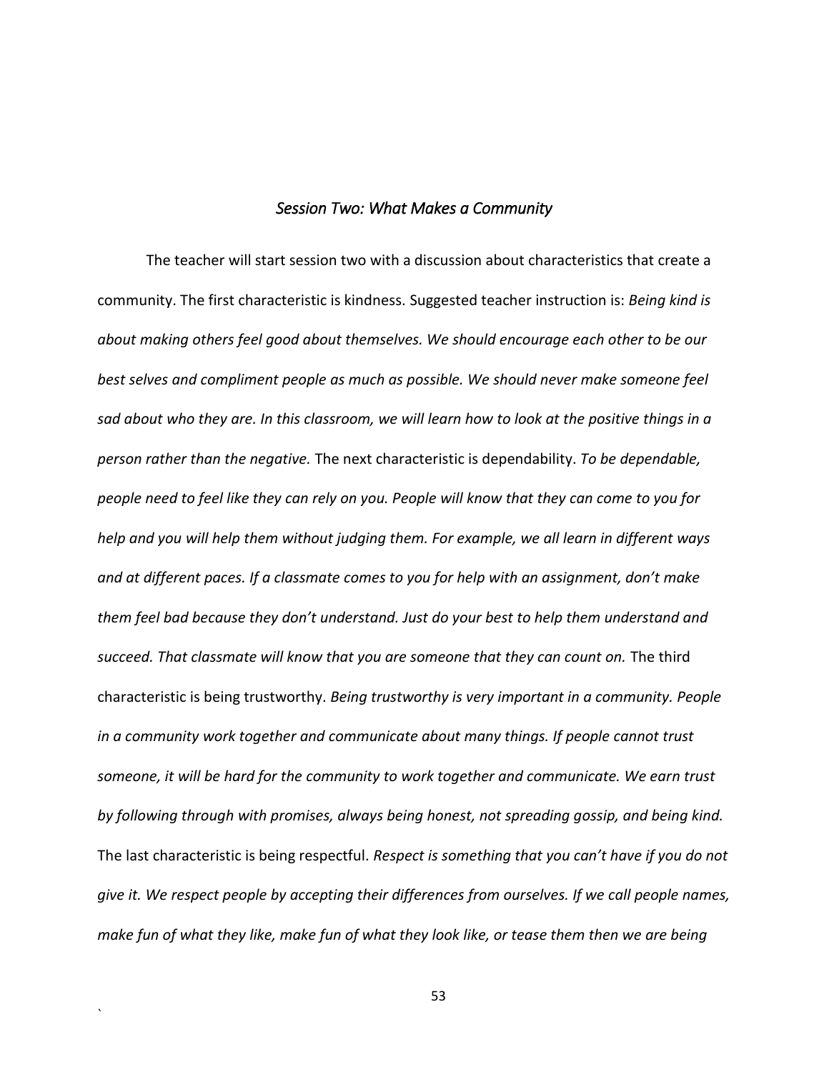## *Session Two: What Makes a Community*

The teacher will start session two with a discussion about characteristics that create a community. The first characteristic is kindness. Suggested teacher instruction is: *Being kind is about making others feel good about themselves. We should encourage each other to be our best selves and compliment people as much as possible. We should never make someone feel sad about who they are. In this classroom, we will learn how to look at the positive things in a person rather than the negative.* The next characteristic is dependability. *To be dependable, people need to feel like they can rely on you. People will know that they can come to you for help and you will help them without judging them. For example, we all learn in different ways and at different paces. If a classmate comes to you for help with an assignment, don't make them feel bad because they don't understand. Just do your best to help them understand and succeed. That classmate will know that you are someone that they can count on.* The third characteristic is being trustworthy. *Being trustworthy is very important in a community. People in a community work together and communicate about many things. If people cannot trust someone, it will be hard for the community to work together and communicate. We earn trust by following through with promises, always being honest, not spreading gossip, and being kind.* The last characteristic is being respectful. *Respect is something that you can't have if you do not give it. We respect people by accepting their differences from ourselves. If we call people names, make fun of what they like, make fun of what they look like, or tease them then we are being*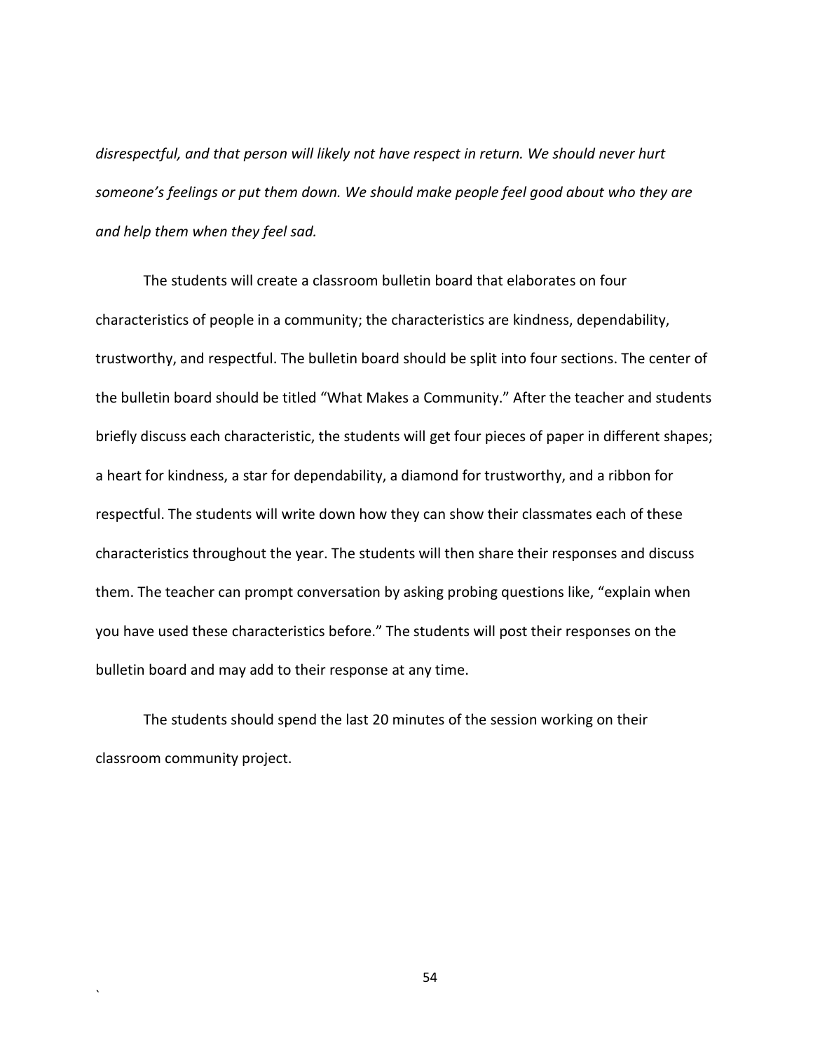*disrespectful, and that person will likely not have respect in return. We should never hurt someone's feelings or put them down. We should make people feel good about who they are and help them when they feel sad.*

The students will create a classroom bulletin board that elaborates on four characteristics of people in a community; the characteristics are kindness, dependability, trustworthy, and respectful. The bulletin board should be split into four sections. The center of the bulletin board should be titled "What Makes a Community." After the teacher and students briefly discuss each characteristic, the students will get four pieces of paper in different shapes; a heart for kindness, a star for dependability, a diamond for trustworthy, and a ribbon for respectful. The students will write down how they can show their classmates each of these characteristics throughout the year. The students will then share their responses and discuss them. The teacher can prompt conversation by asking probing questions like, "explain when you have used these characteristics before." The students will post their responses on the bulletin board and may add to their response at any time.

The students should spend the last 20 minutes of the session working on their classroom community project.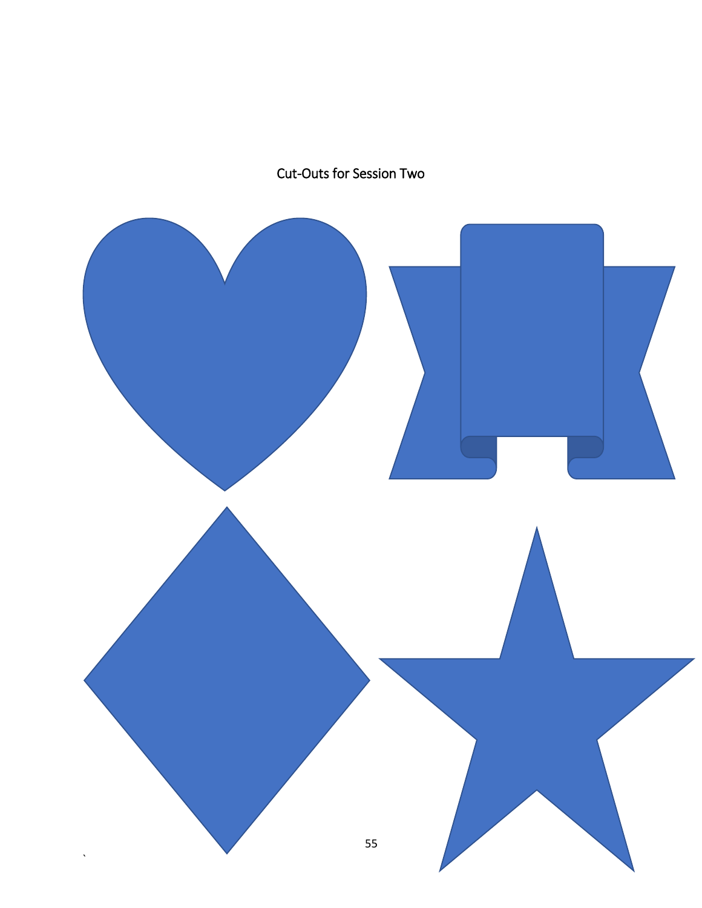Cut-Outs for Session Two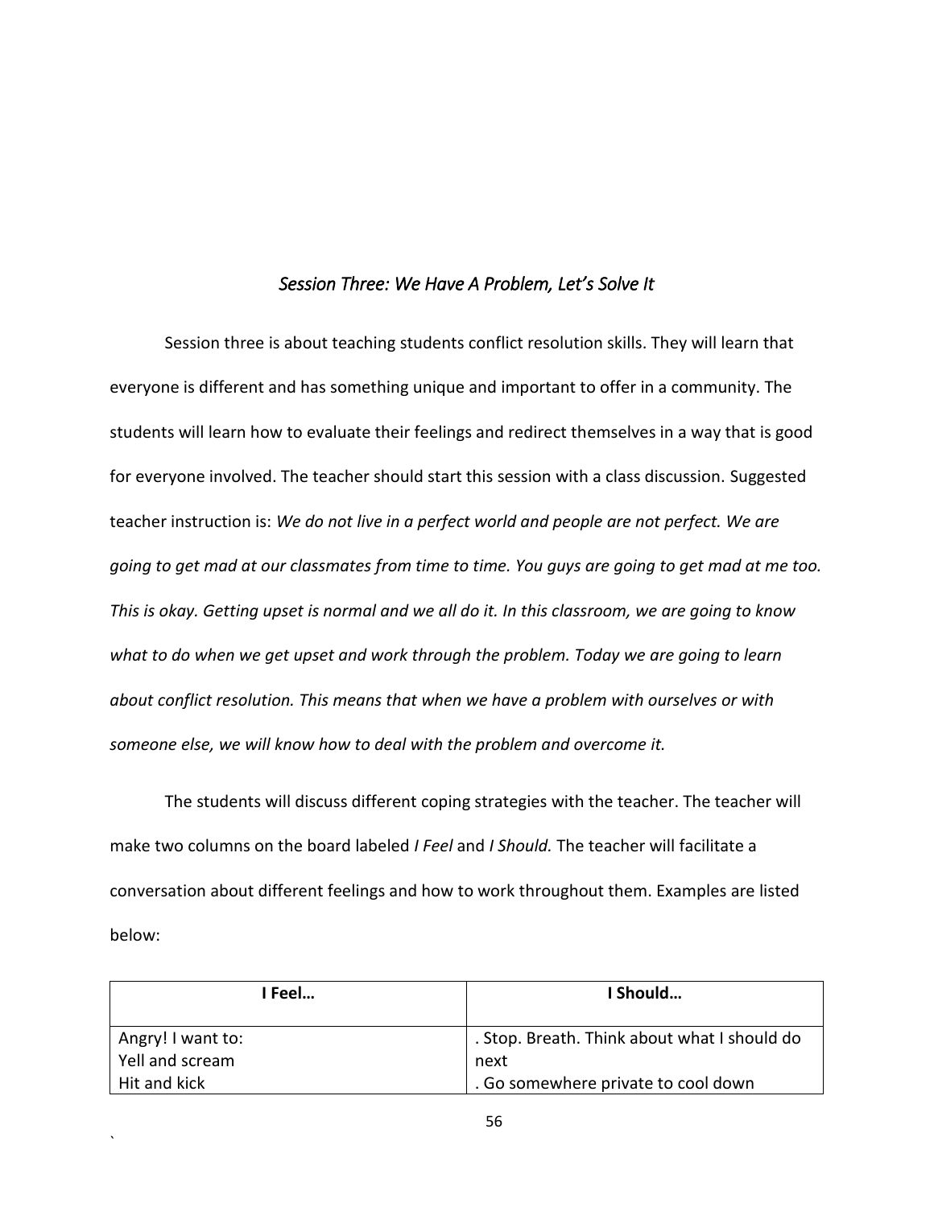*Session Three: We Have A Problem, Let's Solve It*

Session three is about teaching students conflict resolution skills. They will learn that everyone is different and has something unique and important to offer in a community. The students will learn how to evaluate their feelings and redirect themselves in a way that is good for everyone involved. The teacher should start this session with a class discussion. Suggested teacher instruction is: *We do not live in a perfect world and people are not perfect. We are going to get mad at our classmates from time to time. You guys are going to get mad at me too. This is okay. Getting upset is normal and we all do it. In this classroom, we are going to know what to do when we get upset and work through the problem. Today we are going to learn about conflict resolution. This means that when we have a problem with ourselves or with someone else, we will know how to deal with the problem and overcome it.*

The students will discuss different coping strategies with the teacher. The teacher will make two columns on the board labeled *I Feel* and *I Should.* The teacher will facilitate a conversation about different feelings and how to work throughout them. Examples are listed below:

| **I Feel…** | **I Should…** |
|---|---|
| Angry! I want to:<br>Yell and scream<br>Hit and kick | . Stop. Breath. Think about what I should do next<br>. Go somewhere private to cool down |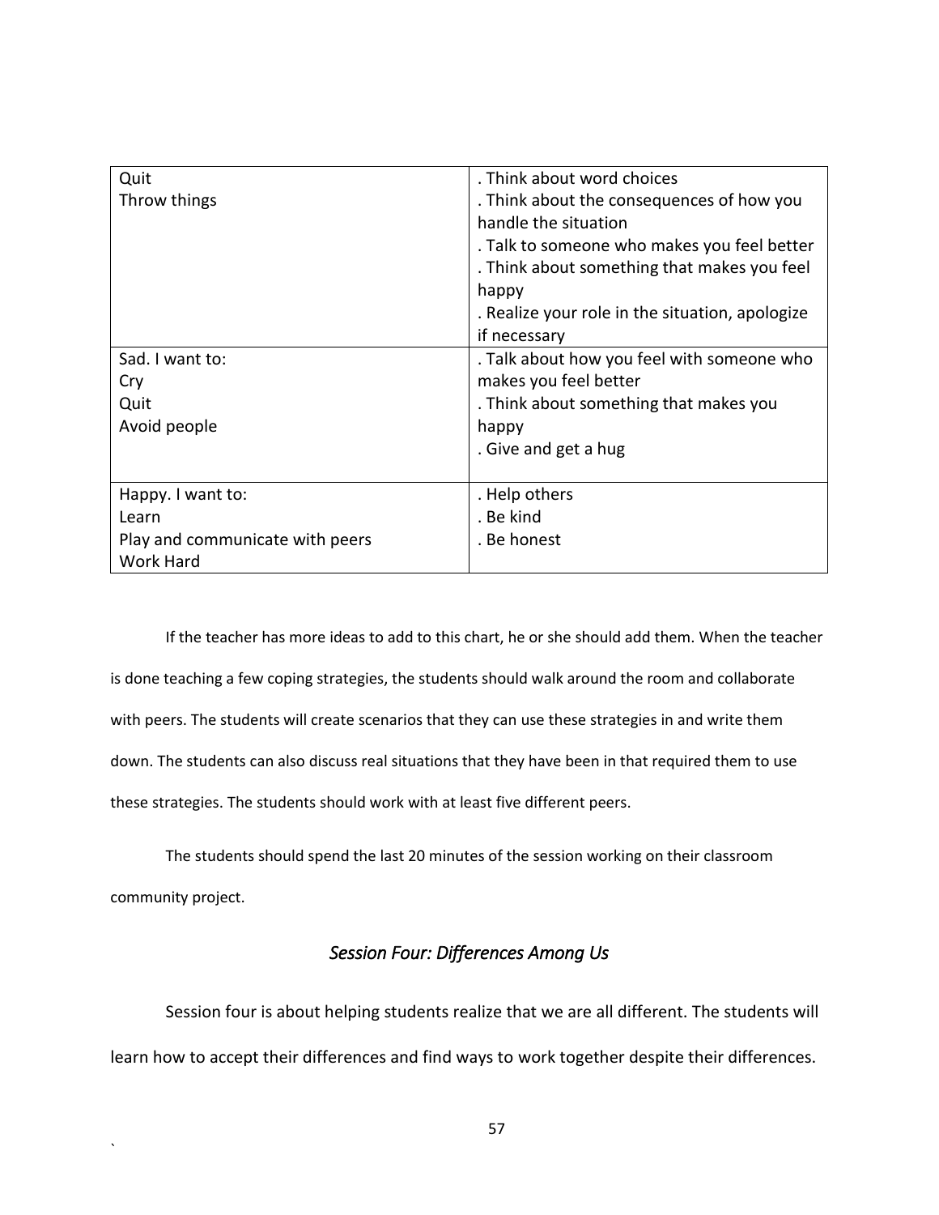| | |
|---|---|
| Quit<br>Throw things | . Think about word choices<br>. Think about the consequences of how you handle the situation<br>. Talk to someone who makes you feel better<br>. Think about something that makes you feel happy<br>. Realize your role in the situation, apologize if necessary |
| Sad. I want to:<br>Cry<br>Quit<br>Avoid people | . Talk about how you feel with someone who makes you feel better<br>. Think about something that makes you happy<br>. Give and get a hug |
| Happy. I want to:<br>Learn<br>Play and communicate with peers<br>Work Hard | . Help others<br>. Be kind<br>. Be honest |

If the teacher has more ideas to add to this chart, he or she should add them. When the teacher is done teaching a few coping strategies, the students should walk around the room and collaborate with peers. The students will create scenarios that they can use these strategies in and write them down. The students can also discuss real situations that they have been in that required them to use these strategies. The students should work with at least five different peers.

The students should spend the last 20 minutes of the session working on their classroom community project.

### *Session Four: Differences Among Us*

Session four is about helping students realize that we are all different. The students will learn how to accept their differences and find ways to work together despite their differences.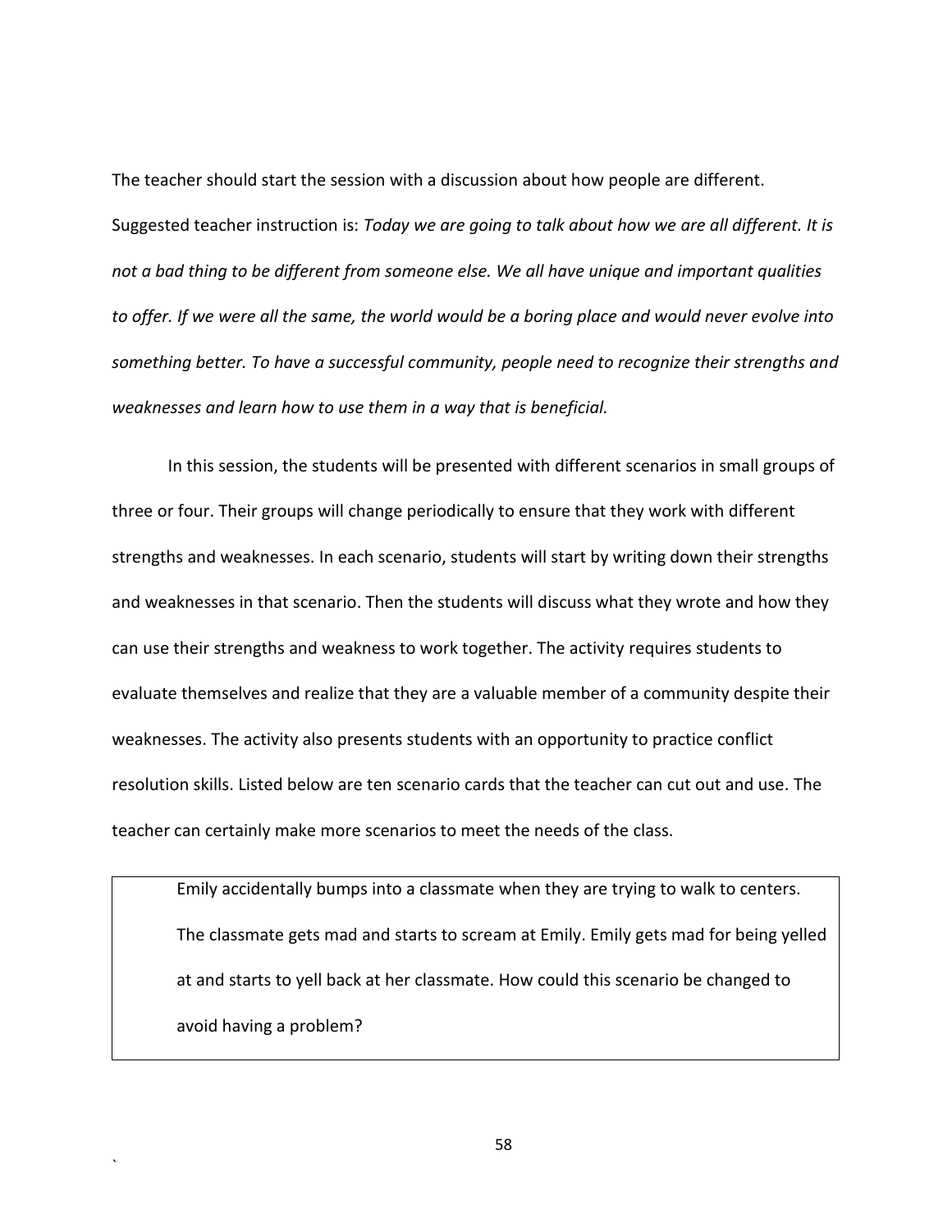The teacher should start the session with a discussion about how people are different. Suggested teacher instruction is: *Today we are going to talk about how we are all different. It is not a bad thing to be different from someone else. We all have unique and important qualities to offer. If we were all the same, the world would be a boring place and would never evolve into something better. To have a successful community, people need to recognize their strengths and weaknesses and learn how to use them in a way that is beneficial.*

In this session, the students will be presented with different scenarios in small groups of three or four. Their groups will change periodically to ensure that they work with different strengths and weaknesses. In each scenario, students will start by writing down their strengths and weaknesses in that scenario. Then the students will discuss what they wrote and how they can use their strengths and weakness to work together. The activity requires students to evaluate themselves and realize that they are a valuable member of a community despite their weaknesses. The activity also presents students with an opportunity to practice conflict resolution skills. Listed below are ten scenario cards that the teacher can cut out and use. The teacher can certainly make more scenarios to meet the needs of the class.

| Emily accidentally bumps into a classmate when they are trying to walk to centers. The classmate gets mad and starts to scream at Emily. Emily gets mad for being yelled at and starts to yell back at her classmate. How could this scenario be changed to avoid having a problem? |
|---|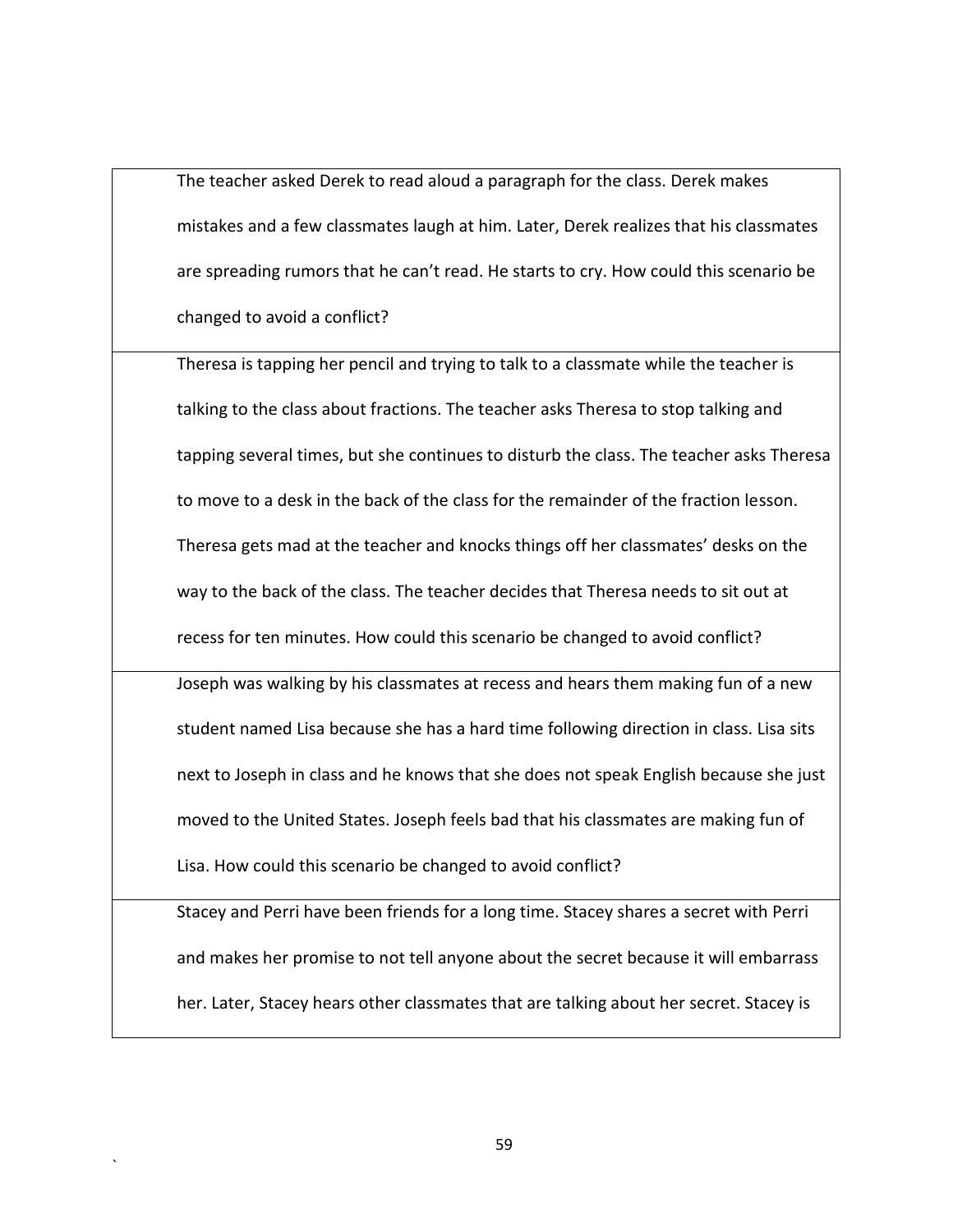| | |
|---|---|
| | The teacher asked Derek to read aloud a paragraph for the class. Derek makes mistakes and a few classmates laugh at him. Later, Derek realizes that his classmates are spreading rumors that he can't read. He starts to cry. How could this scenario be changed to avoid a conflict? |
| | Theresa is tapping her pencil and trying to talk to a classmate while the teacher is talking to the class about fractions. The teacher asks Theresa to stop talking and tapping several times, but she continues to disturb the class. The teacher asks Theresa to move to a desk in the back of the class for the remainder of the fraction lesson. Theresa gets mad at the teacher and knocks things off her classmates' desks on the way to the back of the class. The teacher decides that Theresa needs to sit out at recess for ten minutes. How could this scenario be changed to avoid conflict? |
| | Joseph was walking by his classmates at recess and hears them making fun of a new student named Lisa because she has a hard time following direction in class. Lisa sits next to Joseph in class and he knows that she does not speak English because she just moved to the United States. Joseph feels bad that his classmates are making fun of Lisa. How could this scenario be changed to avoid conflict? |
| | Stacey and Perri have been friends for a long time. Stacey shares a secret with Perri and makes her promise to not tell anyone about the secret because it will embarrass her. Later, Stacey hears other classmates that are talking about her secret. Stacey is |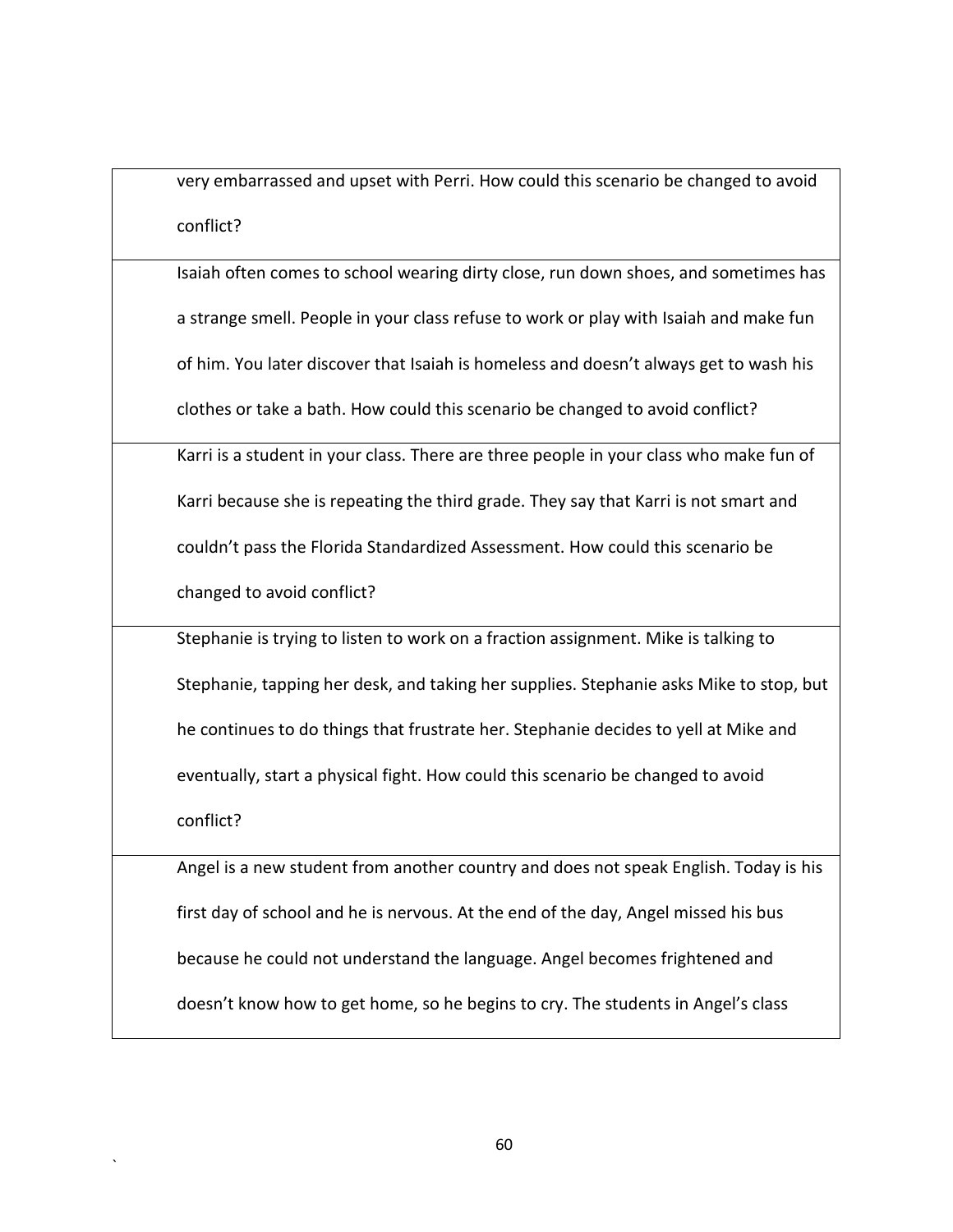| | |
|---|---|
| | very embarrassed and upset with Perri. How could this scenario be changed to avoid conflict? |
| | Isaiah often comes to school wearing dirty close, run down shoes, and sometimes has a strange smell. People in your class refuse to work or play with Isaiah and make fun of him. You later discover that Isaiah is homeless and doesn't always get to wash his clothes or take a bath. How could this scenario be changed to avoid conflict? |
| | Karri is a student in your class. There are three people in your class who make fun of Karri because she is repeating the third grade. They say that Karri is not smart and couldn't pass the Florida Standardized Assessment. How could this scenario be changed to avoid conflict? |
| | Stephanie is trying to listen to work on a fraction assignment. Mike is talking to Stephanie, tapping her desk, and taking her supplies. Stephanie asks Mike to stop, but he continues to do things that frustrate her. Stephanie decides to yell at Mike and eventually, start a physical fight. How could this scenario be changed to avoid conflict? |
| | Angel is a new student from another country and does not speak English. Today is his first day of school and he is nervous. At the end of the day, Angel missed his bus because he could not understand the language. Angel becomes frightened and doesn't know how to get home, so he begins to cry. The students in Angel's class |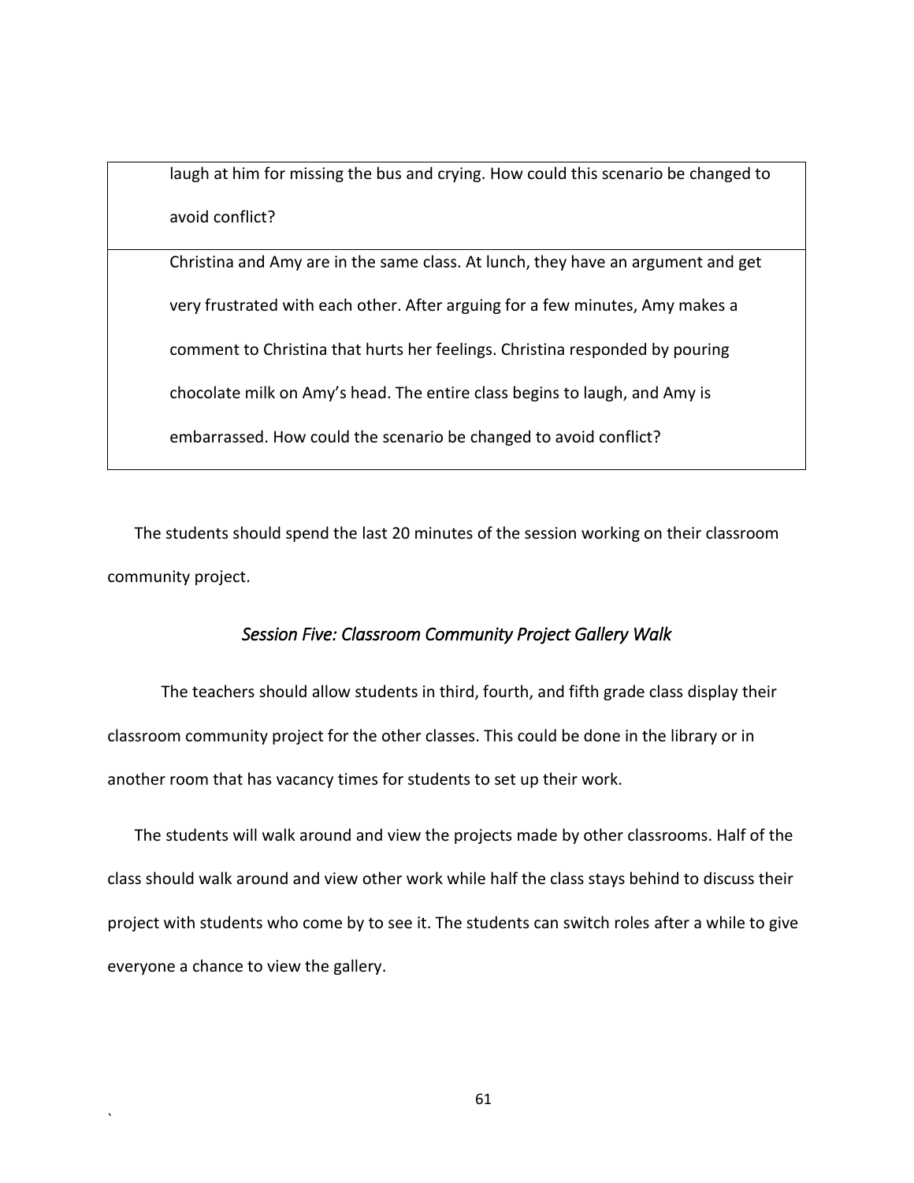| laugh at him for missing the bus and crying. How could this scenario be changed to avoid conflict? |
|---|
| Christina and Amy are in the same class. At lunch, they have an argument and get very frustrated with each other. After arguing for a few minutes, Amy makes a comment to Christina that hurts her feelings. Christina responded by pouring chocolate milk on Amy's head. The entire class begins to laugh, and Amy is embarrassed. How could the scenario be changed to avoid conflict? |

The students should spend the last 20 minutes of the session working on their classroom community project.

### *Session Five: Classroom Community Project Gallery Walk*

The teachers should allow students in third, fourth, and fifth grade class display their classroom community project for the other classes. This could be done in the library or in another room that has vacancy times for students to set up their work.

The students will walk around and view the projects made by other classrooms. Half of the class should walk around and view other work while half the class stays behind to discuss their project with students who come by to see it. The students can switch roles after a while to give everyone a chance to view the gallery.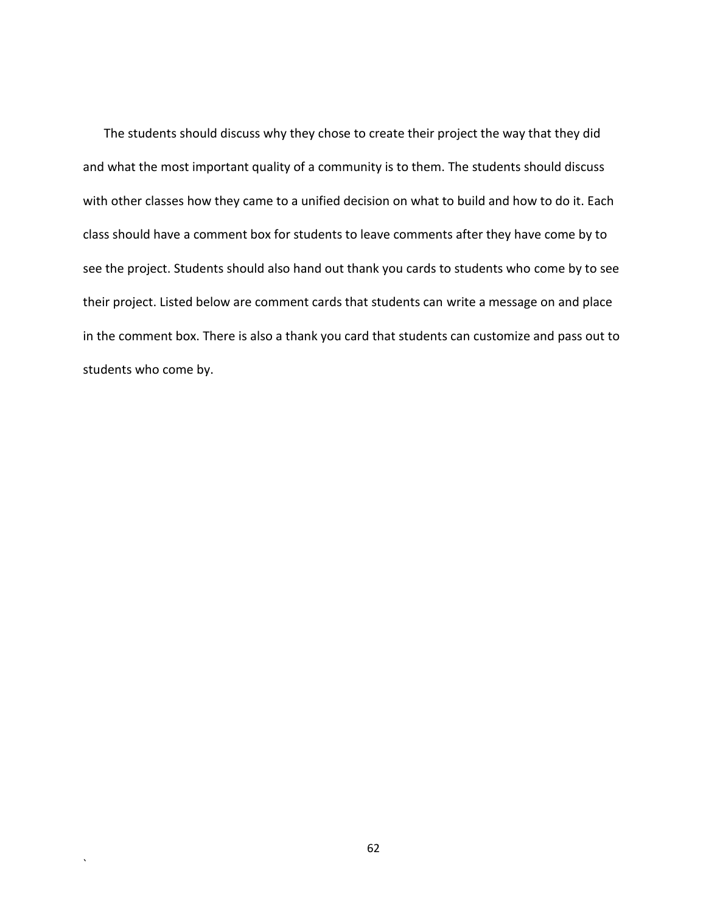The students should discuss why they chose to create their project the way that they did and what the most important quality of a community is to them. The students should discuss with other classes how they came to a unified decision on what to build and how to do it. Each class should have a comment box for students to leave comments after they have come by to see the project. Students should also hand out thank you cards to students who come by to see their project. Listed below are comment cards that students can write a message on and place in the comment box. There is also a thank you card that students can customize and pass out to students who come by.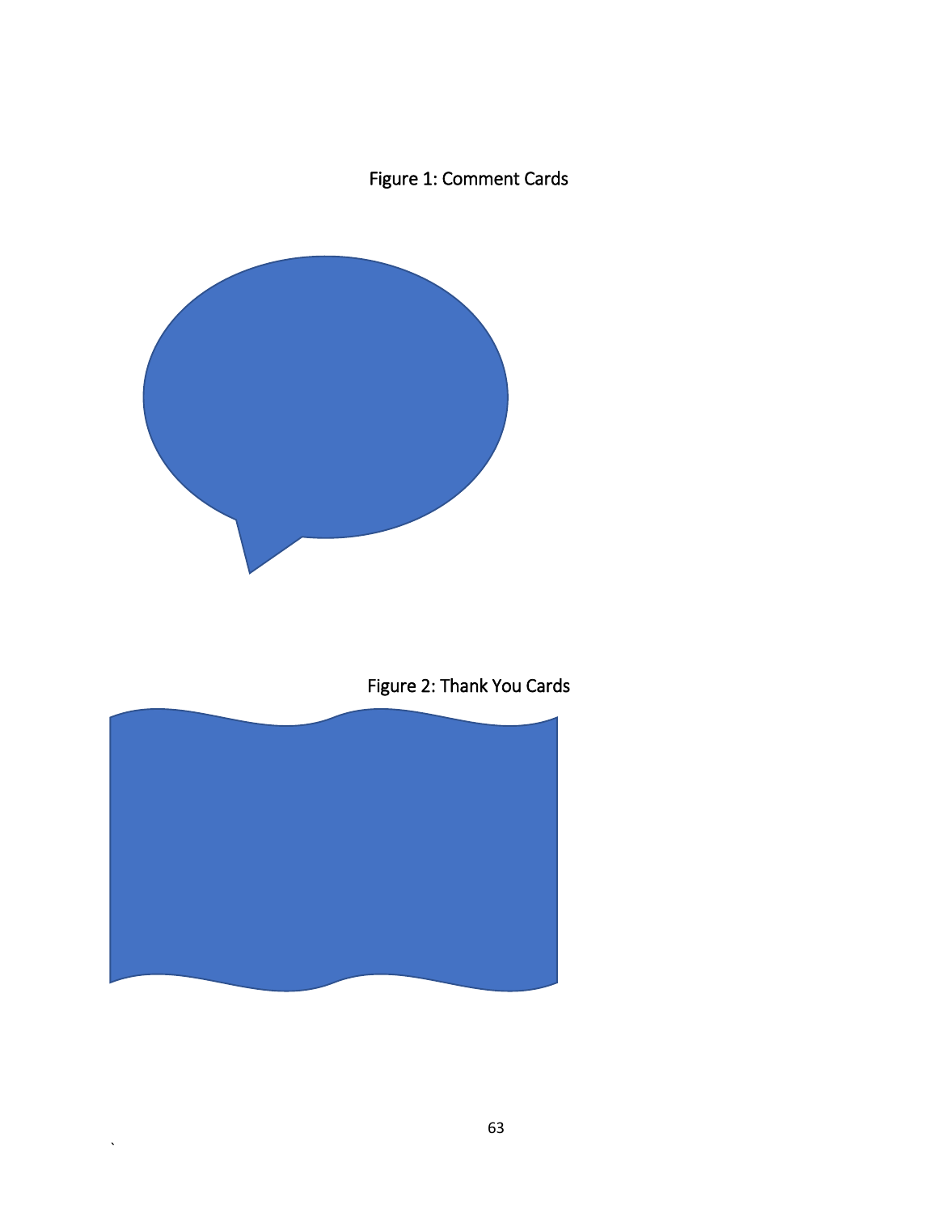Figure 1: Comment Cards

Figure 2: Thank You Cards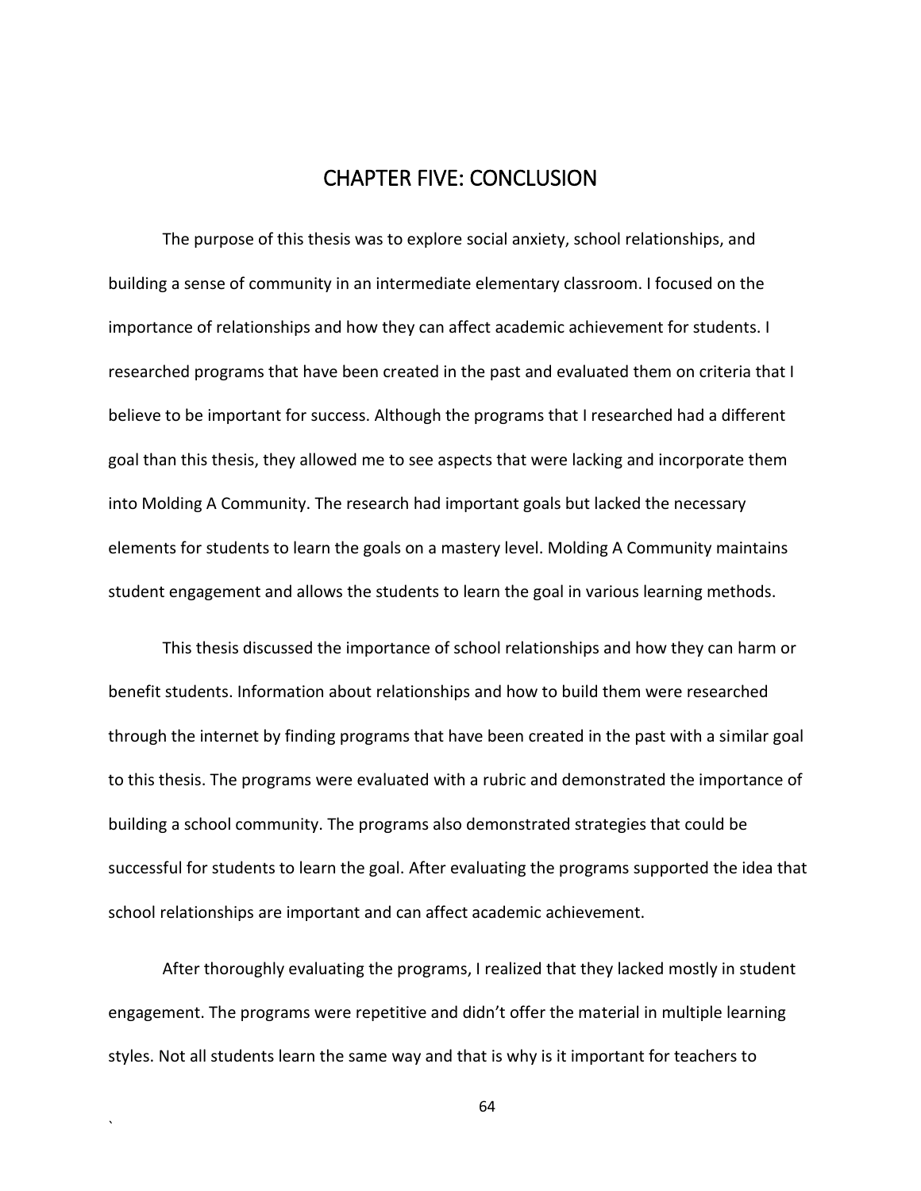# CHAPTER FIVE: CONCLUSION

The purpose of this thesis was to explore social anxiety, school relationships, and building a sense of community in an intermediate elementary classroom. I focused on the importance of relationships and how they can affect academic achievement for students. I researched programs that have been created in the past and evaluated them on criteria that I believe to be important for success. Although the programs that I researched had a different goal than this thesis, they allowed me to see aspects that were lacking and incorporate them into Molding A Community. The research had important goals but lacked the necessary elements for students to learn the goals on a mastery level. Molding A Community maintains student engagement and allows the students to learn the goal in various learning methods.

This thesis discussed the importance of school relationships and how they can harm or benefit students. Information about relationships and how to build them were researched through the internet by finding programs that have been created in the past with a similar goal to this thesis. The programs were evaluated with a rubric and demonstrated the importance of building a school community. The programs also demonstrated strategies that could be successful for students to learn the goal. After evaluating the programs supported the idea that school relationships are important and can affect academic achievement.

After thoroughly evaluating the programs, I realized that they lacked mostly in student engagement. The programs were repetitive and didn't offer the material in multiple learning styles. Not all students learn the same way and that is why is it important for teachers to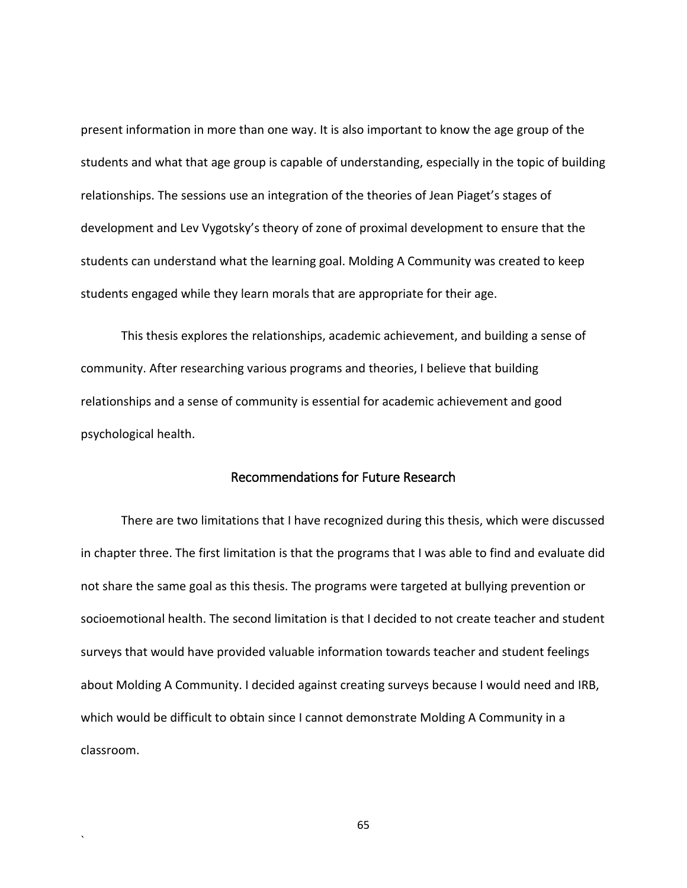present information in more than one way. It is also important to know the age group of the students and what that age group is capable of understanding, especially in the topic of building relationships. The sessions use an integration of the theories of Jean Piaget's stages of development and Lev Vygotsky's theory of zone of proximal development to ensure that the students can understand what the learning goal. Molding A Community was created to keep students engaged while they learn morals that are appropriate for their age.

This thesis explores the relationships, academic achievement, and building a sense of community. After researching various programs and theories, I believe that building relationships and a sense of community is essential for academic achievement and good psychological health.

## Recommendations for Future Research

There are two limitations that I have recognized during this thesis, which were discussed in chapter three. The first limitation is that the programs that I was able to find and evaluate did not share the same goal as this thesis. The programs were targeted at bullying prevention or socioemotional health. The second limitation is that I decided to not create teacher and student surveys that would have provided valuable information towards teacher and student feelings about Molding A Community. I decided against creating surveys because I would need and IRB, which would be difficult to obtain since I cannot demonstrate Molding A Community in a classroom.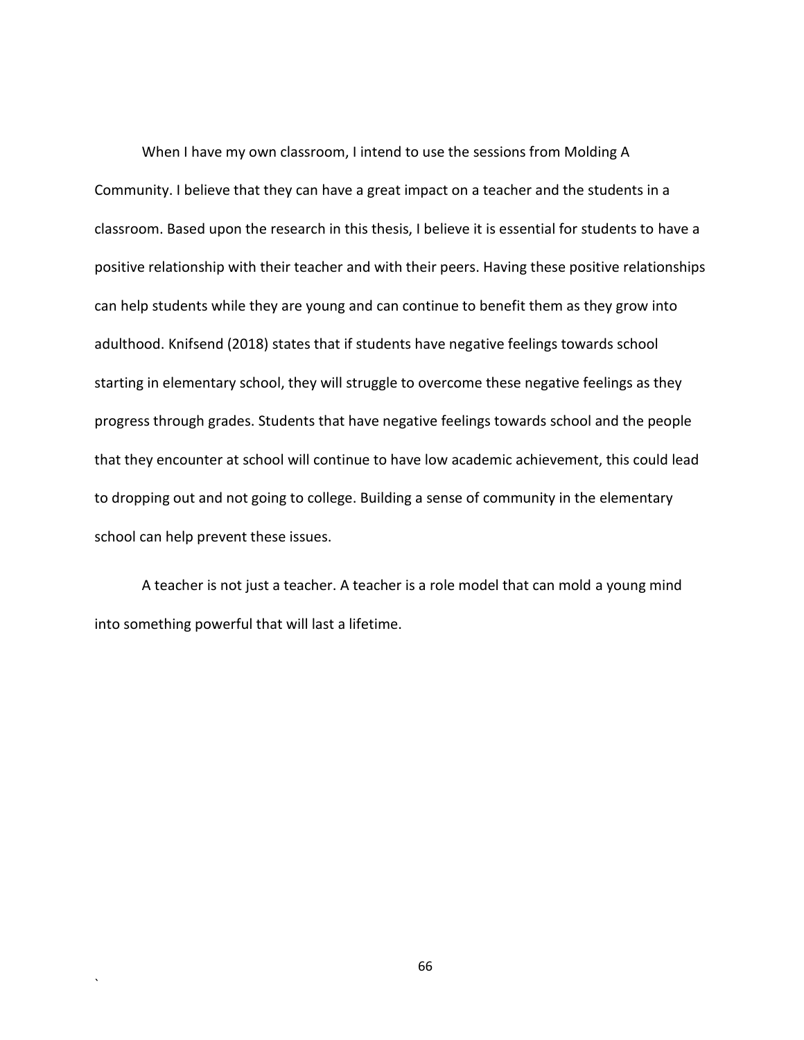When I have my own classroom, I intend to use the sessions from Molding A Community. I believe that they can have a great impact on a teacher and the students in a classroom. Based upon the research in this thesis, I believe it is essential for students to have a positive relationship with their teacher and with their peers. Having these positive relationships can help students while they are young and can continue to benefit them as they grow into adulthood. Knifsend (2018) states that if students have negative feelings towards school starting in elementary school, they will struggle to overcome these negative feelings as they progress through grades. Students that have negative feelings towards school and the people that they encounter at school will continue to have low academic achievement, this could lead to dropping out and not going to college. Building a sense of community in the elementary school can help prevent these issues.

A teacher is not just a teacher. A teacher is a role model that can mold a young mind into something powerful that will last a lifetime.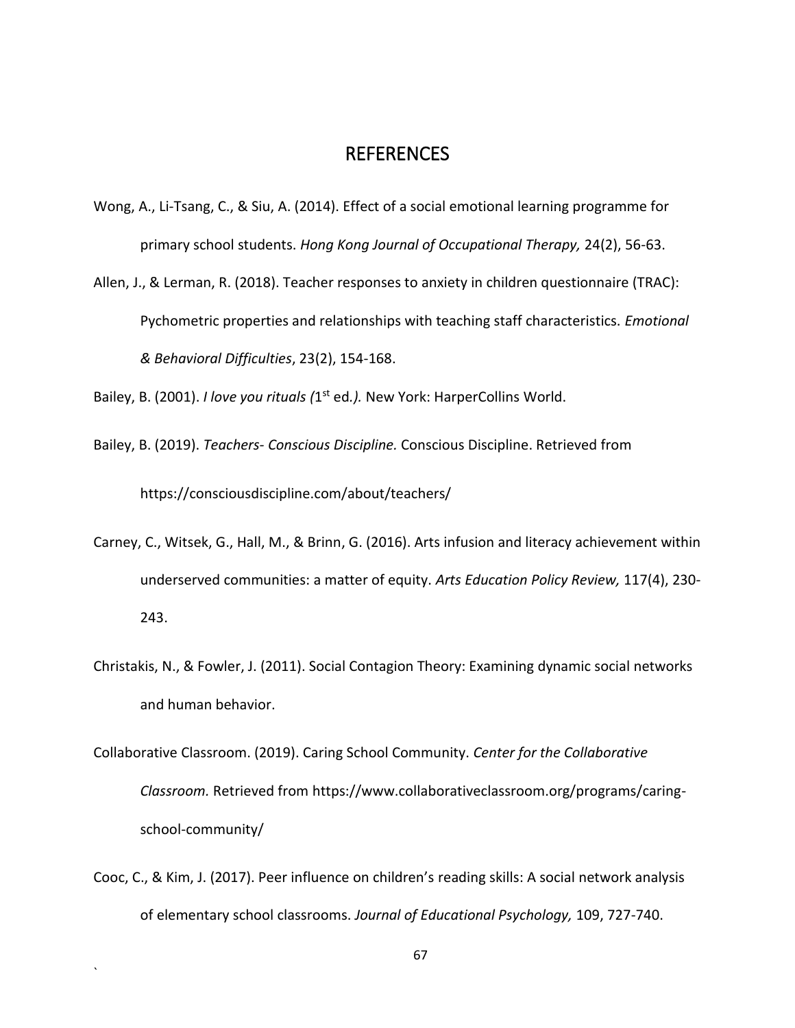# REFERENCES

Wong, A., Li-Tsang, C., & Siu, A. (2014). Effect of a social emotional learning programme for primary school students. *Hong Kong Journal of Occupational Therapy,* 24(2), 56-63.

Allen, J., & Lerman, R. (2018). Teacher responses to anxiety in children questionnaire (TRAC): Pychometric properties and relationships with teaching staff characteristics. *Emotional & Behavioral Difficulties*, 23(2), 154-168.

Bailey, B. (2001). *I love you rituals (*1st ed*.).* New York: HarperCollins World.

Bailey, B. (2019). *Teachers- Conscious Discipline.* Conscious Discipline. Retrieved from https://consciousdiscipline.com/about/teachers/

Carney, C., Witsek, G., Hall, M., & Brinn, G. (2016). Arts infusion and literacy achievement within underserved communities: a matter of equity. *Arts Education Policy Review,* 117(4), 230-243.

Christakis, N., & Fowler, J. (2011). Social Contagion Theory: Examining dynamic social networks and human behavior.

Collaborative Classroom. (2019). Caring School Community. *Center for the Collaborative Classroom.* Retrieved from https://www.collaborativeclassroom.org/programs/caring-school-community/

Cooc, C., & Kim, J. (2017). Peer influence on children's reading skills: A social network analysis of elementary school classrooms. *Journal of Educational Psychology,* 109, 727-740.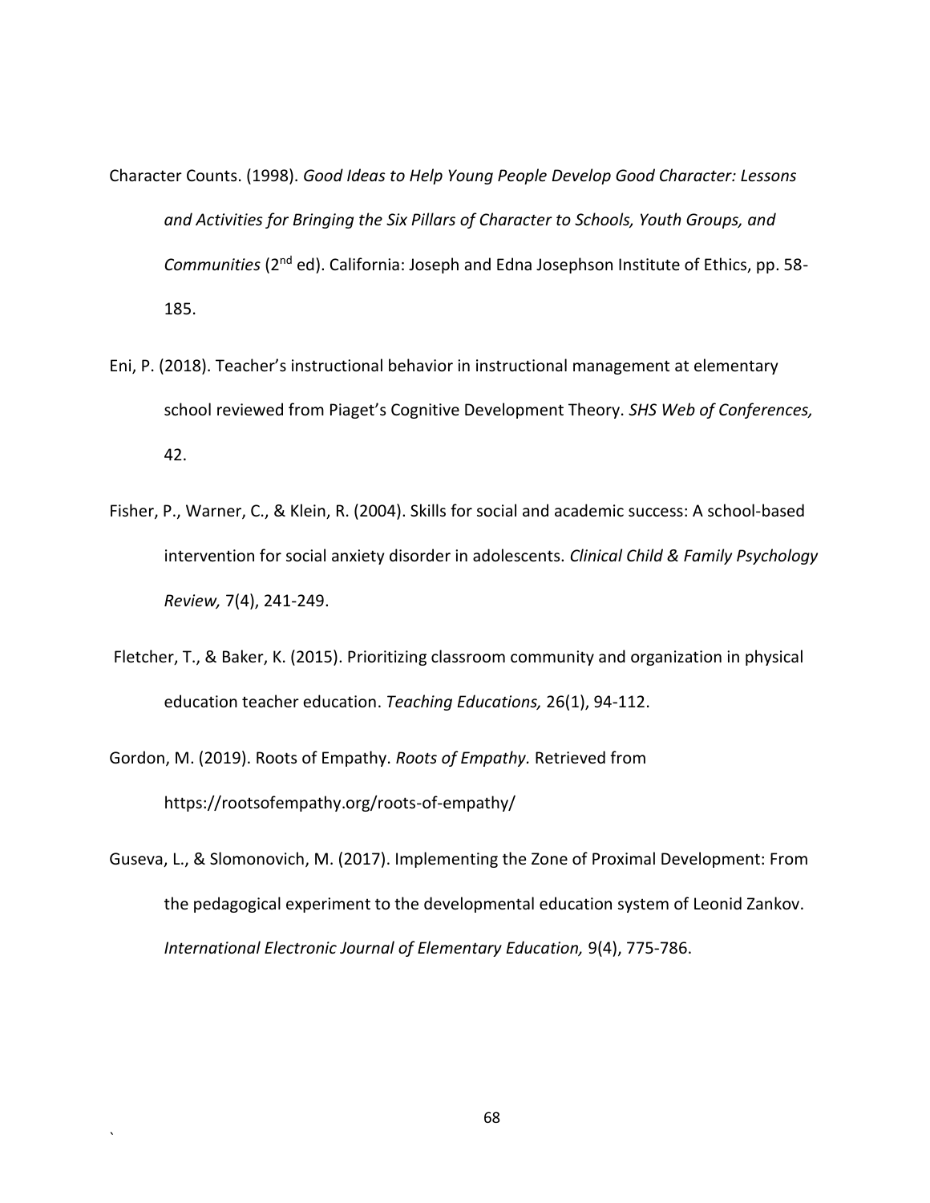Character Counts. (1998). *Good Ideas to Help Young People Develop Good Character: Lessons and Activities for Bringing the Six Pillars of Character to Schools, Youth Groups, and Communities* (2nd ed). California: Joseph and Edna Josephson Institute of Ethics, pp. 58-185.

Eni, P. (2018). Teacher's instructional behavior in instructional management at elementary school reviewed from Piaget's Cognitive Development Theory. *SHS Web of Conferences,* 42.

Fisher, P., Warner, C., & Klein, R. (2004). Skills for social and academic success: A school-based intervention for social anxiety disorder in adolescents. *Clinical Child & Family Psychology Review,* 7(4), 241-249.

Fletcher, T., & Baker, K. (2015). Prioritizing classroom community and organization in physical education teacher education. *Teaching Educations,* 26(1), 94-112.

Gordon, M. (2019). Roots of Empathy. *Roots of Empathy.* Retrieved from https://rootsofempathy.org/roots-of-empathy/

Guseva, L., & Slomonovich, M. (2017). Implementing the Zone of Proximal Development: From the pedagogical experiment to the developmental education system of Leonid Zankov. *International Electronic Journal of Elementary Education,* 9(4), 775-786.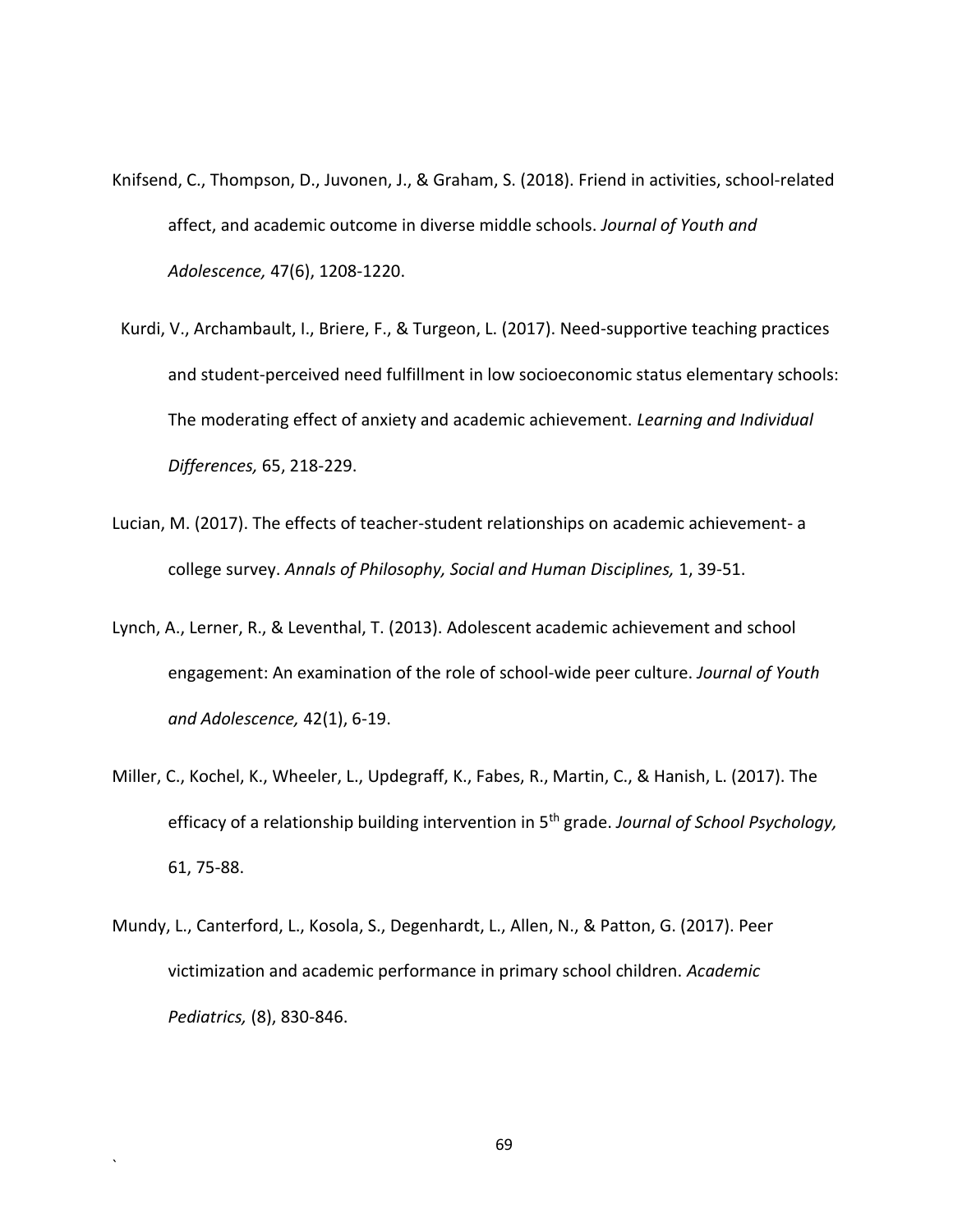Knifsend, C., Thompson, D., Juvonen, J., & Graham, S. (2018). Friend in activities, school-related affect, and academic outcome in diverse middle schools. *Journal of Youth and Adolescence,* 47(6), 1208-1220.

Kurdi, V., Archambault, I., Briere, F., & Turgeon, L. (2017). Need-supportive teaching practices and student-perceived need fulfillment in low socioeconomic status elementary schools: The moderating effect of anxiety and academic achievement. *Learning and Individual Differences,* 65, 218-229.

Lucian, M. (2017). The effects of teacher-student relationships on academic achievement- a college survey. *Annals of Philosophy, Social and Human Disciplines,* 1, 39-51.

Lynch, A., Lerner, R., & Leventhal, T. (2013). Adolescent academic achievement and school engagement: An examination of the role of school-wide peer culture. *Journal of Youth and Adolescence,* 42(1), 6-19.

Miller, C., Kochel, K., Wheeler, L., Updegraff, K., Fabes, R., Martin, C., & Hanish, L. (2017). The efficacy of a relationship building intervention in 5th grade. *Journal of School Psychology,* 61, 75-88.

Mundy, L., Canterford, L., Kosola, S., Degenhardt, L., Allen, N., & Patton, G. (2017). Peer victimization and academic performance in primary school children. *Academic Pediatrics,* (8), 830-846.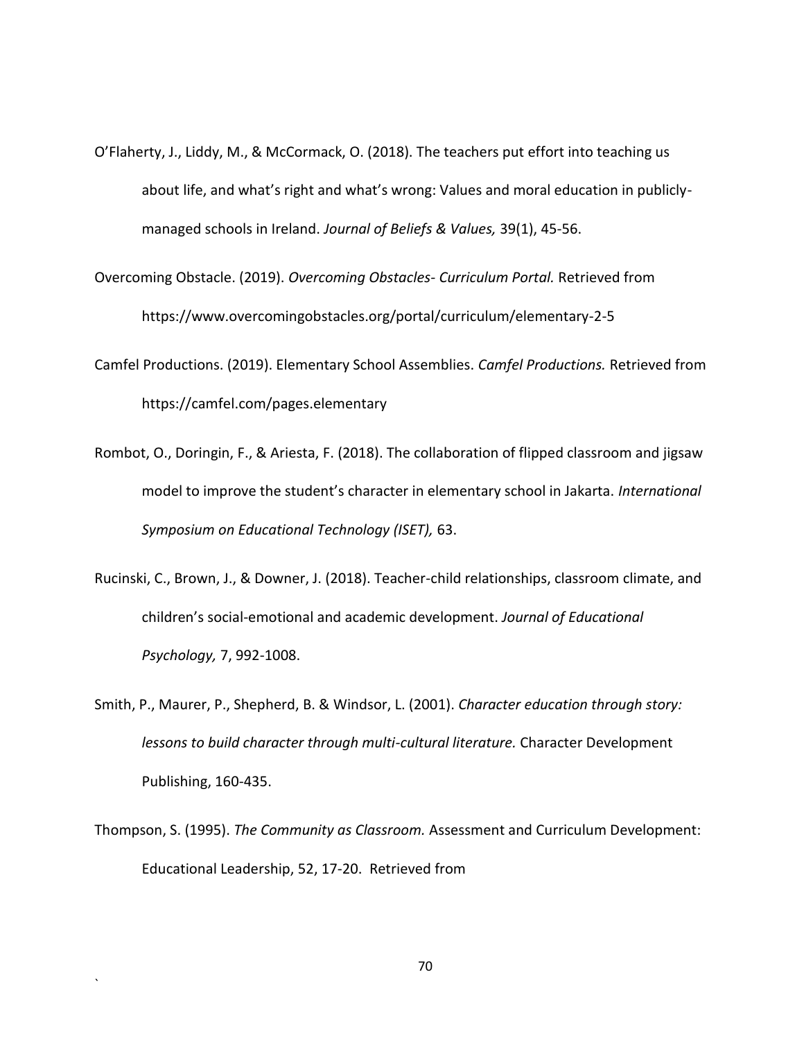O'Flaherty, J., Liddy, M., & McCormack, O. (2018). The teachers put effort into teaching us about life, and what's right and what's wrong: Values and moral education in publicly-managed schools in Ireland. *Journal of Beliefs & Values,* 39(1), 45-56.

Overcoming Obstacle. (2019). *Overcoming Obstacles- Curriculum Portal.* Retrieved from https://www.overcomingobstacles.org/portal/curriculum/elementary-2-5

Camfel Productions. (2019). Elementary School Assemblies. *Camfel Productions.* Retrieved from https://camfel.com/pages.elementary

Rombot, O., Doringin, F., & Ariesta, F. (2018). The collaboration of flipped classroom and jigsaw model to improve the student's character in elementary school in Jakarta. *International Symposium on Educational Technology (ISET),* 63.

Rucinski, C., Brown, J., & Downer, J. (2018). Teacher-child relationships, classroom climate, and children's social-emotional and academic development. *Journal of Educational Psychology,* 7, 992-1008.

Smith, P., Maurer, P., Shepherd, B. & Windsor, L. (2001). *Character education through story: lessons to build character through multi-cultural literature.* Character Development Publishing, 160-435.

Thompson, S. (1995). *The Community as Classroom.* Assessment and Curriculum Development: Educational Leadership, 52, 17-20. Retrieved from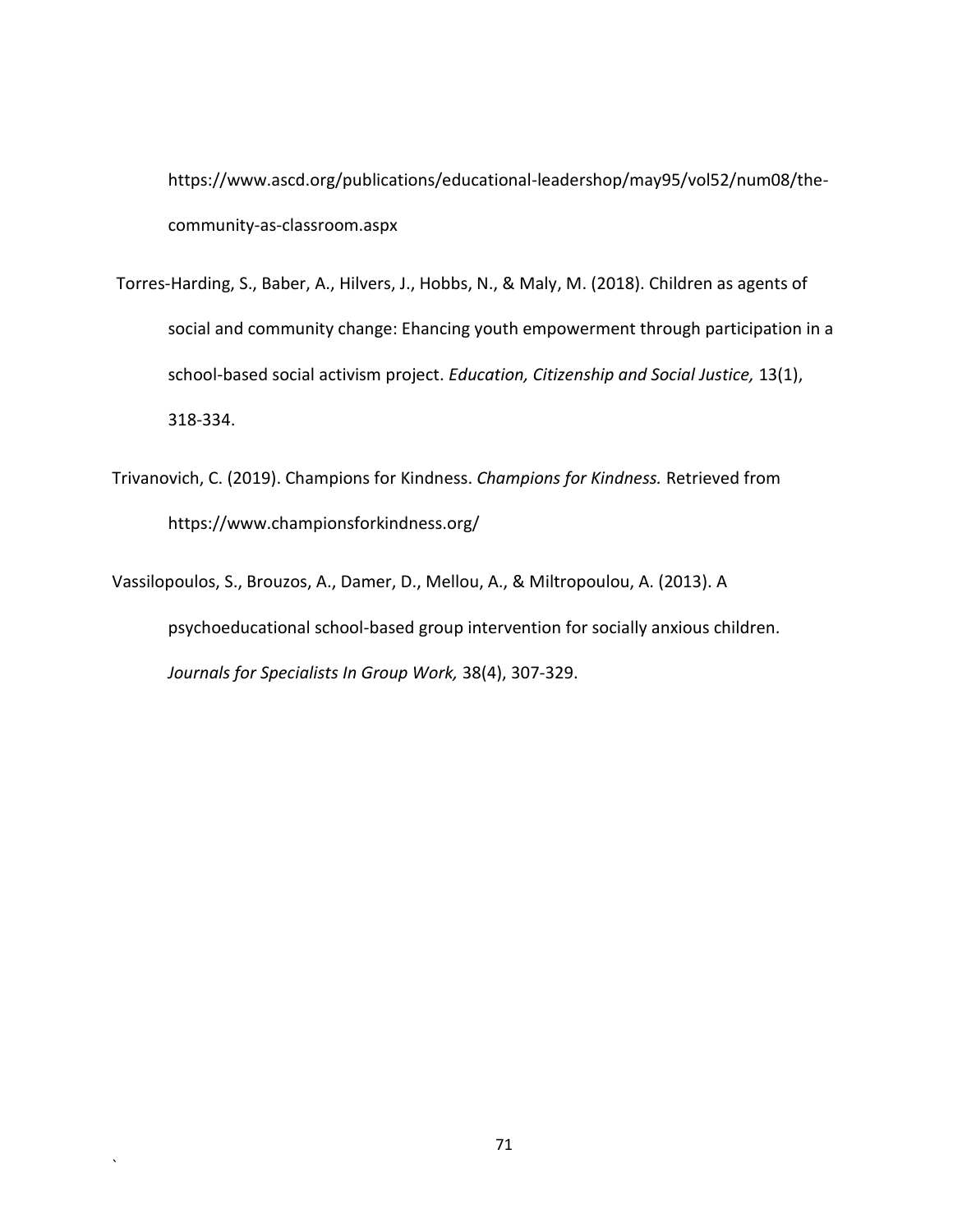https://www.ascd.org/publications/educational-leadershop/may95/vol52/num08/the-community-as-classroom.aspx

Torres-Harding, S., Baber, A., Hilvers, J., Hobbs, N., & Maly, M. (2018). Children as agents of social and community change: Ehancing youth empowerment through participation in a school-based social activism project. *Education, Citizenship and Social Justice,* 13(1), 318-334.

Trivanovich, C. (2019). Champions for Kindness. *Champions for Kindness.* Retrieved from https://www.championsforkindness.org/

Vassilopoulos, S., Brouzos, A., Damer, D., Mellou, A., & Miltropoulou, A. (2013). A psychoeducational school-based group intervention for socially anxious children. *Journals for Specialists In Group Work,* 38(4), 307-329.